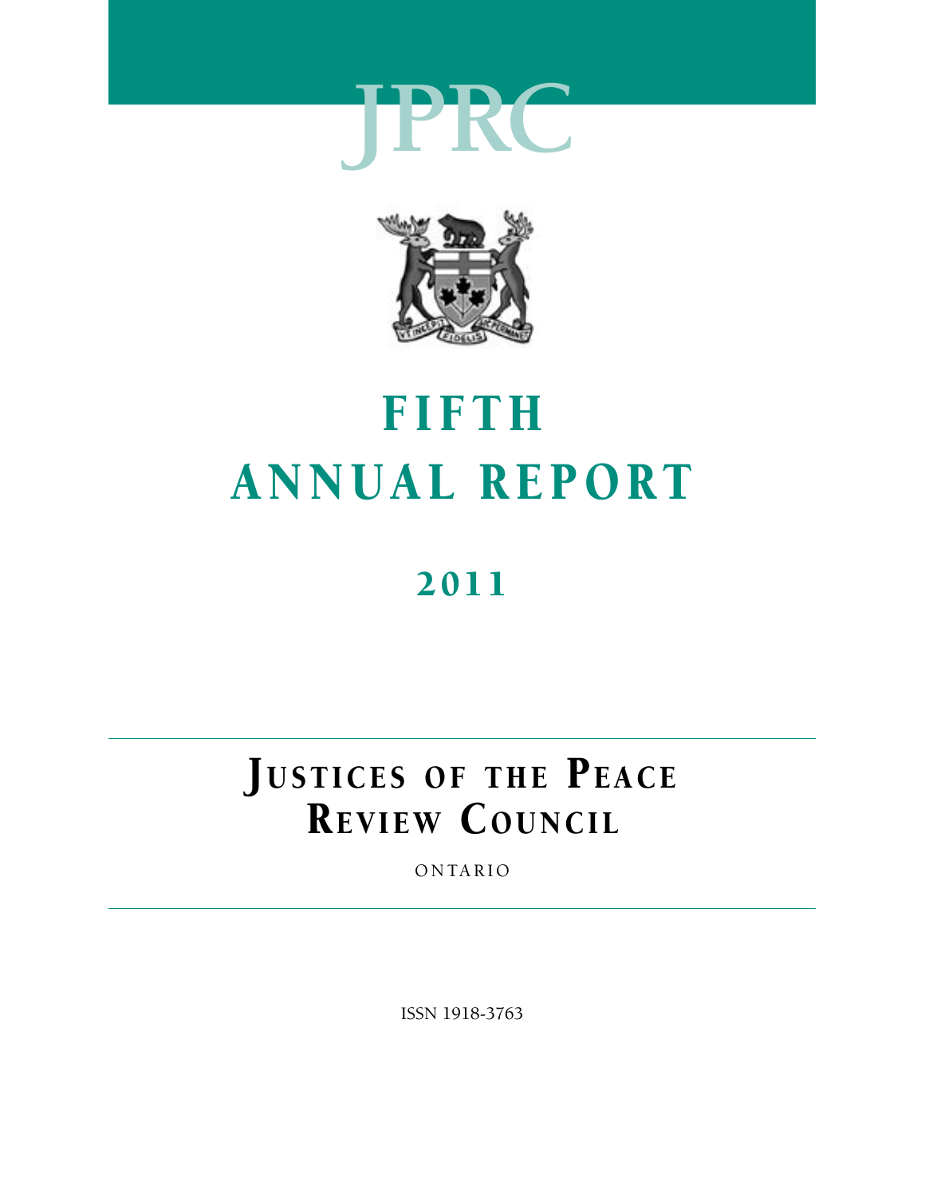# JPRC

# FIFTH ANNUAL REPORT

## 2011

## JUSTICES OF THE PEACE REVIEW COUNCIL

ONTARIO

ISSN 1918-3763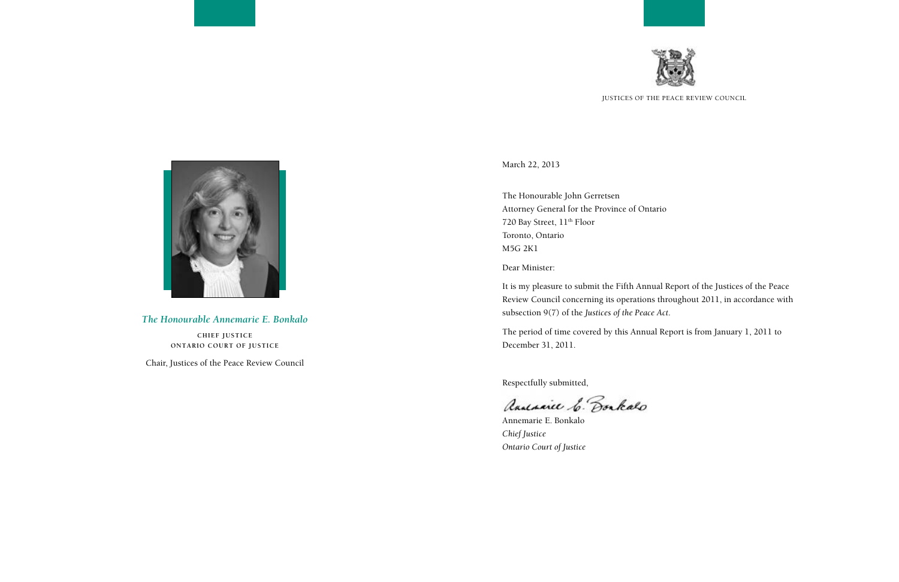*The Honourable Annemarie E. Bonkalo*

CHIEF JUSTICE
ONTARIO COURT OF JUSTICE

Chair, Justices of the Peace Review Council

JUSTICES OF THE PEACE REVIEW COUNCIL

March 22, 2013

The Honourable John Gerretsen
Attorney General for the Province of Ontario
720 Bay Street, 11th Floor
Toronto, Ontario
M5G 2K1

Dear Minister:

It is my pleasure to submit the Fifth Annual Report of the Justices of the Peace Review Council concerning its operations throughout 2011, in accordance with subsection 9(7) of the *Justices of the Peace Act*.

The period of time covered by this Annual Report is from January 1, 2011 to December 31, 2011.

Respectfully submitted,

Annemarie E. Bonkalo
*Chief Justice*
*Ontario Court of Justice*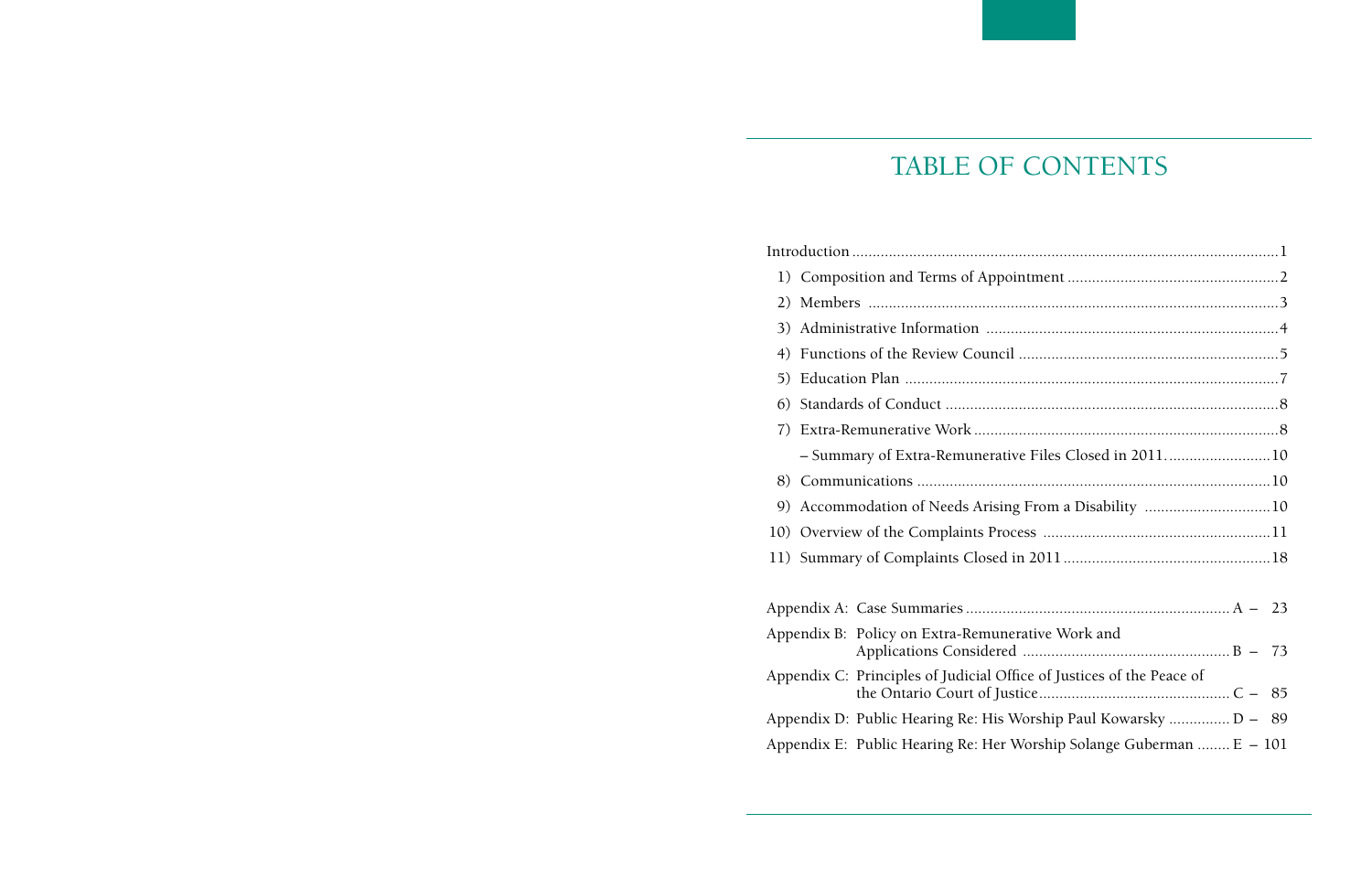# TABLE OF CONTENTS

Introduction ........................................................................................................1

1) Composition and Terms of Appointment ....................................................2
2) Members ....................................................................................................3
3) Administrative Information ........................................................................4
4) Functions of the Review Council ................................................................5
5) Education Plan ...........................................................................................7
6) Standards of Conduct .................................................................................8
7) Extra-Remunerative Work ..........................................................................8
   – Summary of Extra-Remunerative Files Closed in 2011. ........................10
8) Communications ......................................................................................10
9) Accommodation of Needs Arising From a Disability ...............................10
10) Overview of the Complaints Process .......................................................11
11) Summary of Complaints Closed in 2011 ..................................................18

Appendix A: Case Summaries ................................................................ A – 23

Appendix B: Policy on Extra-Remunerative Work and Applications Considered .................................................. B – 73

Appendix C: Principles of Judicial Office of Justices of the Peace of the Ontario Court of Justice.............................................. C – 85

Appendix D: Public Hearing Re: His Worship Paul Kowarsky .............. D – 89

Appendix E: Public Hearing Re: Her Worship Solange Guberman ........ E – 101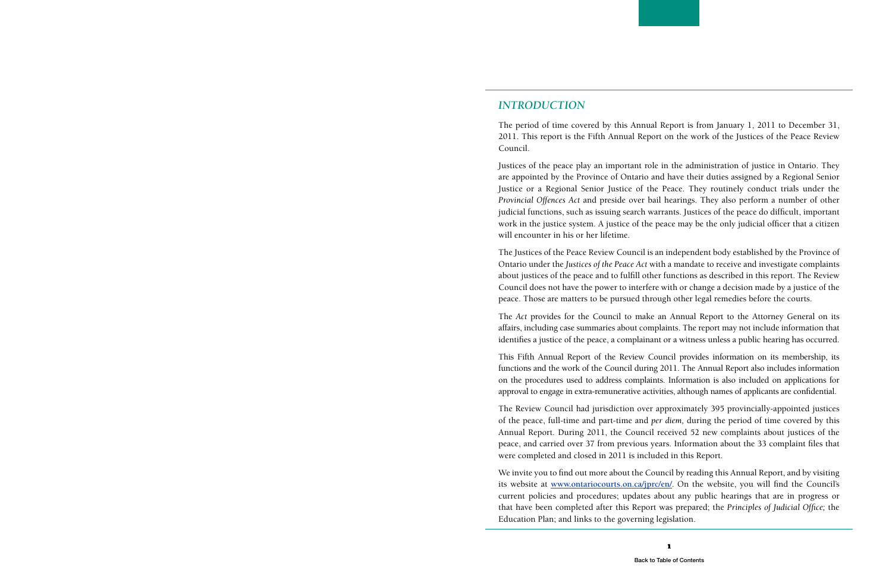## *INTRODUCTION*

The period of time covered by this Annual Report is from January 1, 2011 to December 31, 2011. This report is the Fifth Annual Report on the work of the Justices of the Peace Review Council.

Justices of the peace play an important role in the administration of justice in Ontario. They are appointed by the Province of Ontario and have their duties assigned by a Regional Senior Justice or a Regional Senior Justice of the Peace. They routinely conduct trials under the *Provincial Offences Act* and preside over bail hearings. They also perform a number of other judicial functions, such as issuing search warrants. Justices of the peace do difficult, important work in the justice system. A justice of the peace may be the only judicial officer that a citizen will encounter in his or her lifetime.

The Justices of the Peace Review Council is an independent body established by the Province of Ontario under the *Justices of the Peace Act* with a mandate to receive and investigate complaints about justices of the peace and to fulfill other functions as described in this report. The Review Council does not have the power to interfere with or change a decision made by a justice of the peace. Those are matters to be pursued through other legal remedies before the courts.

The *Act* provides for the Council to make an Annual Report to the Attorney General on its affairs, including case summaries about complaints. The report may not include information that identifies a justice of the peace, a complainant or a witness unless a public hearing has occurred.

This Fifth Annual Report of the Review Council provides information on its membership, its functions and the work of the Council during 2011. The Annual Report also includes information on the procedures used to address complaints. Information is also included on applications for approval to engage in extra-remunerative activities, although names of applicants are confidential.

The Review Council had jurisdiction over approximately 395 provincially-appointed justices of the peace, full-time and part-time and *per diem*, during the period of time covered by this Annual Report. During 2011, the Council received 52 new complaints about justices of the peace, and carried over 37 from previous years. Information about the 33 complaint files that were completed and closed in 2011 is included in this Report.

We invite you to find out more about the Council by reading this Annual Report, and by visiting its website at **www.ontariocourts.on.ca/jprc/en/**. On the website, you will find the Council's current policies and procedures; updates about any public hearings that are in progress or that have been completed after this Report was prepared; the *Principles of Judicial Office;* the Education Plan; and links to the governing legislation.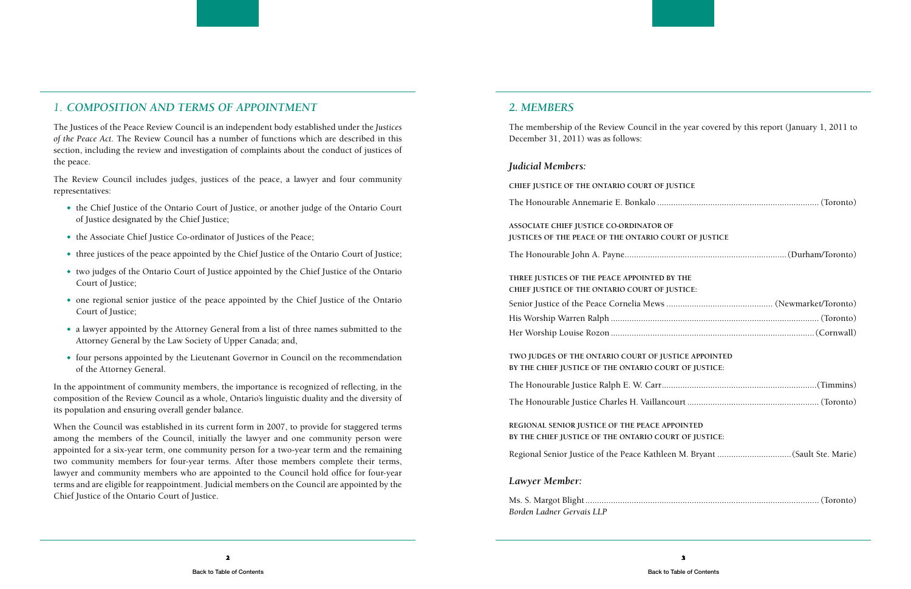## 1. COMPOSITION AND TERMS OF APPOINTMENT

The Justices of the Peace Review Council is an independent body established under the *Justices of the Peace Act*. The Review Council has a number of functions which are described in this section, including the review and investigation of complaints about the conduct of justices of the peace.

The Review Council includes judges, justices of the peace, a lawyer and four community representatives:

- the Chief Justice of the Ontario Court of Justice, or another judge of the Ontario Court of Justice designated by the Chief Justice;
- the Associate Chief Justice Co-ordinator of Justices of the Peace;
- three justices of the peace appointed by the Chief Justice of the Ontario Court of Justice;
- two judges of the Ontario Court of Justice appointed by the Chief Justice of the Ontario Court of Justice;
- one regional senior justice of the peace appointed by the Chief Justice of the Ontario Court of Justice;
- a lawyer appointed by the Attorney General from a list of three names submitted to the Attorney General by the Law Society of Upper Canada; and,
- four persons appointed by the Lieutenant Governor in Council on the recommendation of the Attorney General.

In the appointment of community members, the importance is recognized of reflecting, in the composition of the Review Council as a whole, Ontario's linguistic duality and the diversity of its population and ensuring overall gender balance.

When the Council was established in its current form in 2007, to provide for staggered terms among the members of the Council, initially the lawyer and one community person were appointed for a six-year term, one community person for a two-year term and the remaining two community members for four-year terms. After those members complete their terms, lawyer and community members who are appointed to the Council hold office for four-year terms and are eligible for reappointment. Judicial members on the Council are appointed by the Chief Justice of the Ontario Court of Justice.

## 2. MEMBERS

The membership of the Review Council in the year covered by this report (January 1, 2011 to December 31, 2011) was as follows:

### *Judicial Members:*

**CHIEF JUSTICE OF THE ONTARIO COURT OF JUSTICE**

The Honourable Annemarie E. Bonkalo ........ (Toronto)

**ASSOCIATE CHIEF JUSTICE CO-ORDINATOR OF JUSTICES OF THE PEACE OF THE ONTARIO COURT OF JUSTICE**

The Honourable John A. Payne........ (Durham/Toronto)

**THREE JUSTICES OF THE PEACE APPOINTED BY THE CHIEF JUSTICE OF THE ONTARIO COURT OF JUSTICE:**

Senior Justice of the Peace Cornelia Mews ........ (Newmarket/Toronto)

His Worship Warren Ralph ........ (Toronto)

Her Worship Louise Rozon ........ (Cornwall)

**TWO JUDGES OF THE ONTARIO COURT OF JUSTICE APPOINTED BY THE CHIEF JUSTICE OF THE ONTARIO COURT OF JUSTICE:**

The Honourable Justice Ralph E. W. Carr........ (Timmins)

The Honourable Justice Charles H. Vaillancourt ........ (Toronto)

**REGIONAL SENIOR JUSTICE OF THE PEACE APPOINTED BY THE CHIEF JUSTICE OF THE ONTARIO COURT OF JUSTICE:**

Regional Senior Justice of the Peace Kathleen M. Bryant ........ (Sault Ste. Marie)

### *Lawyer Member:*

Ms. S. Margot Blight ........ (Toronto)
*Borden Ladner Gervais LLP*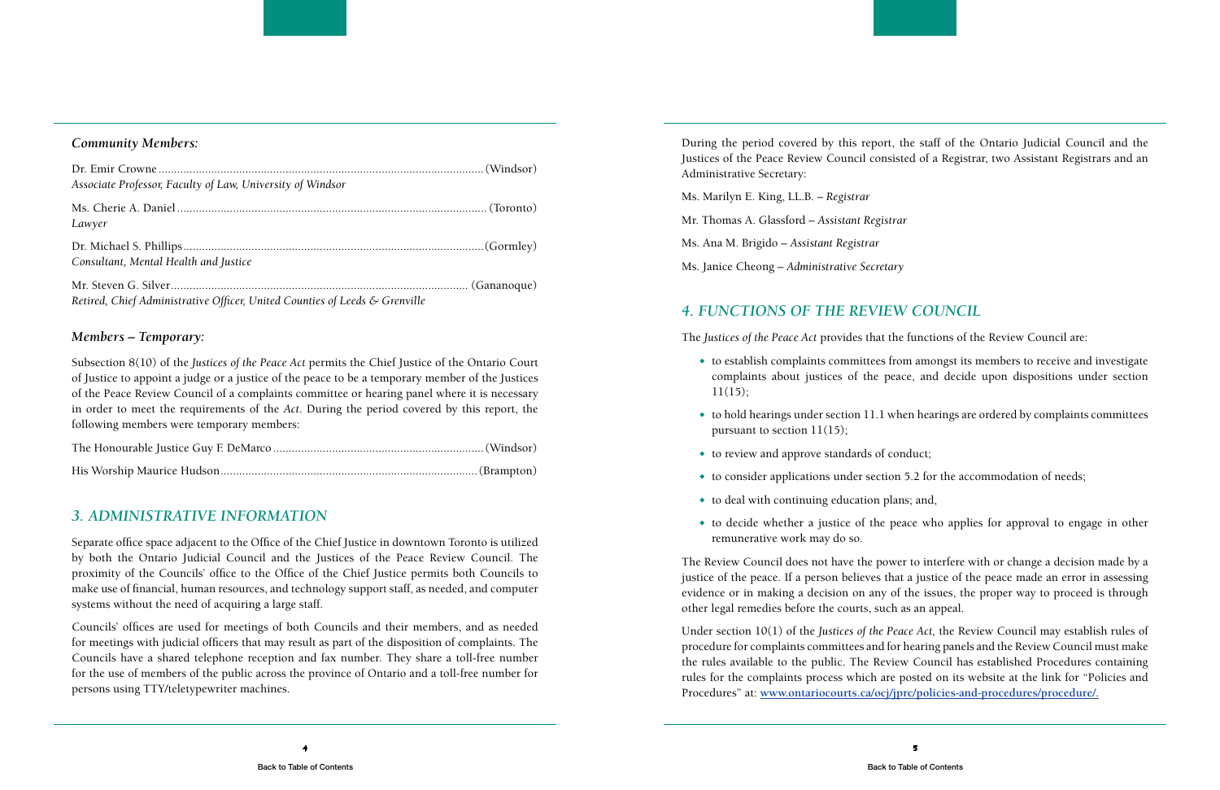### *Community Members:*

Dr. Emir Crowne ........................................................................................................ (Windsor)
*Associate Professor, Faculty of Law, University of Windsor*

Ms. Cherie A. Daniel .................................................................................................. (Toronto)
*Lawyer*

Dr. Michael S. Phillips ................................................................................................ (Gormley)
*Consultant, Mental Health and Justice*

Mr. Steven G. Silver ............................................................................................... (Gananoque)
*Retired, Chief Administrative Officer, United Counties of Leeds & Grenville*

### *Members – Temporary:*

Subsection 8(10) of the *Justices of the Peace Act* permits the Chief Justice of the Ontario Court of Justice to appoint a judge or a justice of the peace to be a temporary member of the Justices of the Peace Review Council of a complaints committee or hearing panel where it is necessary in order to meet the requirements of the *Act*. During the period covered by this report, the following members were temporary members:

The Honourable Justice Guy F. DeMarco ................................................................... (Windsor)

His Worship Maurice Hudson .................................................................................. (Brampton)

## *3. ADMINISTRATIVE INFORMATION*

Separate office space adjacent to the Office of the Chief Justice in downtown Toronto is utilized by both the Ontario Judicial Council and the Justices of the Peace Review Council. The proximity of the Councils' office to the Office of the Chief Justice permits both Councils to make use of financial, human resources, and technology support staff, as needed, and computer systems without the need of acquiring a large staff.

Councils' offices are used for meetings of both Councils and their members, and as needed for meetings with judicial officers that may result as part of the disposition of complaints. The Councils have a shared telephone reception and fax number. They share a toll-free number for the use of members of the public across the province of Ontario and a toll-free number for persons using TTY/teletypewriter machines.

During the period covered by this report, the staff of the Ontario Judicial Council and the Justices of the Peace Review Council consisted of a Registrar, two Assistant Registrars and an Administrative Secretary:

Ms. Marilyn E. King, LL.B. – *Registrar*

Mr. Thomas A. Glassford – *Assistant Registrar*

Ms. Ana M. Brigido – *Assistant Registrar*

Ms. Janice Cheong – *Administrative Secretary*

## *4. FUNCTIONS OF THE REVIEW COUNCIL*

The *Justices of the Peace Act* provides that the functions of the Review Council are:

- to establish complaints committees from amongst its members to receive and investigate complaints about justices of the peace, and decide upon dispositions under section 11(15);
- to hold hearings under section 11.1 when hearings are ordered by complaints committees pursuant to section 11(15);
- to review and approve standards of conduct;
- to consider applications under section 5.2 for the accommodation of needs;
- to deal with continuing education plans; and,
- to decide whether a justice of the peace who applies for approval to engage in other remunerative work may do so.

The Review Council does not have the power to interfere with or change a decision made by a justice of the peace. If a person believes that a justice of the peace made an error in assessing evidence or in making a decision on any of the issues, the proper way to proceed is through other legal remedies before the courts, such as an appeal.

Under section 10(1) of the *Justices of the Peace Act*, the Review Council may establish rules of procedure for complaints committees and for hearing panels and the Review Council must make the rules available to the public. The Review Council has established Procedures containing rules for the complaints process which are posted on its website at the link for "Policies and Procedures" at: **www.ontariocourts.ca/ocj/jprc/policies-and-procedures/procedure/.**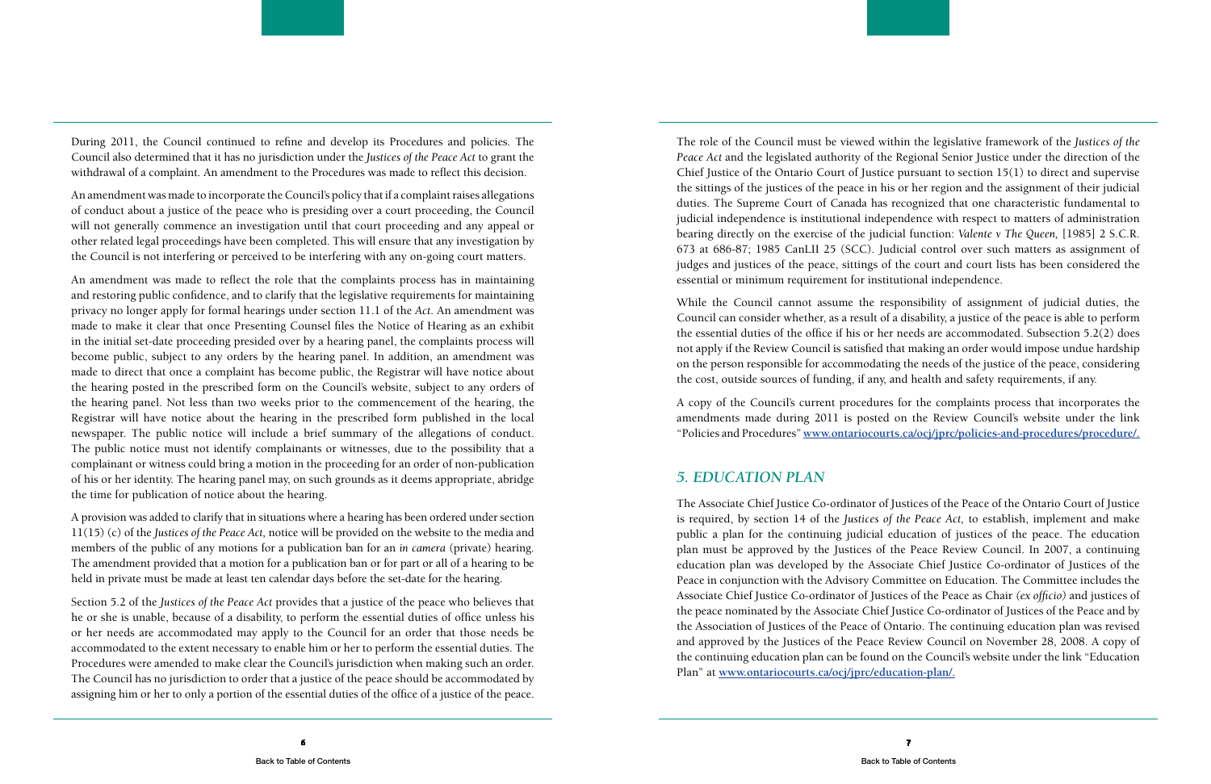During 2011, the Council continued to refine and develop its Procedures and policies. The Council also determined that it has no jurisdiction under the *Justices of the Peace Act* to grant the withdrawal of a complaint. An amendment to the Procedures was made to reflect this decision.

An amendment was made to incorporate the Council's policy that if a complaint raises allegations of conduct about a justice of the peace who is presiding over a court proceeding, the Council will not generally commence an investigation until that court proceeding and any appeal or other related legal proceedings have been completed. This will ensure that any investigation by the Council is not interfering or perceived to be interfering with any on-going court matters.

An amendment was made to reflect the role that the complaints process has in maintaining and restoring public confidence, and to clarify that the legislative requirements for maintaining privacy no longer apply for formal hearings under section 11.1 of the *Act*. An amendment was made to make it clear that once Presenting Counsel files the Notice of Hearing as an exhibit in the initial set-date proceeding presided over by a hearing panel, the complaints process will become public, subject to any orders by the hearing panel. In addition, an amendment was made to direct that once a complaint has become public, the Registrar will have notice about the hearing posted in the prescribed form on the Council's website, subject to any orders of the hearing panel. Not less than two weeks prior to the commencement of the hearing, the Registrar will have notice about the hearing in the prescribed form published in the local newspaper. The public notice will include a brief summary of the allegations of conduct. The public notice must not identify complainants or witnesses, due to the possibility that a complainant or witness could bring a motion in the proceeding for an order of non-publication of his or her identity. The hearing panel may, on such grounds as it deems appropriate, abridge the time for publication of notice about the hearing.

A provision was added to clarify that in situations where a hearing has been ordered under section 11(15) (c) of the *Justices of the Peace Act,* notice will be provided on the website to the media and members of the public of any motions for a publication ban for an *in camera* (private) hearing. The amendment provided that a motion for a publication ban or for part or all of a hearing to be held in private must be made at least ten calendar days before the set-date for the hearing.

Section 5.2 of the *Justices of the Peace Act* provides that a justice of the peace who believes that he or she is unable, because of a disability, to perform the essential duties of office unless his or her needs are accommodated may apply to the Council for an order that those needs be accommodated to the extent necessary to enable him or her to perform the essential duties. The Procedures were amended to make clear the Council's jurisdiction when making such an order. The Council has no jurisdiction to order that a justice of the peace should be accommodated by assigning him or her to only a portion of the essential duties of the office of a justice of the peace.

The role of the Council must be viewed within the legislative framework of the *Justices of the Peace Act* and the legislated authority of the Regional Senior Justice under the direction of the Chief Justice of the Ontario Court of Justice pursuant to section 15(1) to direct and supervise the sittings of the justices of the peace in his or her region and the assignment of their judicial duties. The Supreme Court of Canada has recognized that one characteristic fundamental to judicial independence is institutional independence with respect to matters of administration bearing directly on the exercise of the judicial function: *Valente v The Queen,* [1985] 2 S.C.R. 673 at 686-87; 1985 CanLII 25 (SCC). Judicial control over such matters as assignment of judges and justices of the peace, sittings of the court and court lists has been considered the essential or minimum requirement for institutional independence.

While the Council cannot assume the responsibility of assignment of judicial duties, the Council can consider whether, as a result of a disability, a justice of the peace is able to perform the essential duties of the office if his or her needs are accommodated. Subsection 5.2(2) does not apply if the Review Council is satisfied that making an order would impose undue hardship on the person responsible for accommodating the needs of the justice of the peace, considering the cost, outside sources of funding, if any, and health and safety requirements, if any.

A copy of the Council's current procedures for the complaints process that incorporates the amendments made during 2011 is posted on the Review Council's website under the link "Policies and Procedures" **www.ontariocourts.ca/ocj/jprc/policies-and-procedures/procedure/.**

## *5. EDUCATION PLAN*

The Associate Chief Justice Co-ordinator of Justices of the Peace of the Ontario Court of Justice is required, by section 14 of the *Justices of the Peace Act,* to establish, implement and make public a plan for the continuing judicial education of justices of the peace. The education plan must be approved by the Justices of the Peace Review Council. In 2007, a continuing education plan was developed by the Associate Chief Justice Co-ordinator of Justices of the Peace in conjunction with the Advisory Committee on Education. The Committee includes the Associate Chief Justice Co-ordinator of Justices of the Peace as Chair *(ex officio)* and justices of the peace nominated by the Associate Chief Justice Co-ordinator of Justices of the Peace and by the Association of Justices of the Peace of Ontario. The continuing education plan was revised and approved by the Justices of the Peace Review Council on November 28, 2008. A copy of the continuing education plan can be found on the Council's website under the link "Education Plan" at **www.ontariocourts.ca/ocj/jprc/education-plan/.**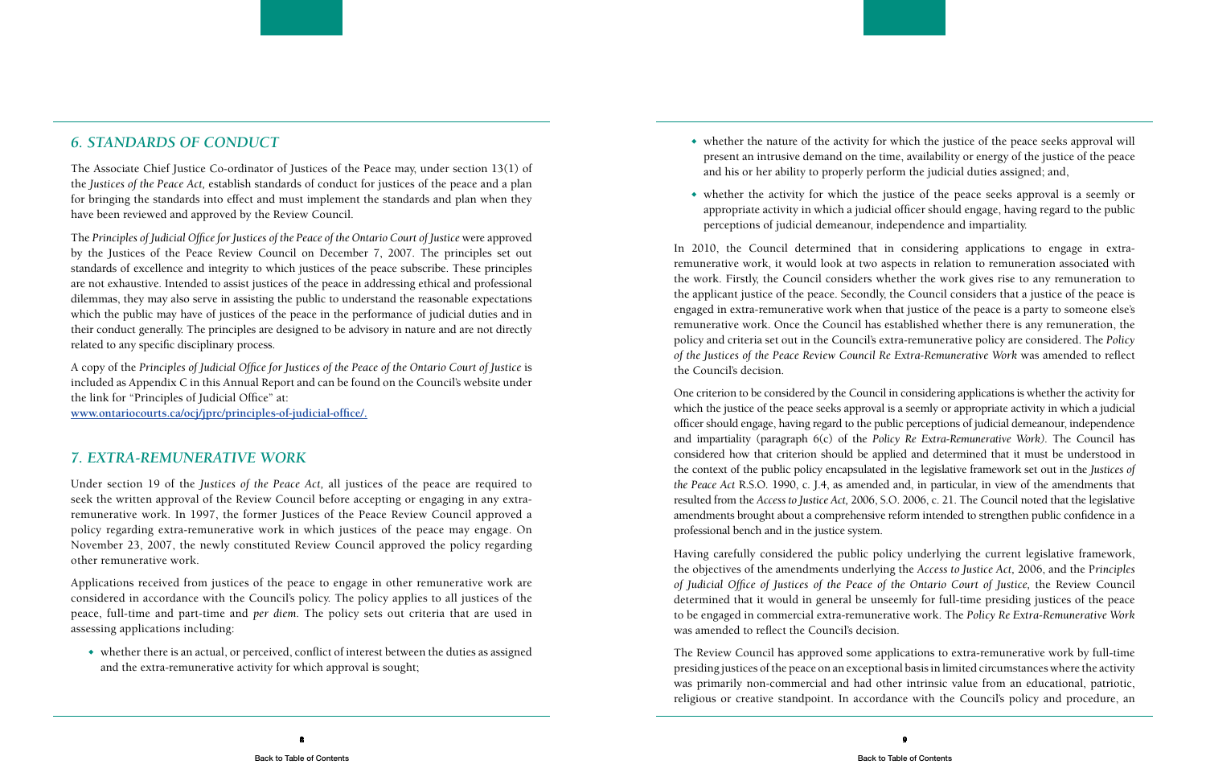## 6. STANDARDS OF CONDUCT

The Associate Chief Justice Co-ordinator of Justices of the Peace may, under section 13(1) of the *Justices of the Peace Act,* establish standards of conduct for justices of the peace and a plan for bringing the standards into effect and must implement the standards and plan when they have been reviewed and approved by the Review Council.

The *Principles of Judicial Office for Justices of the Peace of the Ontario Court of Justice* were approved by the Justices of the Peace Review Council on December 7, 2007. The principles set out standards of excellence and integrity to which justices of the peace subscribe. These principles are not exhaustive. Intended to assist justices of the peace in addressing ethical and professional dilemmas, they may also serve in assisting the public to understand the reasonable expectations which the public may have of justices of the peace in the performance of judicial duties and in their conduct generally. The principles are designed to be advisory in nature and are not directly related to any specific disciplinary process.

A copy of the *Principles of Judicial Office for Justices of the Peace of the Ontario Court of Justice* is included as Appendix C in this Annual Report and can be found on the Council's website under the link for "Principles of Judicial Office" at:
**www.ontariocourts.ca/ocj/jprc/principles-of-judicial-office/.**

## 7. EXTRA-REMUNERATIVE WORK

Under section 19 of the *Justices of the Peace Act,* all justices of the peace are required to seek the written approval of the Review Council before accepting or engaging in any extra-remunerative work. In 1997, the former Justices of the Peace Review Council approved a policy regarding extra-remunerative work in which justices of the peace may engage. On November 23, 2007, the newly constituted Review Council approved the policy regarding other remunerative work.

Applications received from justices of the peace to engage in other remunerative work are considered in accordance with the Council's policy. The policy applies to all justices of the peace, full-time and part-time and *per diem*. The policy sets out criteria that are used in assessing applications including:

- whether there is an actual, or perceived, conflict of interest between the duties as assigned and the extra-remunerative activity for which approval is sought;
- whether the nature of the activity for which the justice of the peace seeks approval will present an intrusive demand on the time, availability or energy of the justice of the peace and his or her ability to properly perform the judicial duties assigned; and,
- whether the activity for which the justice of the peace seeks approval is a seemly or appropriate activity in which a judicial officer should engage, having regard to the public perceptions of judicial demeanour, independence and impartiality.

In 2010, the Council determined that in considering applications to engage in extra-remunerative work, it would look at two aspects in relation to remuneration associated with the work. Firstly, the Council considers whether the work gives rise to any remuneration to the applicant justice of the peace. Secondly, the Council considers that a justice of the peace is engaged in extra-remunerative work when that justice of the peace is a party to someone else's remunerative work. Once the Council has established whether there is any remuneration, the policy and criteria set out in the Council's extra-remunerative policy are considered. The *Policy of the Justices of the Peace Review Council Re Extra-Remunerative Work* was amended to reflect the Council's decision.

One criterion to be considered by the Council in considering applications is whether the activity for which the justice of the peace seeks approval is a seemly or appropriate activity in which a judicial officer should engage, having regard to the public perceptions of judicial demeanour, independence and impartiality (paragraph 6(c) of the *Policy Re Extra-Remunerative Work).* The Council has considered how that criterion should be applied and determined that it must be understood in the context of the public policy encapsulated in the legislative framework set out in the *Justices of the Peace Act* R.S.O. 1990, c. J.4, as amended and, in particular, in view of the amendments that resulted from the *Access to Justice Act,* 2006, S.O. 2006, c. 21. The Council noted that the legislative amendments brought about a comprehensive reform intended to strengthen public confidence in a professional bench and in the justice system.

Having carefully considered the public policy underlying the current legislative framework, the objectives of the amendments underlying the *Access to Justice Act,* 2006, and the P*rinciples of Judicial Office of Justices of the Peace of the Ontario Court of Justice,* the Review Council determined that it would in general be unseemly for full-time presiding justices of the peace to be engaged in commercial extra-remunerative work. The *Policy Re Extra-Remunerative Work* was amended to reflect the Council's decision.

The Review Council has approved some applications to extra-remunerative work by full-time presiding justices of the peace on an exceptional basis in limited circumstances where the activity was primarily non-commercial and had other intrinsic value from an educational, patriotic, religious or creative standpoint. In accordance with the Council's policy and procedure, an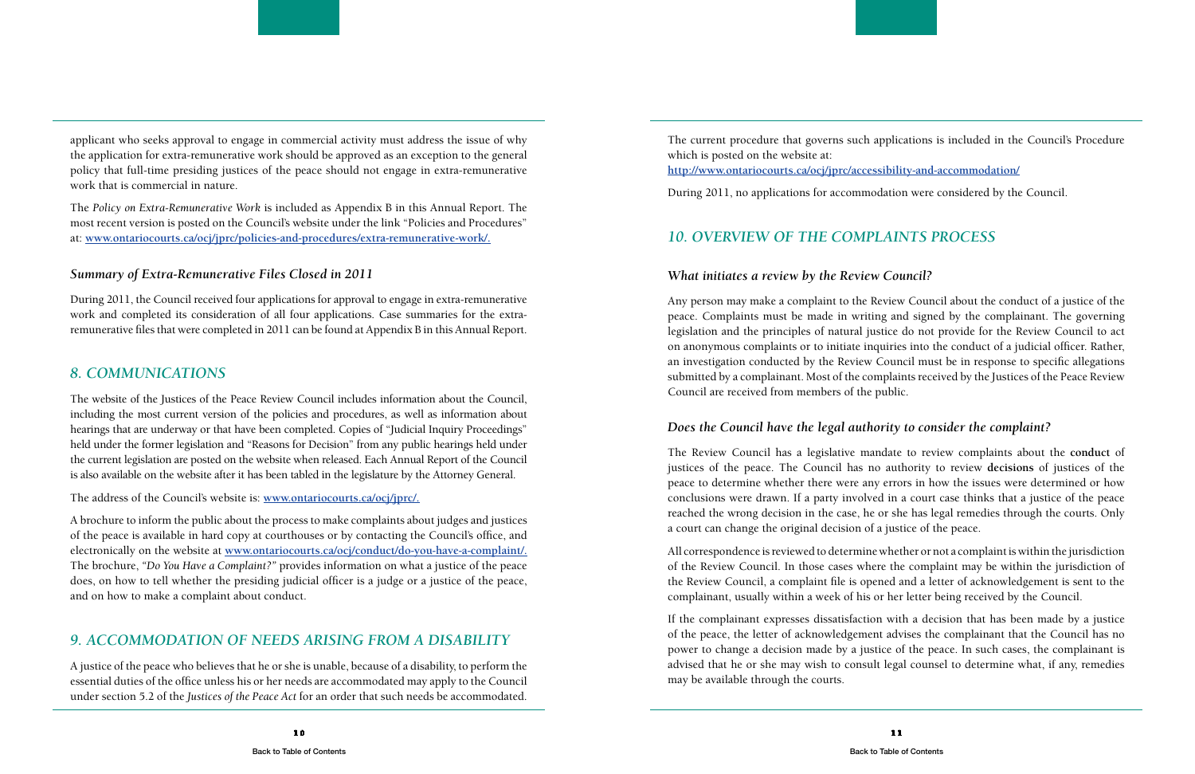applicant who seeks approval to engage in commercial activity must address the issue of why the application for extra-remunerative work should be approved as an exception to the general policy that full-time presiding justices of the peace should not engage in extra-remunerative work that is commercial in nature.

The *Policy on Extra-Remunerative Work* is included as Appendix B in this Annual Report. The most recent version is posted on the Council's website under the link "Policies and Procedures" at: [www.ontariocourts.ca/ocj/jprc/policies-and-procedures/extra-remunerative-work/.](www.ontariocourts.ca/ocj/jprc/policies-and-procedures/extra-remunerative-work/)

### *Summary of Extra-Remunerative Files Closed in 2011*

During 2011, the Council received four applications for approval to engage in extra-remunerative work and completed its consideration of all four applications. Case summaries for the extra-remunerative files that were completed in 2011 can be found at Appendix B in this Annual Report.

## *8. COMMUNICATIONS*

The website of the Justices of the Peace Review Council includes information about the Council, including the most current version of the policies and procedures, as well as information about hearings that are underway or that have been completed. Copies of "Judicial Inquiry Proceedings" held under the former legislation and "Reasons for Decision" from any public hearings held under the current legislation are posted on the website when released. Each Annual Report of the Council is also available on the website after it has been tabled in the legislature by the Attorney General.

The address of the Council's website is: [www.ontariocourts.ca/ocj/jprc/.](www.ontariocourts.ca/ocj/jprc/)

A brochure to inform the public about the process to make complaints about judges and justices of the peace is available in hard copy at courthouses or by contacting the Council's office, and electronically on the website at [www.ontariocourts.ca/ocj/conduct/do-you-have-a-complaint/.](www.ontariocourts.ca/ocj/conduct/do-you-have-a-complaint/) The brochure, *"Do You Have a Complaint?"* provides information on what a justice of the peace does, on how to tell whether the presiding judicial officer is a judge or a justice of the peace, and on how to make a complaint about conduct.

## *9. ACCOMMODATION OF NEEDS ARISING FROM A DISABILITY*

A justice of the peace who believes that he or she is unable, because of a disability, to perform the essential duties of the office unless his or her needs are accommodated may apply to the Council under section 5.2 of the *Justices of the Peace Act* for an order that such needs be accommodated.

The current procedure that governs such applications is included in the Council's Procedure which is posted on the website at:
[http://www.ontariocourts.ca/ocj/jprc/accessibility-and-accommodation/](http://www.ontariocourts.ca/ocj/jprc/accessibility-and-accommodation/)

During 2011, no applications for accommodation were considered by the Council.

## *10. OVERVIEW OF THE COMPLAINTS PROCESS*

### *What initiates a review by the Review Council?*

Any person may make a complaint to the Review Council about the conduct of a justice of the peace. Complaints must be made in writing and signed by the complainant. The governing legislation and the principles of natural justice do not provide for the Review Council to act on anonymous complaints or to initiate inquiries into the conduct of a judicial officer. Rather, an investigation conducted by the Review Council must be in response to specific allegations submitted by a complainant. Most of the complaints received by the Justices of the Peace Review Council are received from members of the public.

### *Does the Council have the legal authority to consider the complaint?*

The Review Council has a legislative mandate to review complaints about the **conduct** of justices of the peace. The Council has no authority to review **decisions** of justices of the peace to determine whether there were any errors in how the issues were determined or how conclusions were drawn. If a party involved in a court case thinks that a justice of the peace reached the wrong decision in the case, he or she has legal remedies through the courts. Only a court can change the original decision of a justice of the peace.

All correspondence is reviewed to determine whether or not a complaint is within the jurisdiction of the Review Council. In those cases where the complaint may be within the jurisdiction of the Review Council, a complaint file is opened and a letter of acknowledgement is sent to the complainant, usually within a week of his or her letter being received by the Council.

If the complainant expresses dissatisfaction with a decision that has been made by a justice of the peace, the letter of acknowledgement advises the complainant that the Council has no power to change a decision made by a justice of the peace. In such cases, the complainant is advised that he or she may wish to consult legal counsel to determine what, if any, remedies may be available through the courts.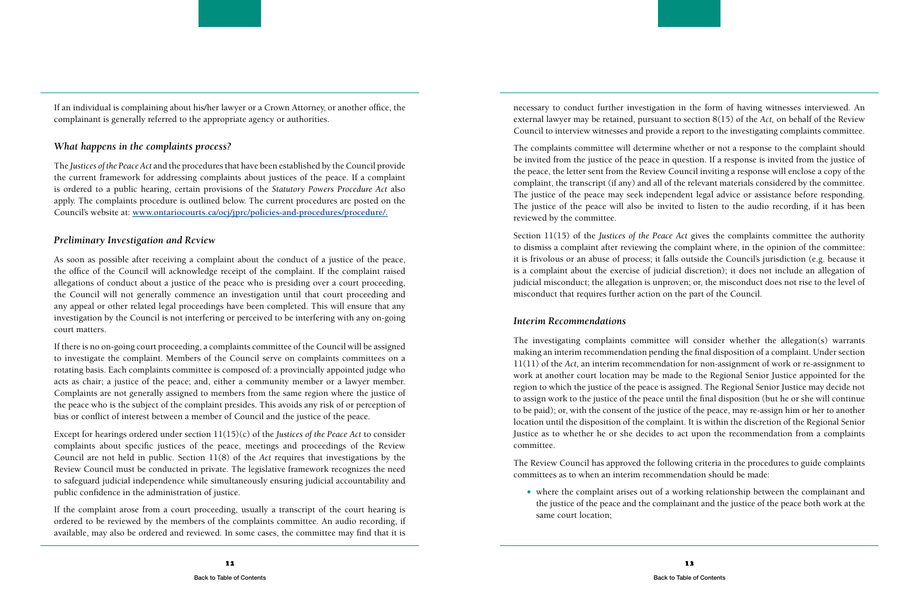If an individual is complaining about his/her lawyer or a Crown Attorney, or another office, the complainant is generally referred to the appropriate agency or authorities.

### *What happens in the complaints process?*

The *Justices of the Peace Act* and the procedures that have been established by the Council provide the current framework for addressing complaints about justices of the peace. If a complaint is ordered to a public hearing, certain provisions of the *Statutory Powers Procedure Act* also apply. The complaints procedure is outlined below. The current procedures are posted on the Council's website at: **[www.ontariocourts.ca/ocj/jprc/policies-and-procedures/procedure/.](www.ontariocourts.ca/ocj/jprc/policies-and-procedures/procedure/)**

### *Preliminary Investigation and Review*

As soon as possible after receiving a complaint about the conduct of a justice of the peace, the office of the Council will acknowledge receipt of the complaint. If the complaint raised allegations of conduct about a justice of the peace who is presiding over a court proceeding, the Council will not generally commence an investigation until that court proceeding and any appeal or other related legal proceedings have been completed. This will ensure that any investigation by the Council is not interfering or perceived to be interfering with any on-going court matters.

If there is no on-going court proceeding, a complaints committee of the Council will be assigned to investigate the complaint. Members of the Council serve on complaints committees on a rotating basis. Each complaints committee is composed of: a provincially appointed judge who acts as chair; a justice of the peace; and, either a community member or a lawyer member. Complaints are not generally assigned to members from the same region where the justice of the peace who is the subject of the complaint presides. This avoids any risk of or perception of bias or conflict of interest between a member of Council and the justice of the peace.

Except for hearings ordered under section 11(15)(c) of the *Justices of the Peace Act* to consider complaints about specific justices of the peace, meetings and proceedings of the Review Council are not held in public. Section 11(8) of the *Act* requires that investigations by the Review Council must be conducted in private. The legislative framework recognizes the need to safeguard judicial independence while simultaneously ensuring judicial accountability and public confidence in the administration of justice.

If the complaint arose from a court proceeding, usually a transcript of the court hearing is ordered to be reviewed by the members of the complaints committee. An audio recording, if available, may also be ordered and reviewed. In some cases, the committee may find that it is necessary to conduct further investigation in the form of having witnesses interviewed. An external lawyer may be retained, pursuant to section 8(15) of the *Act,* on behalf of the Review Council to interview witnesses and provide a report to the investigating complaints committee.

The complaints committee will determine whether or not a response to the complaint should be invited from the justice of the peace in question. If a response is invited from the justice of the peace, the letter sent from the Review Council inviting a response will enclose a copy of the complaint, the transcript (if any) and all of the relevant materials considered by the committee. The justice of the peace may seek independent legal advice or assistance before responding. The justice of the peace will also be invited to listen to the audio recording, if it has been reviewed by the committee.

Section 11(15) of the *Justices of the Peace Act* gives the complaints committee the authority to dismiss a complaint after reviewing the complaint where, in the opinion of the committee: it is frivolous or an abuse of process; it falls outside the Council's jurisdiction (e.g. because it is a complaint about the exercise of judicial discretion); it does not include an allegation of judicial misconduct; the allegation is unproven; or, the misconduct does not rise to the level of misconduct that requires further action on the part of the Council.

### *Interim Recommendations*

The investigating complaints committee will consider whether the allegation(s) warrants making an interim recommendation pending the final disposition of a complaint. Under section 11(11) of the *Act*, an interim recommendation for non-assignment of work or re-assignment to work at another court location may be made to the Regional Senior Justice appointed for the region to which the justice of the peace is assigned. The Regional Senior Justice may decide not to assign work to the justice of the peace until the final disposition (but he or she will continue to be paid); or, with the consent of the justice of the peace, may re-assign him or her to another location until the disposition of the complaint. It is within the discretion of the Regional Senior Justice as to whether he or she decides to act upon the recommendation from a complaints committee.

The Review Council has approved the following criteria in the procedures to guide complaints committees as to when an interim recommendation should be made:

- where the complaint arises out of a working relationship between the complainant and the justice of the peace and the complainant and the justice of the peace both work at the same court location;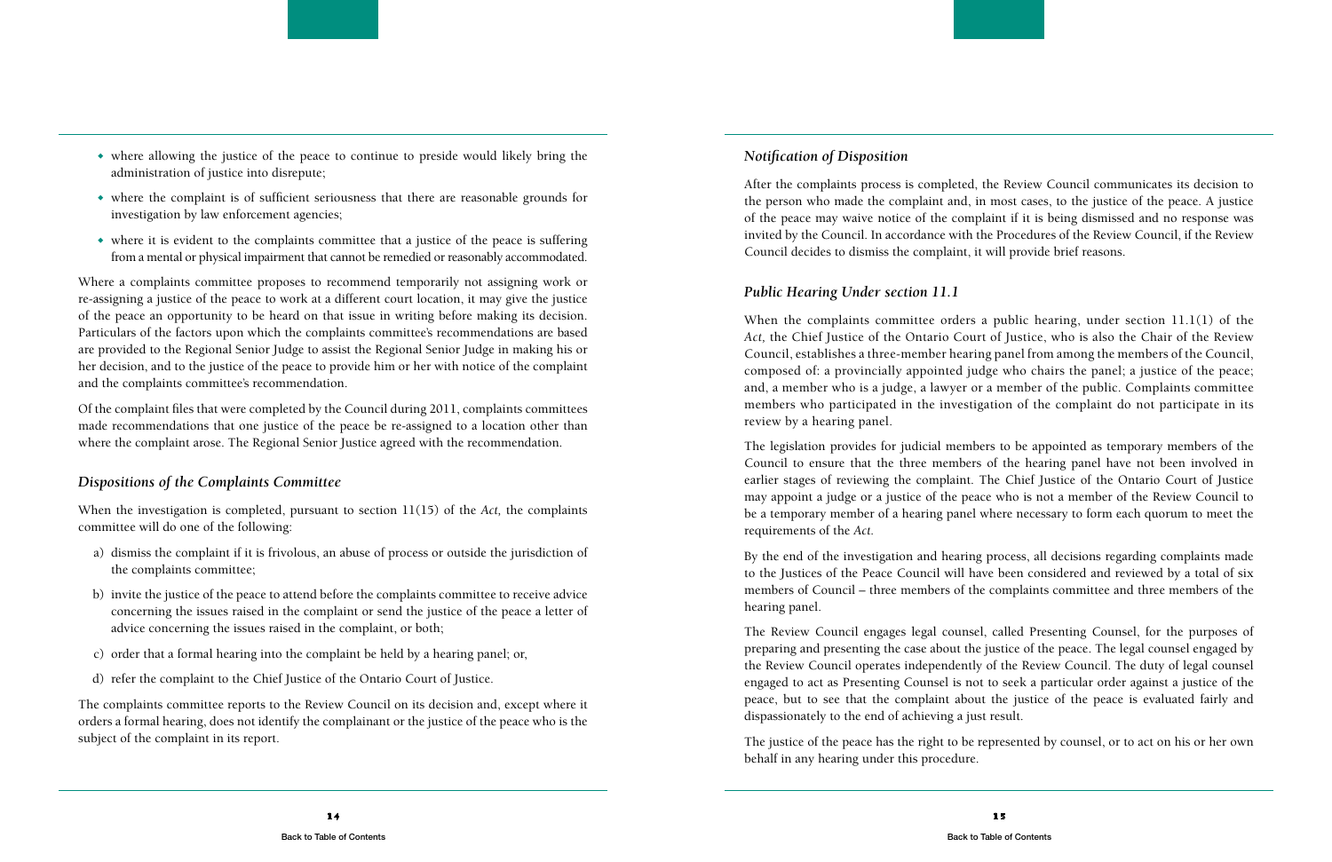- where allowing the justice of the peace to continue to preside would likely bring the administration of justice into disrepute;
- where the complaint is of sufficient seriousness that there are reasonable grounds for investigation by law enforcement agencies;
- where it is evident to the complaints committee that a justice of the peace is suffering from a mental or physical impairment that cannot be remedied or reasonably accommodated.

Where a complaints committee proposes to recommend temporarily not assigning work or re-assigning a justice of the peace to work at a different court location, it may give the justice of the peace an opportunity to be heard on that issue in writing before making its decision. Particulars of the factors upon which the complaints committee's recommendations are based are provided to the Regional Senior Judge to assist the Regional Senior Judge in making his or her decision, and to the justice of the peace to provide him or her with notice of the complaint and the complaints committee's recommendation.

Of the complaint files that were completed by the Council during 2011, complaints committees made recommendations that one justice of the peace be re-assigned to a location other than where the complaint arose. The Regional Senior Justice agreed with the recommendation.

### *Dispositions of the Complaints Committee*

When the investigation is completed, pursuant to section 11(15) of the *Act,* the complaints committee will do one of the following:

a) dismiss the complaint if it is frivolous, an abuse of process or outside the jurisdiction of the complaints committee;

b) invite the justice of the peace to attend before the complaints committee to receive advice concerning the issues raised in the complaint or send the justice of the peace a letter of advice concerning the issues raised in the complaint, or both;

c) order that a formal hearing into the complaint be held by a hearing panel; or,

d) refer the complaint to the Chief Justice of the Ontario Court of Justice.

The complaints committee reports to the Review Council on its decision and, except where it orders a formal hearing, does not identify the complainant or the justice of the peace who is the subject of the complaint in its report.

### *Notification of Disposition*

After the complaints process is completed, the Review Council communicates its decision to the person who made the complaint and, in most cases, to the justice of the peace. A justice of the peace may waive notice of the complaint if it is being dismissed and no response was invited by the Council. In accordance with the Procedures of the Review Council, if the Review Council decides to dismiss the complaint, it will provide brief reasons.

### *Public Hearing Under section 11.1*

When the complaints committee orders a public hearing, under section 11.1(1) of the *Act,* the Chief Justice of the Ontario Court of Justice, who is also the Chair of the Review Council, establishes a three-member hearing panel from among the members of the Council, composed of: a provincially appointed judge who chairs the panel; a justice of the peace; and, a member who is a judge, a lawyer or a member of the public. Complaints committee members who participated in the investigation of the complaint do not participate in its review by a hearing panel.

The legislation provides for judicial members to be appointed as temporary members of the Council to ensure that the three members of the hearing panel have not been involved in earlier stages of reviewing the complaint. The Chief Justice of the Ontario Court of Justice may appoint a judge or a justice of the peace who is not a member of the Review Council to be a temporary member of a hearing panel where necessary to form each quorum to meet the requirements of the *Act.*

By the end of the investigation and hearing process, all decisions regarding complaints made to the Justices of the Peace Council will have been considered and reviewed by a total of six members of Council – three members of the complaints committee and three members of the hearing panel.

The Review Council engages legal counsel, called Presenting Counsel, for the purposes of preparing and presenting the case about the justice of the peace. The legal counsel engaged by the Review Council operates independently of the Review Council. The duty of legal counsel engaged to act as Presenting Counsel is not to seek a particular order against a justice of the peace, but to see that the complaint about the justice of the peace is evaluated fairly and dispassionately to the end of achieving a just result.

The justice of the peace has the right to be represented by counsel, or to act on his or her own behalf in any hearing under this procedure.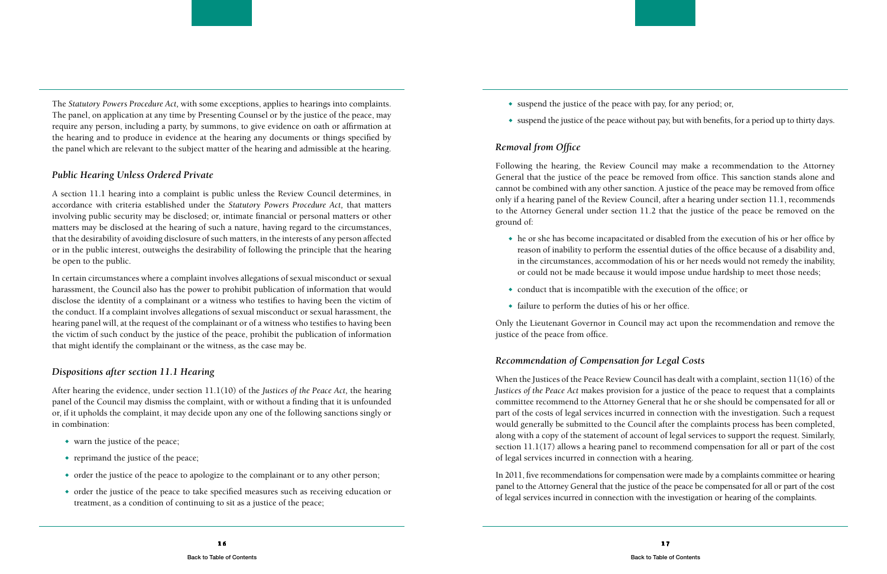The *Statutory Powers Procedure Act,* with some exceptions, applies to hearings into complaints. The panel, on application at any time by Presenting Counsel or by the justice of the peace, may require any person, including a party, by summons, to give evidence on oath or affirmation at the hearing and to produce in evidence at the hearing any documents or things specified by the panel which are relevant to the subject matter of the hearing and admissible at the hearing.

### *Public Hearing Unless Ordered Private*

A section 11.1 hearing into a complaint is public unless the Review Council determines, in accordance with criteria established under the *Statutory Powers Procedure Act,* that matters involving public security may be disclosed; or, intimate financial or personal matters or other matters may be disclosed at the hearing of such a nature, having regard to the circumstances, that the desirability of avoiding disclosure of such matters, in the interests of any person affected or in the public interest, outweighs the desirability of following the principle that the hearing be open to the public.

In certain circumstances where a complaint involves allegations of sexual misconduct or sexual harassment, the Council also has the power to prohibit publication of information that would disclose the identity of a complainant or a witness who testifies to having been the victim of the conduct. If a complaint involves allegations of sexual misconduct or sexual harassment, the hearing panel will, at the request of the complainant or of a witness who testifies to having been the victim of such conduct by the justice of the peace, prohibit the publication of information that might identify the complainant or the witness, as the case may be.

### *Dispositions after section 11.1 Hearing*

After hearing the evidence, under section 11.1(10) of the *Justices of the Peace Act,* the hearing panel of the Council may dismiss the complaint, with or without a finding that it is unfounded or, if it upholds the complaint, it may decide upon any one of the following sanctions singly or in combination:

- warn the justice of the peace;
- reprimand the justice of the peace;
- order the justice of the peace to apologize to the complainant or to any other person;
- order the justice of the peace to take specified measures such as receiving education or treatment, as a condition of continuing to sit as a justice of the peace;
- suspend the justice of the peace with pay, for any period; or,
- suspend the justice of the peace without pay, but with benefits, for a period up to thirty days.

### *Removal from Office*

Following the hearing, the Review Council may make a recommendation to the Attorney General that the justice of the peace be removed from office. This sanction stands alone and cannot be combined with any other sanction. A justice of the peace may be removed from office only if a hearing panel of the Review Council, after a hearing under section 11.1, recommends to the Attorney General under section 11.2 that the justice of the peace be removed on the ground of:

- he or she has become incapacitated or disabled from the execution of his or her office by reason of inability to perform the essential duties of the office because of a disability and, in the circumstances, accommodation of his or her needs would not remedy the inability, or could not be made because it would impose undue hardship to meet those needs;
- conduct that is incompatible with the execution of the office; or
- failure to perform the duties of his or her office.

Only the Lieutenant Governor in Council may act upon the recommendation and remove the justice of the peace from office.

### *Recommendation of Compensation for Legal Costs*

When the Justices of the Peace Review Council has dealt with a complaint, section 11(16) of the *Justices of the Peace Act* makes provision for a justice of the peace to request that a complaints committee recommend to the Attorney General that he or she should be compensated for all or part of the costs of legal services incurred in connection with the investigation. Such a request would generally be submitted to the Council after the complaints process has been completed, along with a copy of the statement of account of legal services to support the request. Similarly, section 11.1(17) allows a hearing panel to recommend compensation for all or part of the cost of legal services incurred in connection with a hearing.

In 2011, five recommendations for compensation were made by a complaints committee or hearing panel to the Attorney General that the justice of the peace be compensated for all or part of the cost of legal services incurred in connection with the investigation or hearing of the complaints.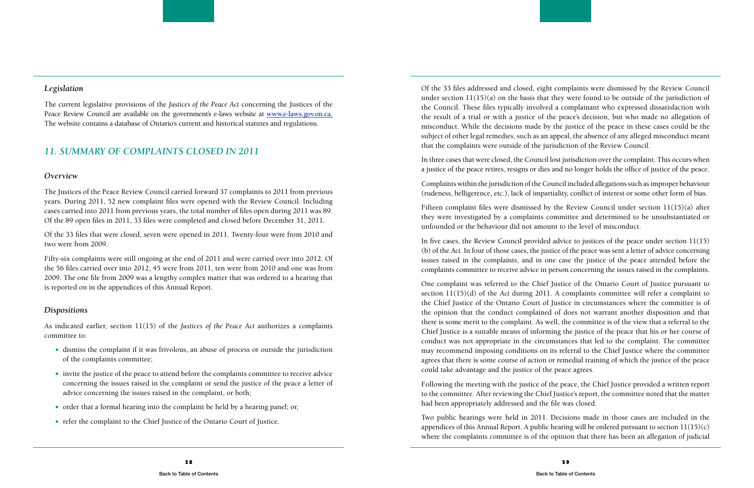### *Legislation*

The current legislative provisions of the *Justices of the Peace Act* concerning the Justices of the Peace Review Council are available on the government's e-laws website at **www.e-laws.gov.on.ca.** The website contains a database of Ontario's current and historical statutes and regulations.

## *11. SUMMARY OF COMPLAINTS CLOSED IN 2011*

### *Overview*

The Justices of the Peace Review Council carried forward 37 complaints to 2011 from previous years. During 2011, 52 new complaint files were opened with the Review Council. Including cases carried into 2011 from previous years, the total number of files open during 2011 was 89. Of the 89 open files in 2011, 33 files were completed and closed before December 31, 2011.

Of the 33 files that were closed, seven were opened in 2011. Twenty-four were from 2010 and two were from 2009.

Fifty-six complaints were still ongoing at the end of 2011 and were carried over into 2012. Of the 56 files carried over into 2012, 45 were from 2011, ten were from 2010 and one was from 2009. The one file from 2009 was a lengthy complex matter that was ordered to a hearing that is reported on in the appendices of this Annual Report.

### *Dispositions*

As indicated earlier, section 11(15) of the *Justices of the Peace Act* authorizes a complaints committee to:

- dismiss the complaint if it was frivolous, an abuse of process or outside the jurisdiction of the complaints committee;
- invite the justice of the peace to attend before the complaints committee to receive advice concerning the issues raised in the complaint or send the justice of the peace a letter of advice concerning the issues raised in the complaint, or both;
- order that a formal hearing into the complaint be held by a hearing panel; or,
- refer the complaint to the Chief Justice of the Ontario Court of Justice.

Of the 33 files addressed and closed, eight complaints were dismissed by the Review Council under section 11(15)(a) on the basis that they were found to be outside of the jurisdiction of the Council. These files typically involved a complainant who expressed dissatisfaction with the result of a trial or with a justice of the peace's decision, but who made no allegation of misconduct. While the decisions made by the justice of the peace in these cases could be the subject of other legal remedies, such as an appeal, the absence of any alleged misconduct meant that the complaints were outside of the jurisdiction of the Review Council.

In three cases that were closed, the Council lost jurisdiction over the complaint. This occurs when a justice of the peace retires, resigns or dies and no longer holds the office of justice of the peace.

Complaints within the jurisdiction of the Council included allegations such as improper behaviour (rudeness, belligerence, etc.), lack of impartiality, conflict of interest or some other form of bias.

Fifteen complaint files were dismissed by the Review Council under section 11(15)(a) after they were investigated by a complaints committee and determined to be unsubstantiated or unfounded or the behaviour did not amount to the level of misconduct.

In five cases, the Review Council provided advice to justices of the peace under section 11(15)(b) of the *Act*. In four of those cases, the justice of the peace was sent a letter of advice concerning issues raised in the complaints, and in one case the justice of the peace attended before the complaints committee to receive advice in person concerning the issues raised in the complaints.

One complaint was referred to the Chief Justice of the Ontario Court of Justice pursuant to section 11(15)(d) of the *Act* during 2011. A complaints committee will refer a complaint to the Chief Justice of the Ontario Court of Justice in circumstances where the committee is of the opinion that the conduct complained of does not warrant another disposition and that there is some merit to the complaint. As well, the committee is of the view that a referral to the Chief Justice is a suitable means of informing the justice of the peace that his or her course of conduct was not appropriate in the circumstances that led to the complaint. The committee may recommend imposing conditions on its referral to the Chief Justice where the committee agrees that there is some course of action or remedial training of which the justice of the peace could take advantage and the justice of the peace agrees.

Following the meeting with the justice of the peace, the Chief Justice provided a written report to the committee. After reviewing the Chief Justice's report, the committee noted that the matter had been appropriately addressed and the file was closed.

Two public hearings were held in 2011. Decisions made in those cases are included in the appendices of this Annual Report. A public hearing will be ordered pursuant to section 11(15)(c) where the complaints committee is of the opinion that there has been an allegation of judicial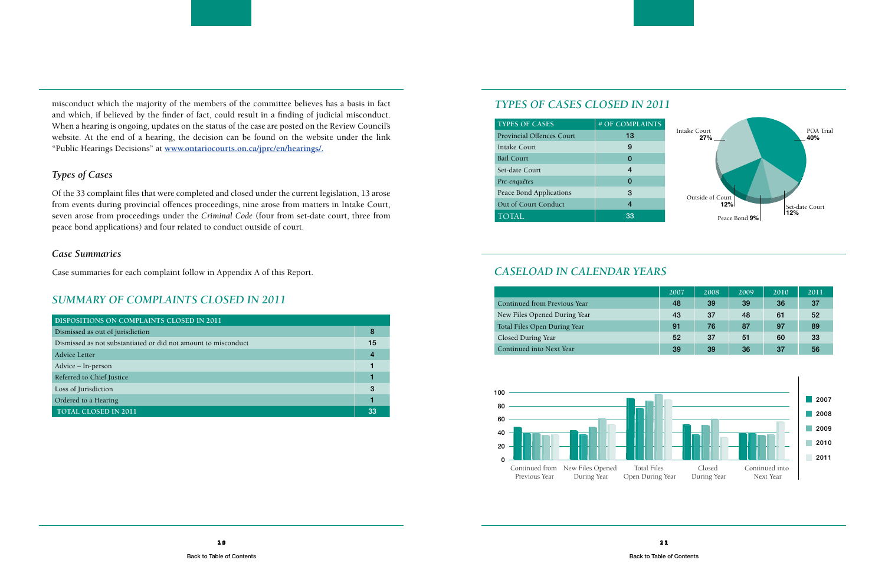misconduct which the majority of the members of the committee believes has a basis in fact and which, if believed by the finder of fact, could result in a finding of judicial misconduct. When a hearing is ongoing, updates on the status of the case are posted on the Review Council's website. At the end of a hearing, the decision can be found on the website under the link "Public Hearings Decisions" at www.ontariocourts.on.ca/jprc/en/hearings/.

### *Types of Cases*

Of the 33 complaint files that were completed and closed under the current legislation, 13 arose from events during provincial offences proceedings, nine arose from matters in Intake Court, seven arose from proceedings under the *Criminal Code* (four from set-date court, three from peace bond applications) and four related to conduct outside of court.

### *Case Summaries*

Case summaries for each complaint follow in Appendix A of this Report.

## *SUMMARY OF COMPLAINTS CLOSED IN 2011*

| DISPOSITIONS ON COMPLAINTS CLOSED IN 2011 | |
|---|---|
| Dismissed as out of jurisdiction | 8 |
| Dismissed as not substantiated or did not amount to misconduct | 15 |
| Advice Letter | 4 |
| Advice – In-person | 1 |
| Referred to Chief Justice | 1 |
| Loss of Jurisdiction | 3 |
| Ordered to a Hearing | 1 |
| TOTAL CLOSED IN 2011 | 33 |

## *TYPES OF CASES CLOSED IN 2011*

| TYPES OF CASES | # OF COMPLAINTS |
|---|---|
| Provincial Offences Court | 13 |
| Intake Court | 9 |
| Bail Court | 0 |
| Set-date Court | 4 |
| *Pre-enquêtes* | 0 |
| Peace Bond Applications | 3 |
| Out of Court Conduct | 4 |
| TOTAL | 33 |

POA Trial 40%; Intake Court 27%; Outside of Court 12%; Set-date Court 12%; Peace Bond 9%

## *CASELOAD IN CALENDAR YEARS*

| | 2007 | 2008 | 2009 | 2010 | 2011 |
|---|---|---|---|---|---|
| Continued from Previous Year | 48 | 39 | 39 | 36 | 37 |
| New Files Opened During Year | 43 | 37 | 48 | 61 | 52 |
| Total Files Open During Year | 91 | 76 | 87 | 97 | 89 |
| Closed During Year | 52 | 37 | 51 | 60 | 33 |
| Continued into Next Year | 39 | 39 | 36 | 37 | 56 |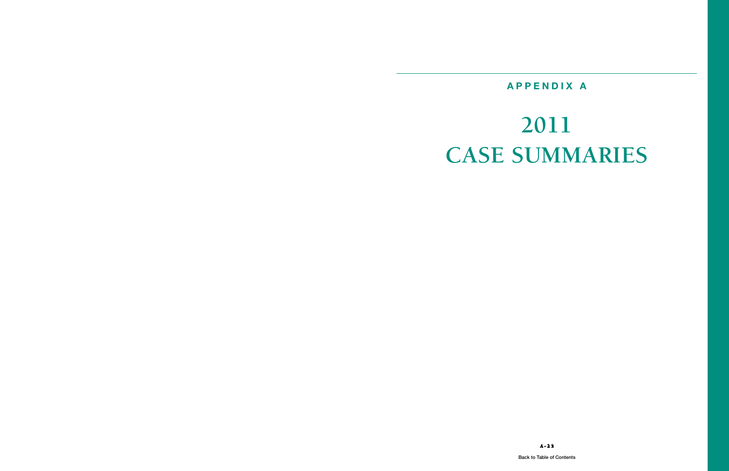**APPENDIX A**

# 2011 CASE SUMMARIES

Back to Table of Contents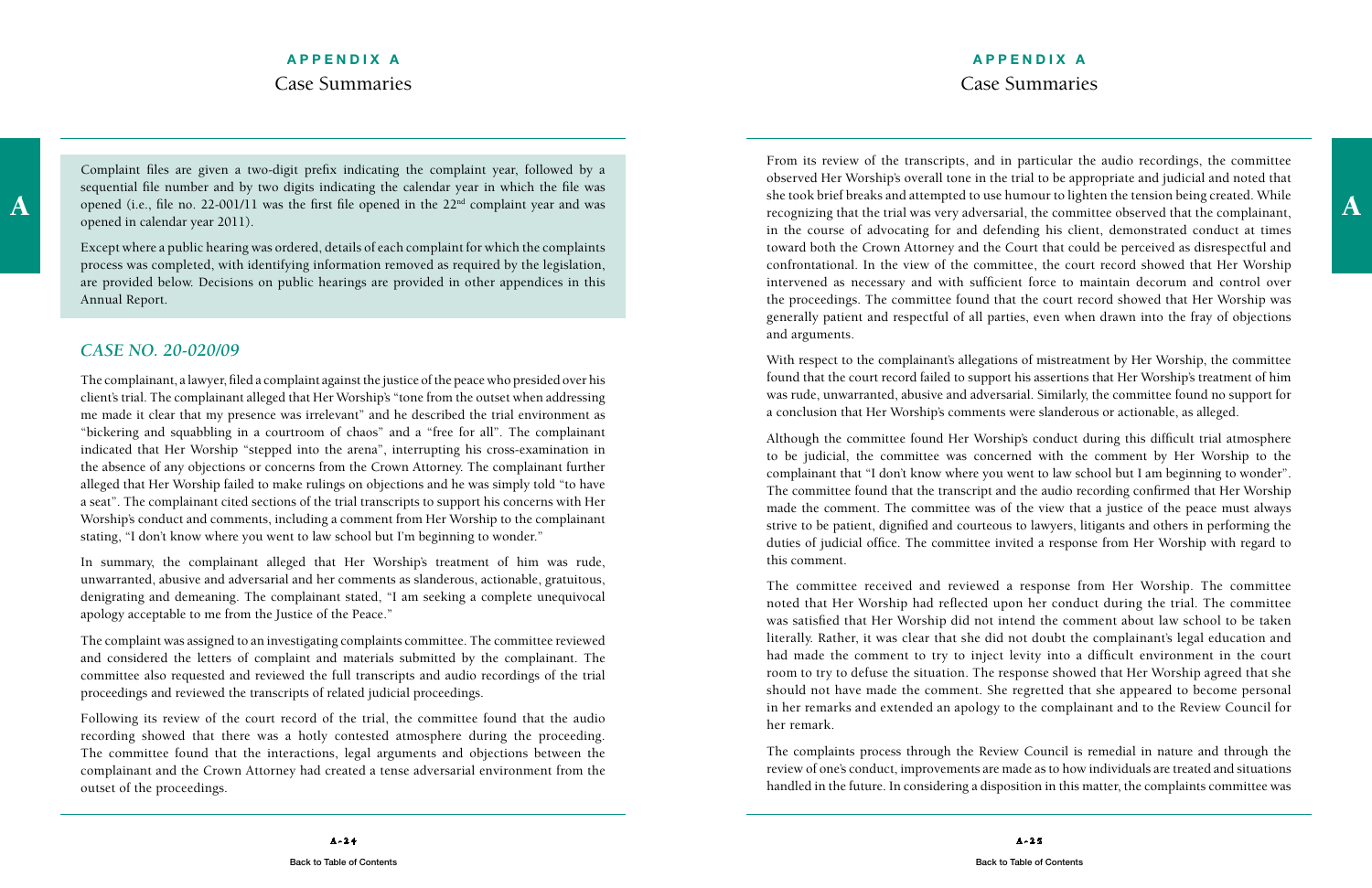# APPENDIX A

## Case Summaries

Complaint files are given a two-digit prefix indicating the complaint year, followed by a sequential file number and by two digits indicating the calendar year in which the file was opened (i.e., file no. 22-001/11 was the first file opened in the 22nd complaint year and was opened in calendar year 2011).

Except where a public hearing was ordered, details of each complaint for which the complaints process was completed, with identifying information removed as required by the legislation, are provided below. Decisions on public hearings are provided in other appendices in this Annual Report.

### *CASE NO. 20-020/09*

The complainant, a lawyer, filed a complaint against the justice of the peace who presided over his client's trial. The complainant alleged that Her Worship's "tone from the outset when addressing me made it clear that my presence was irrelevant" and he described the trial environment as "bickering and squabbling in a courtroom of chaos" and a "free for all". The complainant indicated that Her Worship "stepped into the arena", interrupting his cross-examination in the absence of any objections or concerns from the Crown Attorney. The complainant further alleged that Her Worship failed to make rulings on objections and he was simply told "to have a seat". The complainant cited sections of the trial transcripts to support his concerns with Her Worship's conduct and comments, including a comment from Her Worship to the complainant stating, "I don't know where you went to law school but I'm beginning to wonder."

In summary, the complainant alleged that Her Worship's treatment of him was rude, unwarranted, abusive and adversarial and her comments as slanderous, actionable, gratuitous, denigrating and demeaning. The complainant stated, "I am seeking a complete unequivocal apology acceptable to me from the Justice of the Peace."

The complaint was assigned to an investigating complaints committee. The committee reviewed and considered the letters of complaint and materials submitted by the complainant. The committee also requested and reviewed the full transcripts and audio recordings of the trial proceedings and reviewed the transcripts of related judicial proceedings.

Following its review of the court record of the trial, the committee found that the audio recording showed that there was a hotly contested atmosphere during the proceeding. The committee found that the interactions, legal arguments and objections between the complainant and the Crown Attorney had created a tense adversarial environment from the outset of the proceedings.

From its review of the transcripts, and in particular the audio recordings, the committee observed Her Worship's overall tone in the trial to be appropriate and judicial and noted that she took brief breaks and attempted to use humour to lighten the tension being created. While recognizing that the trial was very adversarial, the committee observed that the complainant, in the course of advocating for and defending his client, demonstrated conduct at times toward both the Crown Attorney and the Court that could be perceived as disrespectful and confrontational. In the view of the committee, the court record showed that Her Worship intervened as necessary and with sufficient force to maintain decorum and control over the proceedings. The committee found that the court record showed that Her Worship was generally patient and respectful of all parties, even when drawn into the fray of objections and arguments.

With respect to the complainant's allegations of mistreatment by Her Worship, the committee found that the court record failed to support his assertions that Her Worship's treatment of him was rude, unwarranted, abusive and adversarial. Similarly, the committee found no support for a conclusion that Her Worship's comments were slanderous or actionable, as alleged.

Although the committee found Her Worship's conduct during this difficult trial atmosphere to be judicial, the committee was concerned with the comment by Her Worship to the complainant that "I don't know where you went to law school but I am beginning to wonder". The committee found that the transcript and the audio recording confirmed that Her Worship made the comment. The committee was of the view that a justice of the peace must always strive to be patient, dignified and courteous to lawyers, litigants and others in performing the duties of judicial office. The committee invited a response from Her Worship with regard to this comment.

The committee received and reviewed a response from Her Worship. The committee noted that Her Worship had reflected upon her conduct during the trial. The committee was satisfied that Her Worship did not intend the comment about law school to be taken literally. Rather, it was clear that she did not doubt the complainant's legal education and had made the comment to try to inject levity into a difficult environment in the court room to try to defuse the situation. The response showed that Her Worship agreed that she should not have made the comment. She regretted that she appeared to become personal in her remarks and extended an apology to the complainant and to the Review Council for her remark.

The complaints process through the Review Council is remedial in nature and through the review of one's conduct, improvements are made as to how individuals are treated and situations handled in the future. In considering a disposition in this matter, the complaints committee was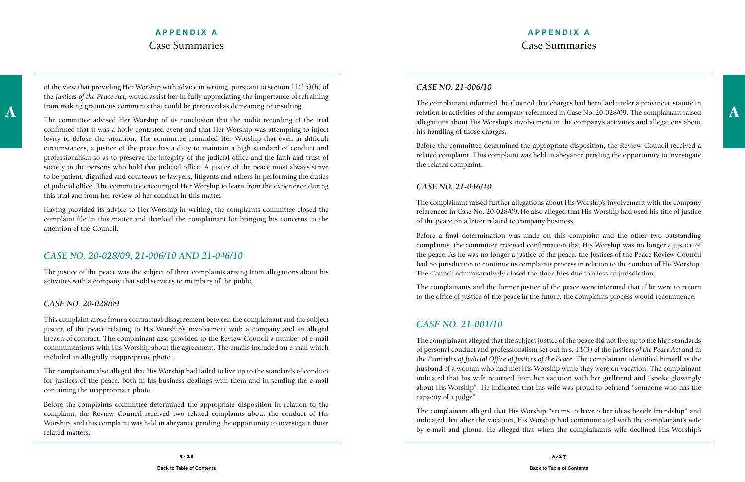of the view that providing Her Worship with advice in writing, pursuant to section 11(15)(b) of the *Justices of the Peace Act,* would assist her in fully appreciating the importance of refraining from making gratuitous comments that could be perceived as demeaning or insulting.

The committee advised Her Worship of its conclusion that the audio recording of the trial confirmed that it was a hotly contested event and that Her Worship was attempting to inject levity to defuse the situation. The committee reminded Her Worship that even in difficult circumstances, a justice of the peace has a duty to maintain a high standard of conduct and professionalism so as to preserve the integrity of the judicial office and the faith and trust of society in the persons who hold that judicial office. A justice of the peace must always strive to be patient, dignified and courteous to lawyers, litigants and others in performing the duties of judicial office. The committee encouraged Her Worship to learn from the experience during this trial and from her review of her conduct in this matter.

Having provided its advice to Her Worship in writing, the complaints committee closed the complaint file in this matter and thanked the complainant for bringing his concerns to the attention of the Council.

## *CASE NO. 20-028/09, 21-006/10 AND 21-046/10*

The justice of the peace was the subject of three complaints arising from allegations about his activities with a company that sold services to members of the public.

### *CASE NO. 20-028/09*

This complaint arose from a contractual disagreement between the complainant and the subject justice of the peace relating to His Worship's involvement with a company and an alleged breach of contract. The complainant also provided to the Review Council a number of e-mail communications with His Worship about the agreement. The emails included an e-mail which included an allegedly inappropriate photo.

The complainant also alleged that His Worship had failed to live up to the standards of conduct for justices of the peace, both in his business dealings with them and in sending the e-mail containing the inappropriate photo.

Before the complaints committee determined the appropriate disposition in relation to the complaint, the Review Council received two related complaints about the conduct of His Worship, and this complaint was held in abeyance pending the opportunity to investigate those related matters.

### *CASE NO. 21-006/10*

The complainant informed the Council that charges had been laid under a provincial statute in relation to activities of the company referenced in Case No. 20-028/09. The complainant raised allegations about His Worship's involvement in the company's activities and allegations about his handling of those charges.

Before the committee determined the appropriate disposition, the Review Council received a related complaint. This complaint was held in abeyance pending the opportunity to investigate the related complaint.

### *CASE NO. 21-046/10*

The complainant raised further allegations about His Worship's involvement with the company referenced in Case No. 20-028/09. He also alleged that His Worship had used his title of justice of the peace on a letter related to company business.

Before a final determination was made on this complaint and the other two outstanding complaints, the committee received confirmation that His Worship was no longer a justice of the peace. As he was no longer a justice of the peace, the Justices of the Peace Review Council had no jurisdiction to continue its complaints process in relation to the conduct of His Worship. The Council administratively closed the three files due to a loss of jurisdiction.

The complainants and the former justice of the peace were informed that if he were to return to the office of justice of the peace in the future, the complaints process would recommence.

## *CASE NO. 21-001/10*

The complainant alleged that the subject justice of the peace did not live up to the high standards of personal conduct and professionalism set out in s. 13(3) of the *Justices of the Peace Act* and in the *Principles of Judicial Office of Justices of the Peace.* The complainant identified himself as the husband of a woman who had met His Worship while they were on vacation. The complainant indicated that his wife returned from her vacation with her girlfriend and "spoke glowingly about His Worship". He indicated that his wife was proud to befriend "someone who has the capacity of a judge".

The complainant alleged that His Worship "seems to have other ideas beside friendship" and indicated that after the vacation, His Worship had communicated with the complainant's wife by e-mail and phone. He alleged that when the complainant's wife declined His Worship's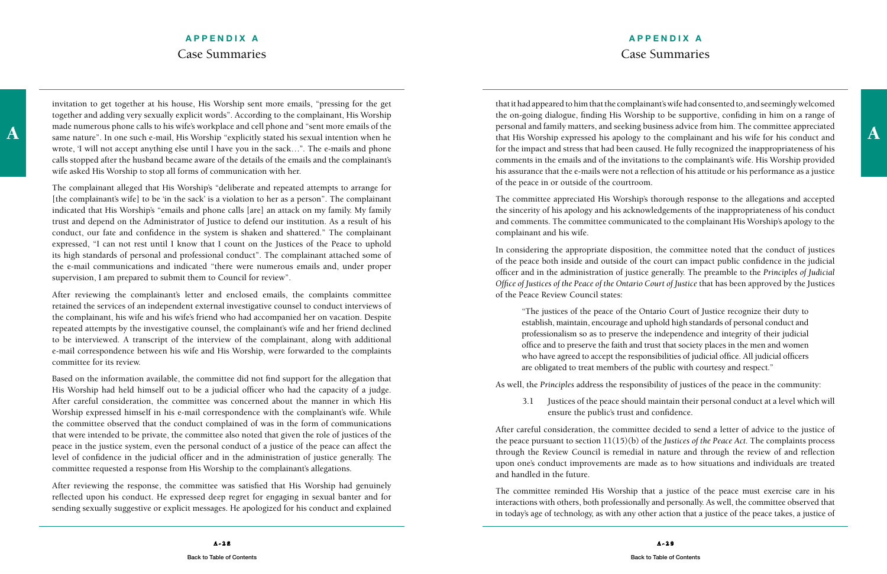invitation to get together at his house, His Worship sent more emails, "pressing for the get together and adding very sexually explicit words". According to the complainant, His Worship made numerous phone calls to his wife's workplace and cell phone and "sent more emails of the same nature". In one such e-mail, His Worship "explicitly stated his sexual intention when he wrote, 'I will not accept anything else until I have you in the sack…". The e-mails and phone calls stopped after the husband became aware of the details of the emails and the complainant's wife asked His Worship to stop all forms of communication with her.

The complainant alleged that His Worship's "deliberate and repeated attempts to arrange for [the complainant's wife] to be 'in the sack' is a violation to her as a person". The complainant indicated that His Worship's "emails and phone calls [are] an attack on my family. My family trust and depend on the Administrator of Justice to defend our institution. As a result of his conduct, our fate and confidence in the system is shaken and shattered." The complainant expressed, "I can not rest until I know that I count on the Justices of the Peace to uphold its high standards of personal and professional conduct". The complainant attached some of the e-mail communications and indicated "there were numerous emails and, under proper supervision, I am prepared to submit them to Council for review".

After reviewing the complainant's letter and enclosed emails, the complaints committee retained the services of an independent external investigative counsel to conduct interviews of the complainant, his wife and his wife's friend who had accompanied her on vacation. Despite repeated attempts by the investigative counsel, the complainant's wife and her friend declined to be interviewed. A transcript of the interview of the complainant, along with additional e-mail correspondence between his wife and His Worship, were forwarded to the complaints committee for its review.

Based on the information available, the committee did not find support for the allegation that His Worship had held himself out to be a judicial officer who had the capacity of a judge. After careful consideration, the committee was concerned about the manner in which His Worship expressed himself in his e-mail correspondence with the complainant's wife. While the committee observed that the conduct complained of was in the form of communications that were intended to be private, the committee also noted that given the role of justices of the peace in the justice system, even the personal conduct of a justice of the peace can affect the level of confidence in the judicial officer and in the administration of justice generally. The committee requested a response from His Worship to the complainant's allegations.

After reviewing the response, the committee was satisfied that His Worship had genuinely reflected upon his conduct. He expressed deep regret for engaging in sexual banter and for sending sexually suggestive or explicit messages. He apologized for his conduct and explained that it had appeared to him that the complainant's wife had consented to, and seemingly welcomed the on-going dialogue, finding His Worship to be supportive, confiding in him on a range of personal and family matters, and seeking business advice from him. The committee appreciated that His Worship expressed his apology to the complainant and his wife for his conduct and for the impact and stress that had been caused. He fully recognized the inappropriateness of his comments in the emails and of the invitations to the complainant's wife. His Worship provided his assurance that the e-mails were not a reflection of his attitude or his performance as a justice of the peace in or outside of the courtroom.

The committee appreciated His Worship's thorough response to the allegations and accepted the sincerity of his apology and his acknowledgements of the inappropriateness of his conduct and comments. The committee communicated to the complainant His Worship's apology to the complainant and his wife.

In considering the appropriate disposition, the committee noted that the conduct of justices of the peace both inside and outside of the court can impact public confidence in the judicial officer and in the administration of justice generally. The preamble to the *Principles of Judicial Office of Justices of the Peace of the Ontario Court of Justice* that has been approved by the Justices of the Peace Review Council states:

> "The justices of the peace of the Ontario Court of Justice recognize their duty to establish, maintain, encourage and uphold high standards of personal conduct and professionalism so as to preserve the independence and integrity of their judicial office and to preserve the faith and trust that society places in the men and women who have agreed to accept the responsibilities of judicial office. All judicial officers are obligated to treat members of the public with courtesy and respect."

As well, the *Principles* address the responsibility of justices of the peace in the community:

> 3.1 Justices of the peace should maintain their personal conduct at a level which will ensure the public's trust and confidence.

After careful consideration, the committee decided to send a letter of advice to the justice of the peace pursuant to section 11(15)(b) of the *Justices of the Peace Act*. The complaints process through the Review Council is remedial in nature and through the review of and reflection upon one's conduct improvements are made as to how situations and individuals are treated and handled in the future.

The committee reminded His Worship that a justice of the peace must exercise care in his interactions with others, both professionally and personally. As well, the committee observed that in today's age of technology, as with any other action that a justice of the peace takes, a justice of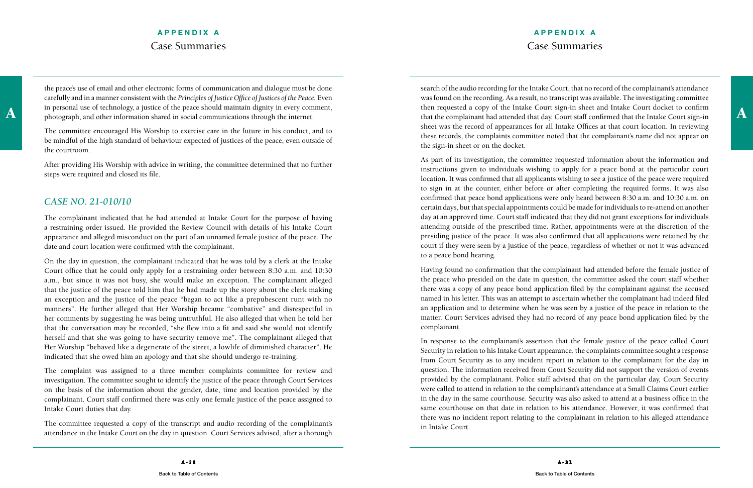the peace's use of email and other electronic forms of communication and dialogue must be done carefully and in a manner consistent with the *Principles of Justice Office of Justices of the Peace*. Even in personal use of technology, a justice of the peace should maintain dignity in every comment, photograph, and other information shared in social communications through the internet.

The committee encouraged His Worship to exercise care in the future in his conduct, and to be mindful of the high standard of behaviour expected of justices of the peace, even outside of the courtroom.

After providing His Worship with advice in writing, the committee determined that no further steps were required and closed its file.

## *CASE NO. 21-010/10*

The complainant indicated that he had attended at Intake Court for the purpose of having a restraining order issued. He provided the Review Council with details of his Intake Court appearance and alleged misconduct on the part of an unnamed female justice of the peace. The date and court location were confirmed with the complainant.

On the day in question, the complainant indicated that he was told by a clerk at the Intake Court office that he could only apply for a restraining order between 8:30 a.m. and 10:30 a.m., but since it was not busy, she would make an exception. The complainant alleged that the justice of the peace told him that he had made up the story about the clerk making an exception and the justice of the peace "began to act like a prepubescent runt with no manners". He further alleged that Her Worship became "combative" and disrespectful in her comments by suggesting he was being untruthful. He also alleged that when he told her that the conversation may be recorded, "she flew into a fit and said she would not identify herself and that she was going to have security remove me". The complainant alleged that Her Worship "behaved like a degenerate of the street, a lowlife of diminished character". He indicated that she owed him an apology and that she should undergo re-training.

The complaint was assigned to a three member complaints committee for review and investigation. The committee sought to identify the justice of the peace through Court Services on the basis of the information about the gender, date, time and location provided by the complainant. Court staff confirmed there was only one female justice of the peace assigned to Intake Court duties that day.

The committee requested a copy of the transcript and audio recording of the complainant's attendance in the Intake Court on the day in question. Court Services advised, after a thorough search of the audio recording for the Intake Court, that no record of the complainant's attendance was found on the recording. As a result, no transcript was available. The investigating committee then requested a copy of the Intake Court sign-in sheet and Intake Court docket to confirm that the complainant had attended that day. Court staff confirmed that the Intake Court sign-in sheet was the record of appearances for all Intake Offices at that court location. In reviewing these records, the complaints committee noted that the complainant's name did not appear on the sign-in sheet or on the docket.

As part of its investigation, the committee requested information about the information and instructions given to individuals wishing to apply for a peace bond at the particular court location. It was confirmed that all applicants wishing to see a justice of the peace were required to sign in at the counter, either before or after completing the required forms. It was also confirmed that peace bond applications were only heard between 8:30 a.m. and 10:30 a.m. on certain days, but that special appointments could be made for individuals to re-attend on another day at an approved time. Court staff indicated that they did not grant exceptions for individuals attending outside of the prescribed time. Rather, appointments were at the discretion of the presiding justice of the peace. It was also confirmed that all applications were retained by the court if they were seen by a justice of the peace, regardless of whether or not it was advanced to a peace bond hearing.

Having found no confirmation that the complainant had attended before the female justice of the peace who presided on the date in question, the committee asked the court staff whether there was a copy of any peace bond application filed by the complainant against the accused named in his letter. This was an attempt to ascertain whether the complainant had indeed filed an application and to determine when he was seen by a justice of the peace in relation to the matter. Court Services advised they had no record of any peace bond application filed by the complainant.

In response to the complainant's assertion that the female justice of the peace called Court Security in relation to his Intake Court appearance, the complaints committee sought a response from Court Security as to any incident report in relation to the complainant for the day in question. The information received from Court Security did not support the version of events provided by the complainant. Police staff advised that on the particular day, Court Security were called to attend in relation to the complainant's attendance at a Small Claims Court earlier in the day in the same courthouse. Security was also asked to attend at a business office in the same courthouse on that date in relation to his attendance. However, it was confirmed that there was no incident report relating to the complainant in relation to his alleged attendance in Intake Court.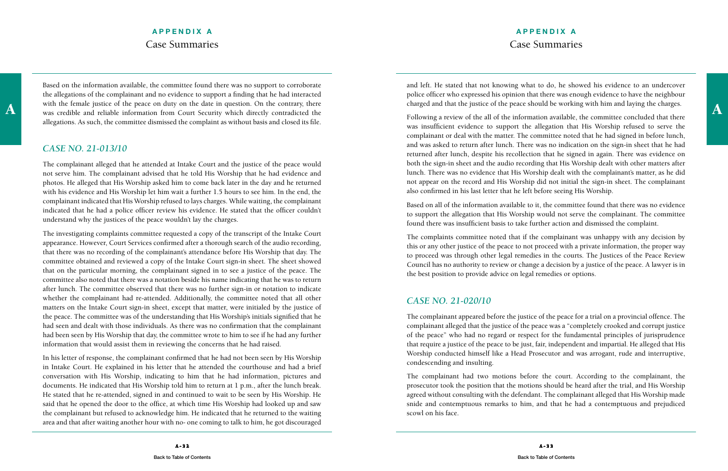Based on the information available, the committee found there was no support to corroborate the allegations of the complainant and no evidence to support a finding that he had interacted with the female justice of the peace on duty on the date in question. On the contrary, there was credible and reliable information from Court Security which directly contradicted the allegations. As such, the committee dismissed the complaint as without basis and closed its file.

## *CASE NO. 21-013/10*

The complainant alleged that he attended at Intake Court and the justice of the peace would not serve him. The complainant advised that he told His Worship that he had evidence and photos. He alleged that His Worship asked him to come back later in the day and he returned with his evidence and His Worship let him wait a further 1.5 hours to see him. In the end, the complainant indicated that His Worship refused to lays charges. While waiting, the complainant indicated that he had a police officer review his evidence. He stated that the officer couldn't understand why the justices of the peace wouldn't lay the charges.

The investigating complaints committee requested a copy of the transcript of the Intake Court appearance. However, Court Services confirmed after a thorough search of the audio recording, that there was no recording of the complainant's attendance before His Worship that day. The committee obtained and reviewed a copy of the Intake Court sign-in sheet. The sheet showed that on the particular morning, the complainant signed in to see a justice of the peace. The committee also noted that there was a notation beside his name indicating that he was to return after lunch. The committee observed that there was no further sign-in or notation to indicate whether the complainant had re-attended. Additionally, the committee noted that all other matters on the Intake Court sign-in sheet, except that matter, were initialed by the justice of the peace. The committee was of the understanding that His Worship's initials signified that he had seen and dealt with those individuals. As there was no confirmation that the complainant had been seen by His Worship that day, the committee wrote to him to see if he had any further information that would assist them in reviewing the concerns that he had raised.

In his letter of response, the complainant confirmed that he had not been seen by His Worship in Intake Court. He explained in his letter that he attended the courthouse and had a brief conversation with His Worship, indicating to him that he had information, pictures and documents. He indicated that His Worship told him to return at 1 p.m., after the lunch break. He stated that he re-attended, signed in and continued to wait to be seen by His Worship. He said that he opened the door to the office, at which time His Worship had looked up and saw the complainant but refused to acknowledge him. He indicated that he returned to the waiting area and that after waiting another hour with no- one coming to talk to him, he got discouraged and left. He stated that not knowing what to do, he showed his evidence to an undercover police officer who expressed his opinion that there was enough evidence to have the neighbour charged and that the justice of the peace should be working with him and laying the charges.

Following a review of the all of the information available, the committee concluded that there was insufficient evidence to support the allegation that His Worship refused to serve the complainant or deal with the matter. The committee noted that he had signed in before lunch, and was asked to return after lunch. There was no indication on the sign-in sheet that he had returned after lunch, despite his recollection that he signed in again. There was evidence on both the sign-in sheet and the audio recording that His Worship dealt with other matters after lunch. There was no evidence that His Worship dealt with the complainant's matter, as he did not appear on the record and His Worship did not initial the sign-in sheet. The complainant also confirmed in his last letter that he left before seeing His Worship.

Based on all of the information available to it, the committee found that there was no evidence to support the allegation that His Worship would not serve the complainant. The committee found there was insufficient basis to take further action and dismissed the complaint.

The complaints committee noted that if the complainant was unhappy with any decision by this or any other justice of the peace to not proceed with a private information, the proper way to proceed was through other legal remedies in the courts. The Justices of the Peace Review Council has no authority to review or change a decision by a justice of the peace. A lawyer is in the best position to provide advice on legal remedies or options.

## *CASE NO. 21-020/10*

The complainant appeared before the justice of the peace for a trial on a provincial offence. The complainant alleged that the justice of the peace was a "completely crooked and corrupt justice of the peace" who had no regard or respect for the fundamental principles of jurisprudence that require a justice of the peace to be just, fair, independent and impartial. He alleged that His Worship conducted himself like a Head Prosecutor and was arrogant, rude and interruptive, condescending and insulting.

The complainant had two motions before the court. According to the complainant, the prosecutor took the position that the motions should be heard after the trial, and His Worship agreed without consulting with the defendant. The complainant alleged that His Worship made snide and contemptuous remarks to him, and that he had a contemptuous and prejudiced scowl on his face.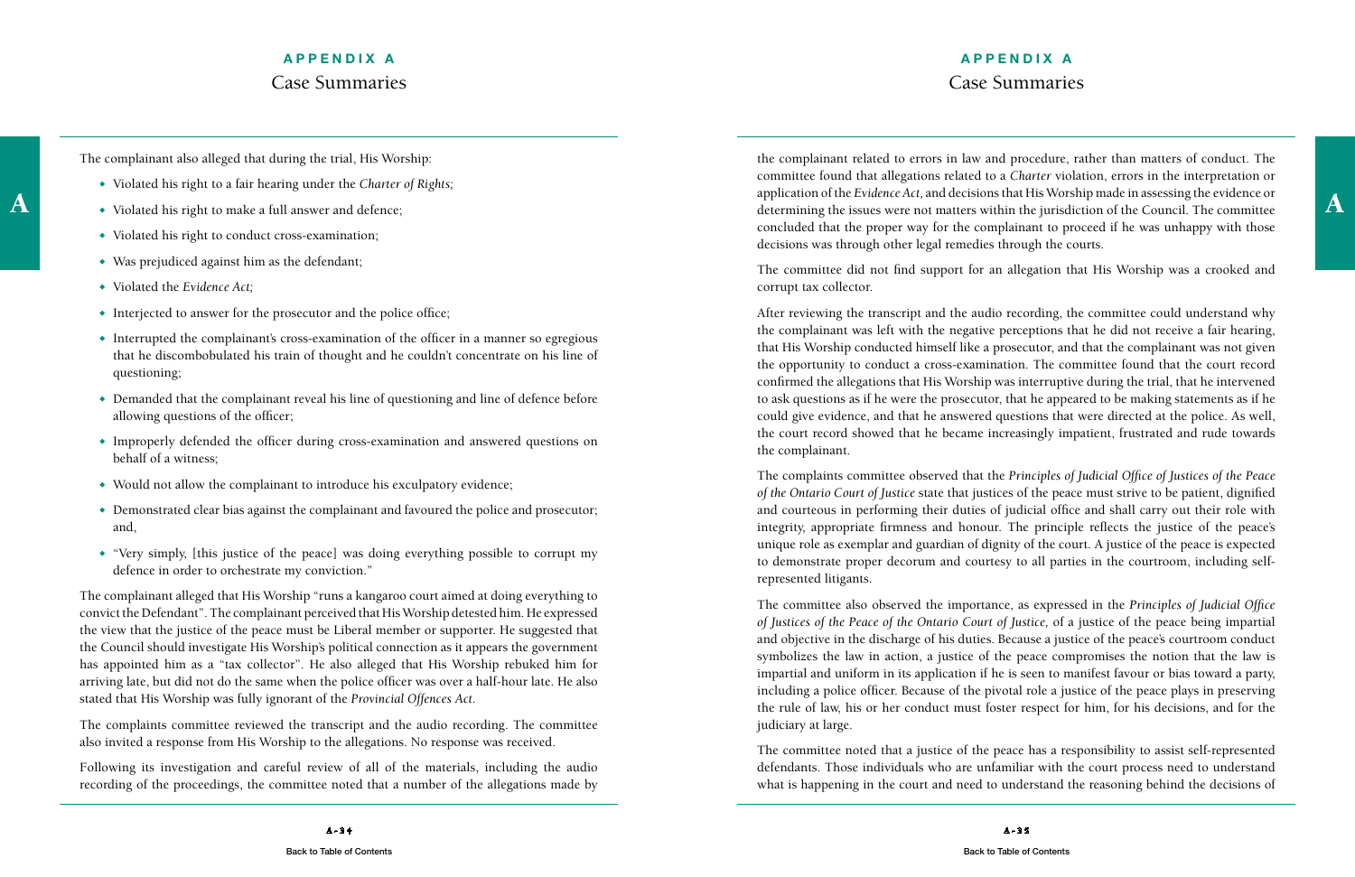The complainant also alleged that during the trial, His Worship:

- Violated his right to a fair hearing under the *Charter of Rights;*
- Violated his right to make a full answer and defence;
- Violated his right to conduct cross-examination;
- Was prejudiced against him as the defendant;
- Violated the *Evidence Act;*
- Interjected to answer for the prosecutor and the police office;
- Interrupted the complainant's cross-examination of the officer in a manner so egregious that he discombobulated his train of thought and he couldn't concentrate on his line of questioning;
- Demanded that the complainant reveal his line of questioning and line of defence before allowing questions of the officer;
- Improperly defended the officer during cross-examination and answered questions on behalf of a witness;
- Would not allow the complainant to introduce his exculpatory evidence;
- Demonstrated clear bias against the complainant and favoured the police and prosecutor; and,
- "Very simply, [this justice of the peace] was doing everything possible to corrupt my defence in order to orchestrate my conviction."

The complainant alleged that His Worship "runs a kangaroo court aimed at doing everything to convict the Defendant". The complainant perceived that His Worship detested him. He expressed the view that the justice of the peace must be Liberal member or supporter. He suggested that the Council should investigate His Worship's political connection as it appears the government has appointed him as a "tax collector". He also alleged that His Worship rebuked him for arriving late, but did not do the same when the police officer was over a half-hour late. He also stated that His Worship was fully ignorant of the *Provincial Offences Act*.

The complaints committee reviewed the transcript and the audio recording. The committee also invited a response from His Worship to the allegations. No response was received.

Following its investigation and careful review of all of the materials, including the audio recording of the proceedings, the committee noted that a number of the allegations made by the complainant related to errors in law and procedure, rather than matters of conduct. The committee found that allegations related to a *Charter* violation, errors in the interpretation or application of the *Evidence Act,* and decisions that His Worship made in assessing the evidence or determining the issues were not matters within the jurisdiction of the Council. The committee concluded that the proper way for the complainant to proceed if he was unhappy with those decisions was through other legal remedies through the courts.

The committee did not find support for an allegation that His Worship was a crooked and corrupt tax collector.

After reviewing the transcript and the audio recording, the committee could understand why the complainant was left with the negative perceptions that he did not receive a fair hearing, that His Worship conducted himself like a prosecutor, and that the complainant was not given the opportunity to conduct a cross-examination. The committee found that the court record confirmed the allegations that His Worship was interruptive during the trial, that he intervened to ask questions as if he were the prosecutor, that he appeared to be making statements as if he could give evidence, and that he answered questions that were directed at the police. As well, the court record showed that he became increasingly impatient, frustrated and rude towards the complainant.

The complaints committee observed that the *Principles of Judicial Office of Justices of the Peace of the Ontario Court of Justice* state that justices of the peace must strive to be patient, dignified and courteous in performing their duties of judicial office and shall carry out their role with integrity, appropriate firmness and honour. The principle reflects the justice of the peace's unique role as exemplar and guardian of dignity of the court. A justice of the peace is expected to demonstrate proper decorum and courtesy to all parties in the courtroom, including self-represented litigants.

The committee also observed the importance, as expressed in the *Principles of Judicial Office of Justices of the Peace of the Ontario Court of Justice,* of a justice of the peace being impartial and objective in the discharge of his duties. Because a justice of the peace's courtroom conduct symbolizes the law in action, a justice of the peace compromises the notion that the law is impartial and uniform in its application if he is seen to manifest favour or bias toward a party, including a police officer. Because of the pivotal role a justice of the peace plays in preserving the rule of law, his or her conduct must foster respect for him, for his decisions, and for the judiciary at large.

The committee noted that a justice of the peace has a responsibility to assist self-represented defendants. Those individuals who are unfamiliar with the court process need to understand what is happening in the court and need to understand the reasoning behind the decisions of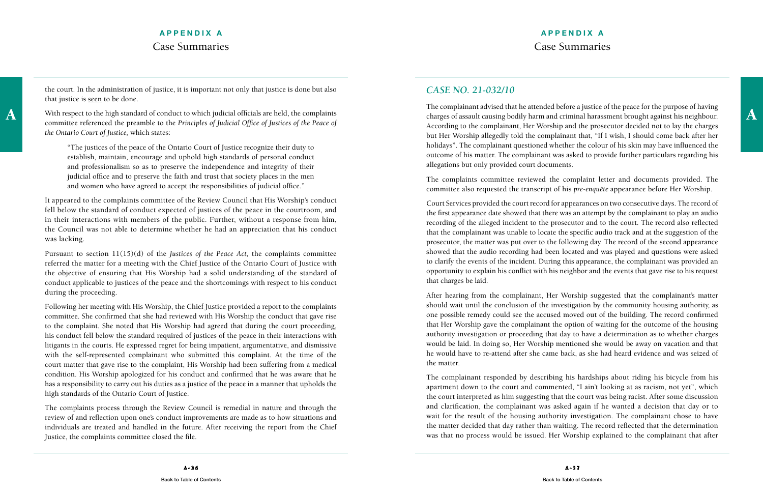the court. In the administration of justice, it is important not only that justice is done but also that justice is seen to be done.

With respect to the high standard of conduct to which judicial officials are held, the complaints committee referenced the preamble to the *Principles of Judicial Office of Justices of the Peace of the Ontario Court of Justice,* which states:

> "The justices of the peace of the Ontario Court of Justice recognize their duty to establish, maintain, encourage and uphold high standards of personal conduct and professionalism so as to preserve the independence and integrity of their judicial office and to preserve the faith and trust that society places in the men and women who have agreed to accept the responsibilities of judicial office."

It appeared to the complaints committee of the Review Council that His Worship's conduct fell below the standard of conduct expected of justices of the peace in the courtroom, and in their interactions with members of the public. Further, without a response from him, the Council was not able to determine whether he had an appreciation that his conduct was lacking.

Pursuant to section 11(15)(d) of the *Justices of the Peace Act,* the complaints committee referred the matter for a meeting with the Chief Justice of the Ontario Court of Justice with the objective of ensuring that His Worship had a solid understanding of the standard of conduct applicable to justices of the peace and the shortcomings with respect to his conduct during the proceeding.

Following her meeting with His Worship, the Chief Justice provided a report to the complaints committee. She confirmed that she had reviewed with His Worship the conduct that gave rise to the complaint. She noted that His Worship had agreed that during the court proceeding, his conduct fell below the standard required of justices of the peace in their interactions with litigants in the courts. He expressed regret for being impatient, argumentative, and dismissive with the self-represented complainant who submitted this complaint. At the time of the court matter that gave rise to the complaint, His Worship had been suffering from a medical condition. His Worship apologized for his conduct and confirmed that he was aware that he has a responsibility to carry out his duties as a justice of the peace in a manner that upholds the high standards of the Ontario Court of Justice.

The complaints process through the Review Council is remedial in nature and through the review of and reflection upon one's conduct improvements are made as to how situations and individuals are treated and handled in the future. After receiving the report from the Chief Justice, the complaints committee closed the file.

## *CASE NO. 21-032/10*

The complainant advised that he attended before a justice of the peace for the purpose of having charges of assault causing bodily harm and criminal harassment brought against his neighbour. According to the complainant, Her Worship and the prosecutor decided not to lay the charges but Her Worship allegedly told the complainant that, "If I wish, I should come back after her holidays". The complainant questioned whether the colour of his skin may have influenced the outcome of his matter. The complainant was asked to provide further particulars regarding his allegations but only provided court documents.

The complaints committee reviewed the complaint letter and documents provided. The committee also requested the transcript of his *pre-enquête* appearance before Her Worship.

Court Services provided the court record for appearances on two consecutive days. The record of the first appearance date showed that there was an attempt by the complainant to play an audio recording of the alleged incident to the prosecutor and to the court. The record also reflected that the complainant was unable to locate the specific audio track and at the suggestion of the prosecutor, the matter was put over to the following day. The record of the second appearance showed that the audio recording had been located and was played and questions were asked to clarify the events of the incident. During this appearance, the complainant was provided an opportunity to explain his conflict with his neighbor and the events that gave rise to his request that charges be laid.

After hearing from the complainant, Her Worship suggested that the complainant's matter should wait until the conclusion of the investigation by the community housing authority, as one possible remedy could see the accused moved out of the building. The record confirmed that Her Worship gave the complainant the option of waiting for the outcome of the housing authority investigation or proceeding that day to have a determination as to whether charges would be laid. In doing so, Her Worship mentioned she would be away on vacation and that he would have to re-attend after she came back, as she had heard evidence and was seized of the matter.

The complainant responded by describing his hardships about riding his bicycle from his apartment down to the court and commented, "I ain't looking at as racism, not yet", which the court interpreted as him suggesting that the court was being racist. After some discussion and clarification, the complainant was asked again if he wanted a decision that day or to wait for the result of the housing authority investigation. The complainant chose to have the matter decided that day rather than waiting. The record reflected that the determination was that no process would be issued. Her Worship explained to the complainant that after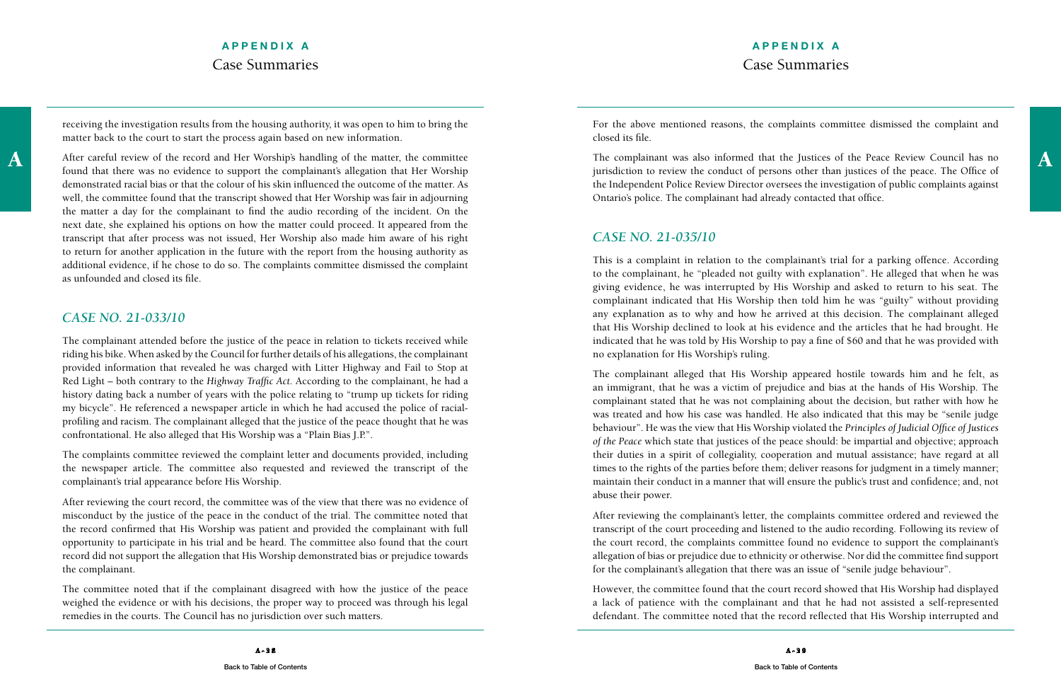receiving the investigation results from the housing authority, it was open to him to bring the matter back to the court to start the process again based on new information.

After careful review of the record and Her Worship's handling of the matter, the committee found that there was no evidence to support the complainant's allegation that Her Worship demonstrated racial bias or that the colour of his skin influenced the outcome of the matter. As well, the committee found that the transcript showed that Her Worship was fair in adjourning the matter a day for the complainant to find the audio recording of the incident. On the next date, she explained his options on how the matter could proceed. It appeared from the transcript that after process was not issued, Her Worship also made him aware of his right to return for another application in the future with the report from the housing authority as additional evidence, if he chose to do so. The complaints committee dismissed the complaint as unfounded and closed its file.

## *CASE NO. 21-033/10*

The complainant attended before the justice of the peace in relation to tickets received while riding his bike. When asked by the Council for further details of his allegations, the complainant provided information that revealed he was charged with Litter Highway and Fail to Stop at Red Light – both contrary to the *Highway Traffic Act*. According to the complainant, he had a history dating back a number of years with the police relating to "trump up tickets for riding my bicycle". He referenced a newspaper article in which he had accused the police of racial-profiling and racism. The complainant alleged that the justice of the peace thought that he was confrontational. He also alleged that His Worship was a "Plain Bias J.P.".

The complaints committee reviewed the complaint letter and documents provided, including the newspaper article. The committee also requested and reviewed the transcript of the complainant's trial appearance before His Worship.

After reviewing the court record, the committee was of the view that there was no evidence of misconduct by the justice of the peace in the conduct of the trial. The committee noted that the record confirmed that His Worship was patient and provided the complainant with full opportunity to participate in his trial and be heard. The committee also found that the court record did not support the allegation that His Worship demonstrated bias or prejudice towards the complainant.

The committee noted that if the complainant disagreed with how the justice of the peace weighed the evidence or with his decisions, the proper way to proceed was through his legal remedies in the courts. The Council has no jurisdiction over such matters.

For the above mentioned reasons, the complaints committee dismissed the complaint and closed its file.

The complainant was also informed that the Justices of the Peace Review Council has no jurisdiction to review the conduct of persons other than justices of the peace. The Office of the Independent Police Review Director oversees the investigation of public complaints against Ontario's police. The complainant had already contacted that office.

## *CASE NO. 21-035/10*

This is a complaint in relation to the complainant's trial for a parking offence. According to the complainant, he "pleaded not guilty with explanation". He alleged that when he was giving evidence, he was interrupted by His Worship and asked to return to his seat. The complainant indicated that His Worship then told him he was "guilty" without providing any explanation as to why and how he arrived at this decision. The complainant alleged that His Worship declined to look at his evidence and the articles that he had brought. He indicated that he was told by His Worship to pay a fine of $60 and that he was provided with no explanation for His Worship's ruling.

The complainant alleged that His Worship appeared hostile towards him and he felt, as an immigrant, that he was a victim of prejudice and bias at the hands of His Worship. The complainant stated that he was not complaining about the decision, but rather with how he was treated and how his case was handled. He also indicated that this may be "senile judge behaviour". He was the view that His Worship violated the *Principles of Judicial Office of Justices of the Peace* which state that justices of the peace should: be impartial and objective; approach their duties in a spirit of collegiality, cooperation and mutual assistance; have regard at all times to the rights of the parties before them; deliver reasons for judgment in a timely manner; maintain their conduct in a manner that will ensure the public's trust and confidence; and, not abuse their power.

After reviewing the complainant's letter, the complaints committee ordered and reviewed the transcript of the court proceeding and listened to the audio recording. Following its review of the court record, the complaints committee found no evidence to support the complainant's allegation of bias or prejudice due to ethnicity or otherwise. Nor did the committee find support for the complainant's allegation that there was an issue of "senile judge behaviour".

However, the committee found that the court record showed that His Worship had displayed a lack of patience with the complainant and that he had not assisted a self-represented defendant. The committee noted that the record reflected that His Worship interrupted and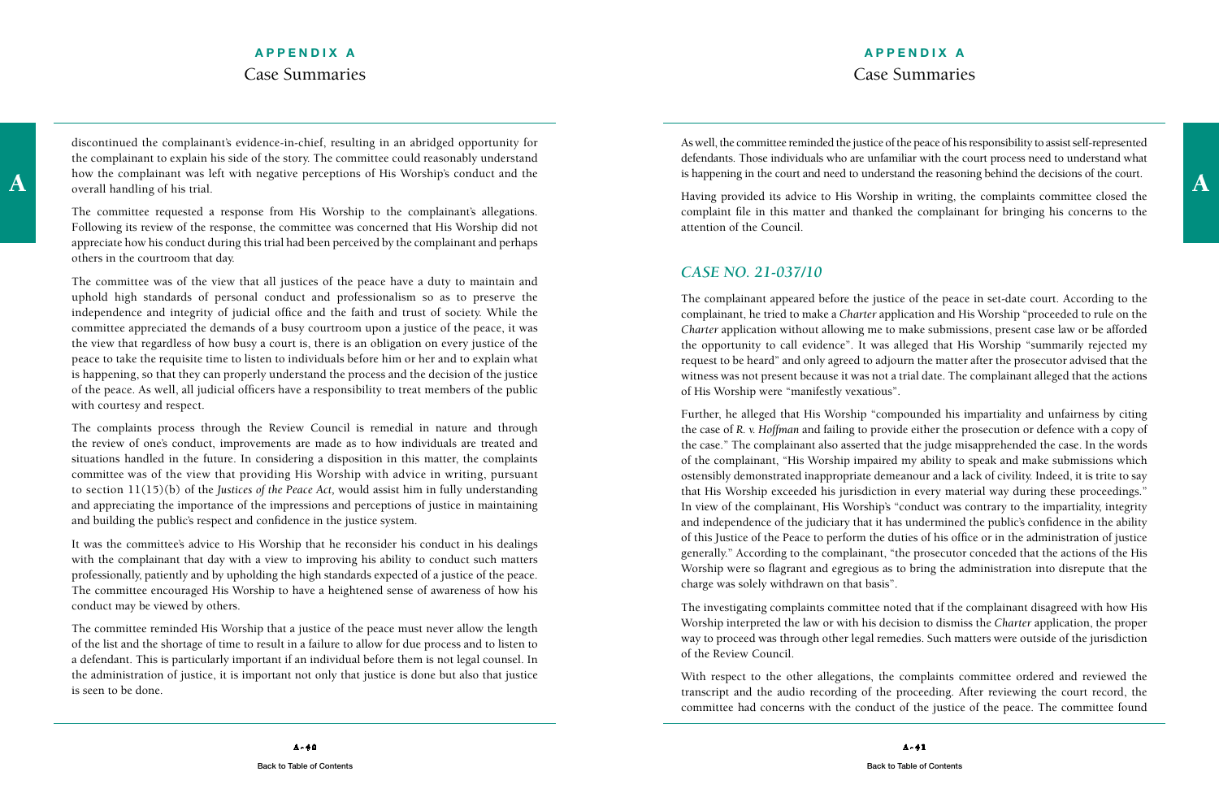discontinued the complainant's evidence-in-chief, resulting in an abridged opportunity for the complainant to explain his side of the story. The committee could reasonably understand how the complainant was left with negative perceptions of His Worship's conduct and the overall handling of his trial.

The committee requested a response from His Worship to the complainant's allegations. Following its review of the response, the committee was concerned that His Worship did not appreciate how his conduct during this trial had been perceived by the complainant and perhaps others in the courtroom that day.

The committee was of the view that all justices of the peace have a duty to maintain and uphold high standards of personal conduct and professionalism so as to preserve the independence and integrity of judicial office and the faith and trust of society. While the committee appreciated the demands of a busy courtroom upon a justice of the peace, it was the view that regardless of how busy a court is, there is an obligation on every justice of the peace to take the requisite time to listen to individuals before him or her and to explain what is happening, so that they can properly understand the process and the decision of the justice of the peace. As well, all judicial officers have a responsibility to treat members of the public with courtesy and respect.

The complaints process through the Review Council is remedial in nature and through the review of one's conduct, improvements are made as to how individuals are treated and situations handled in the future. In considering a disposition in this matter, the complaints committee was of the view that providing His Worship with advice in writing, pursuant to section 11(15)(b) of the *Justices of the Peace Act*, would assist him in fully understanding and appreciating the importance of the impressions and perceptions of justice in maintaining and building the public's respect and confidence in the justice system.

It was the committee's advice to His Worship that he reconsider his conduct in his dealings with the complainant that day with a view to improving his ability to conduct such matters professionally, patiently and by upholding the high standards expected of a justice of the peace. The committee encouraged His Worship to have a heightened sense of awareness of how his conduct may be viewed by others.

The committee reminded His Worship that a justice of the peace must never allow the length of the list and the shortage of time to result in a failure to allow for due process and to listen to a defendant. This is particularly important if an individual before them is not legal counsel. In the administration of justice, it is important not only that justice is done but also that justice is seen to be done.

As well, the committee reminded the justice of the peace of his responsibility to assist self-represented defendants. Those individuals who are unfamiliar with the court process need to understand what is happening in the court and need to understand the reasoning behind the decisions of the court.

Having provided its advice to His Worship in writing, the complaints committee closed the complaint file in this matter and thanked the complainant for bringing his concerns to the attention of the Council.

## *CASE NO. 21-037/10*

The complainant appeared before the justice of the peace in set-date court. According to the complainant, he tried to make a *Charter* application and His Worship "proceeded to rule on the *Charter* application without allowing me to make submissions, present case law or be afforded the opportunity to call evidence". It was alleged that His Worship "summarily rejected my request to be heard" and only agreed to adjourn the matter after the prosecutor advised that the witness was not present because it was not a trial date. The complainant alleged that the actions of His Worship were "manifestly vexatious".

Further, he alleged that His Worship "compounded his impartiality and unfairness by citing the case of *R. v. Hoffman* and failing to provide either the prosecution or defence with a copy of the case." The complainant also asserted that the judge misapprehended the case. In the words of the complainant, "His Worship impaired my ability to speak and make submissions which ostensibly demonstrated inappropriate demeanour and a lack of civility. Indeed, it is trite to say that His Worship exceeded his jurisdiction in every material way during these proceedings." In view of the complainant, His Worship's "conduct was contrary to the impartiality, integrity and independence of the judiciary that it has undermined the public's confidence in the ability of this Justice of the Peace to perform the duties of his office or in the administration of justice generally." According to the complainant, "the prosecutor conceded that the actions of the His Worship were so flagrant and egregious as to bring the administration into disrepute that the charge was solely withdrawn on that basis".

The investigating complaints committee noted that if the complainant disagreed with how His Worship interpreted the law or with his decision to dismiss the *Charter* application, the proper way to proceed was through other legal remedies. Such matters were outside of the jurisdiction of the Review Council.

With respect to the other allegations, the complaints committee ordered and reviewed the transcript and the audio recording of the proceeding. After reviewing the court record, the committee had concerns with the conduct of the justice of the peace. The committee found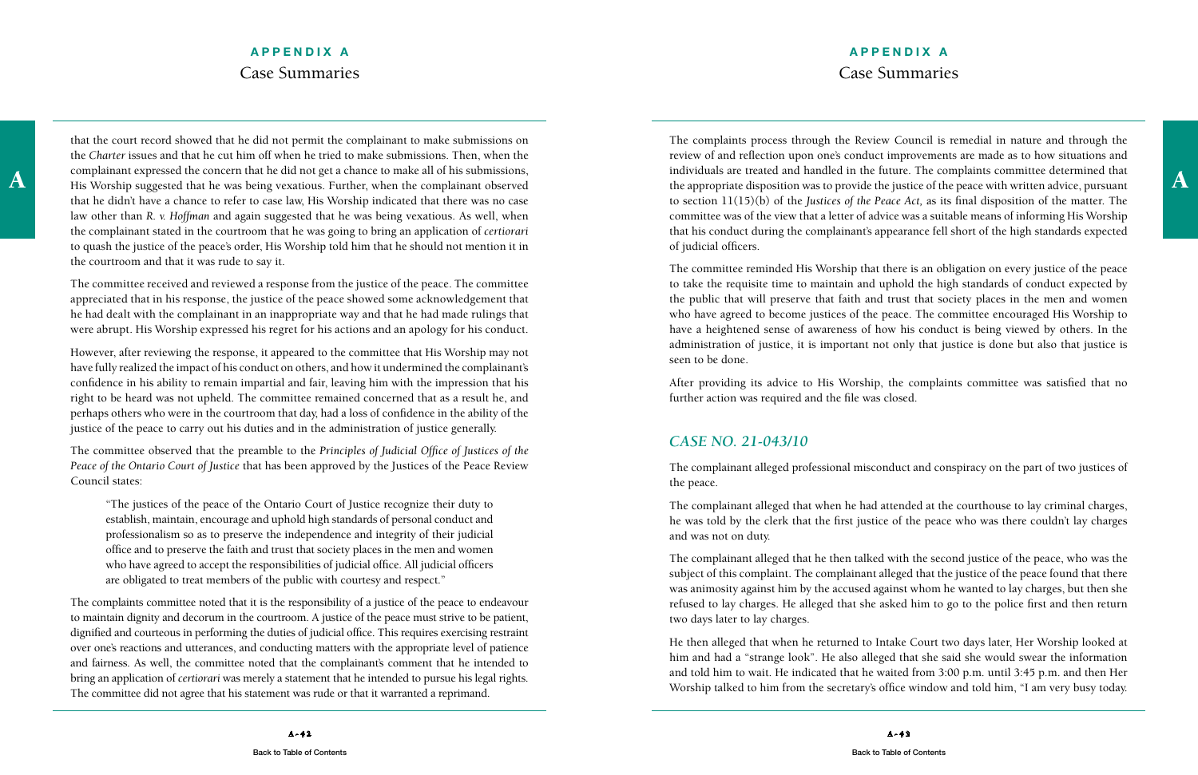that the court record showed that he did not permit the complainant to make submissions on the *Charter* issues and that he cut him off when he tried to make submissions. Then, when the complainant expressed the concern that he did not get a chance to make all of his submissions, His Worship suggested that he was being vexatious. Further, when the complainant observed that he didn't have a chance to refer to case law, His Worship indicated that there was no case law other than *R. v. Hoffman* and again suggested that he was being vexatious. As well, when the complainant stated in the courtroom that he was going to bring an application of *certiorari* to quash the justice of the peace's order, His Worship told him that he should not mention it in the courtroom and that it was rude to say it.

The committee received and reviewed a response from the justice of the peace. The committee appreciated that in his response, the justice of the peace showed some acknowledgement that he had dealt with the complainant in an inappropriate way and that he had made rulings that were abrupt. His Worship expressed his regret for his actions and an apology for his conduct.

However, after reviewing the response, it appeared to the committee that His Worship may not have fully realized the impact of his conduct on others, and how it undermined the complainant's confidence in his ability to remain impartial and fair, leaving him with the impression that his right to be heard was not upheld. The committee remained concerned that as a result he, and perhaps others who were in the courtroom that day, had a loss of confidence in the ability of the justice of the peace to carry out his duties and in the administration of justice generally.

The committee observed that the preamble to the *Principles of Judicial Office of Justices of the Peace of the Ontario Court of Justice* that has been approved by the Justices of the Peace Review Council states:

> "The justices of the peace of the Ontario Court of Justice recognize their duty to establish, maintain, encourage and uphold high standards of personal conduct and professionalism so as to preserve the independence and integrity of their judicial office and to preserve the faith and trust that society places in the men and women who have agreed to accept the responsibilities of judicial office. All judicial officers are obligated to treat members of the public with courtesy and respect."

The complaints committee noted that it is the responsibility of a justice of the peace to endeavour to maintain dignity and decorum in the courtroom. A justice of the peace must strive to be patient, dignified and courteous in performing the duties of judicial office. This requires exercising restraint over one's reactions and utterances, and conducting matters with the appropriate level of patience and fairness. As well, the committee noted that the complainant's comment that he intended to bring an application of *certiorari* was merely a statement that he intended to pursue his legal rights. The committee did not agree that his statement was rude or that it warranted a reprimand.

The complaints process through the Review Council is remedial in nature and through the review of and reflection upon one's conduct improvements are made as to how situations and individuals are treated and handled in the future. The complaints committee determined that the appropriate disposition was to provide the justice of the peace with written advice, pursuant to section 11(15)(b) of the *Justices of the Peace Act,* as its final disposition of the matter. The committee was of the view that a letter of advice was a suitable means of informing His Worship that his conduct during the complainant's appearance fell short of the high standards expected of judicial officers.

The committee reminded His Worship that there is an obligation on every justice of the peace to take the requisite time to maintain and uphold the high standards of conduct expected by the public that will preserve that faith and trust that society places in the men and women who have agreed to become justices of the peace. The committee encouraged His Worship to have a heightened sense of awareness of how his conduct is being viewed by others. In the administration of justice, it is important not only that justice is done but also that justice is seen to be done.

After providing its advice to His Worship, the complaints committee was satisfied that no further action was required and the file was closed.

## *CASE NO. 21-043/10*

The complainant alleged professional misconduct and conspiracy on the part of two justices of the peace.

The complainant alleged that when he had attended at the courthouse to lay criminal charges, he was told by the clerk that the first justice of the peace who was there couldn't lay charges and was not on duty.

The complainant alleged that he then talked with the second justice of the peace, who was the subject of this complaint. The complainant alleged that the justice of the peace found that there was animosity against him by the accused against whom he wanted to lay charges, but then she refused to lay charges. He alleged that she asked him to go to the police first and then return two days later to lay charges.

He then alleged that when he returned to Intake Court two days later, Her Worship looked at him and had a "strange look". He also alleged that she said she would swear the information and told him to wait. He indicated that he waited from 3:00 p.m. until 3:45 p.m. and then Her Worship talked to him from the secretary's office window and told him, "I am very busy today.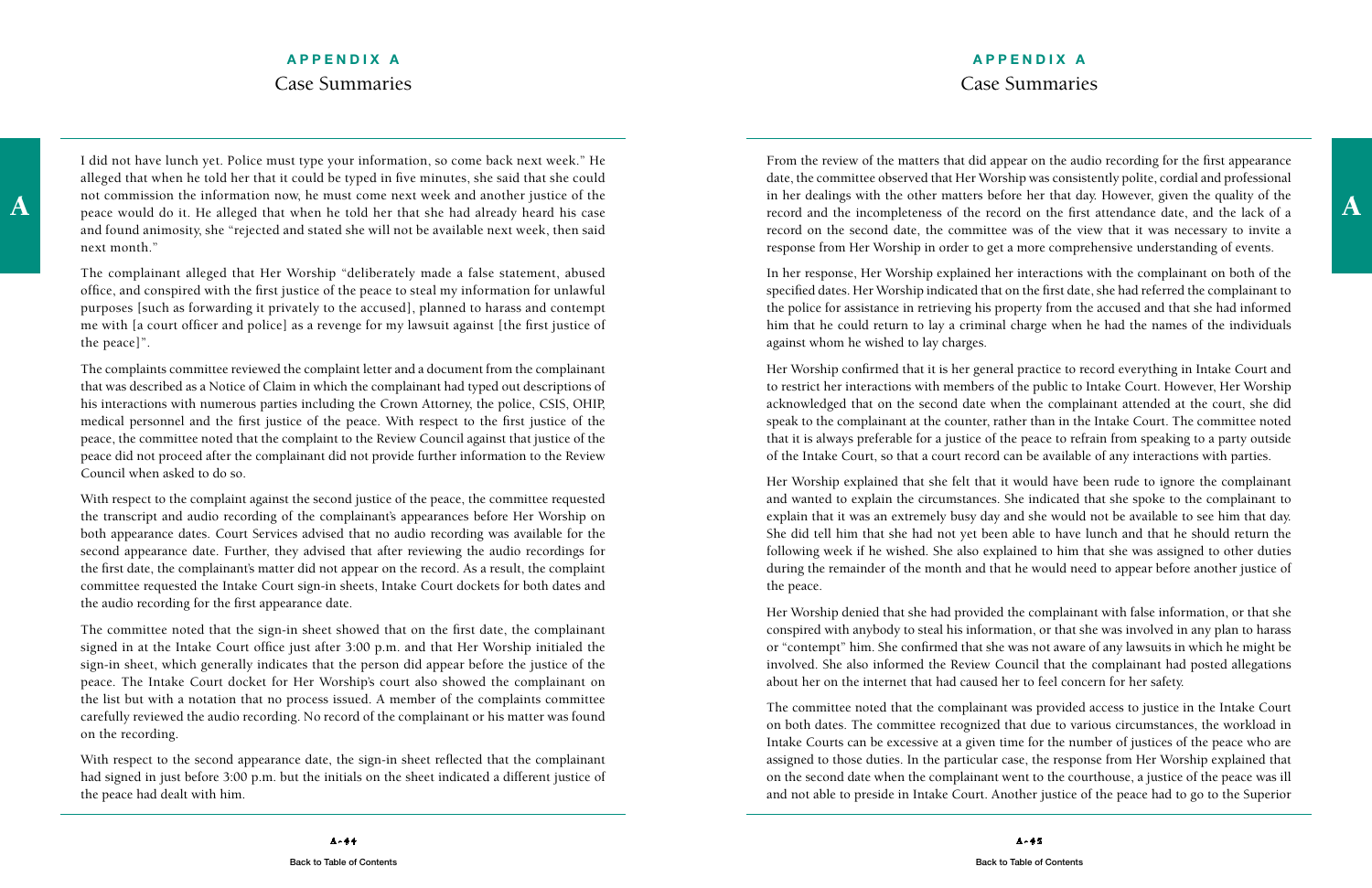I did not have lunch yet. Police must type your information, so come back next week." He alleged that when he told her that it could be typed in five minutes, she said that she could not commission the information now, he must come next week and another justice of the peace would do it. He alleged that when he told her that she had already heard his case and found animosity, she "rejected and stated she will not be available next week, then said next month."

The complainant alleged that Her Worship "deliberately made a false statement, abused office, and conspired with the first justice of the peace to steal my information for unlawful purposes [such as forwarding it privately to the accused], planned to harass and contempt me with [a court officer and police] as a revenge for my lawsuit against [the first justice of the peace]".

The complaints committee reviewed the complaint letter and a document from the complainant that was described as a Notice of Claim in which the complainant had typed out descriptions of his interactions with numerous parties including the Crown Attorney, the police, CSIS, OHIP, medical personnel and the first justice of the peace. With respect to the first justice of the peace, the committee noted that the complaint to the Review Council against that justice of the peace did not proceed after the complainant did not provide further information to the Review Council when asked to do so.

With respect to the complaint against the second justice of the peace, the committee requested the transcript and audio recording of the complainant's appearances before Her Worship on both appearance dates. Court Services advised that no audio recording was available for the second appearance date. Further, they advised that after reviewing the audio recordings for the first date, the complainant's matter did not appear on the record. As a result, the complaint committee requested the Intake Court sign-in sheets, Intake Court dockets for both dates and the audio recording for the first appearance date.

The committee noted that the sign-in sheet showed that on the first date, the complainant signed in at the Intake Court office just after 3:00 p.m. and that Her Worship initialed the sign-in sheet, which generally indicates that the person did appear before the justice of the peace. The Intake Court docket for Her Worship's court also showed the complainant on the list but with a notation that no process issued. A member of the complaints committee carefully reviewed the audio recording. No record of the complainant or his matter was found on the recording.

With respect to the second appearance date, the sign-in sheet reflected that the complainant had signed in just before 3:00 p.m. but the initials on the sheet indicated a different justice of the peace had dealt with him.

From the review of the matters that did appear on the audio recording for the first appearance date, the committee observed that Her Worship was consistently polite, cordial and professional in her dealings with the other matters before her that day. However, given the quality of the record and the incompleteness of the record on the first attendance date, and the lack of a record on the second date, the committee was of the view that it was necessary to invite a response from Her Worship in order to get a more comprehensive understanding of events.

In her response, Her Worship explained her interactions with the complainant on both of the specified dates. Her Worship indicated that on the first date, she had referred the complainant to the police for assistance in retrieving his property from the accused and that she had informed him that he could return to lay a criminal charge when he had the names of the individuals against whom he wished to lay charges.

Her Worship confirmed that it is her general practice to record everything in Intake Court and to restrict her interactions with members of the public to Intake Court. However, Her Worship acknowledged that on the second date when the complainant attended at the court, she did speak to the complainant at the counter, rather than in the Intake Court. The committee noted that it is always preferable for a justice of the peace to refrain from speaking to a party outside of the Intake Court, so that a court record can be available of any interactions with parties.

Her Worship explained that she felt that it would have been rude to ignore the complainant and wanted to explain the circumstances. She indicated that she spoke to the complainant to explain that it was an extremely busy day and she would not be available to see him that day. She did tell him that she had not yet been able to have lunch and that he should return the following week if he wished. She also explained to him that she was assigned to other duties during the remainder of the month and that he would need to appear before another justice of the peace.

Her Worship denied that she had provided the complainant with false information, or that she conspired with anybody to steal his information, or that she was involved in any plan to harass or "contempt" him. She confirmed that she was not aware of any lawsuits in which he might be involved. She also informed the Review Council that the complainant had posted allegations about her on the internet that had caused her to feel concern for her safety.

The committee noted that the complainant was provided access to justice in the Intake Court on both dates. The committee recognized that due to various circumstances, the workload in Intake Courts can be excessive at a given time for the number of justices of the peace who are assigned to those duties. In the particular case, the response from Her Worship explained that on the second date when the complainant went to the courthouse, a justice of the peace was ill and not able to preside in Intake Court. Another justice of the peace had to go to the Superior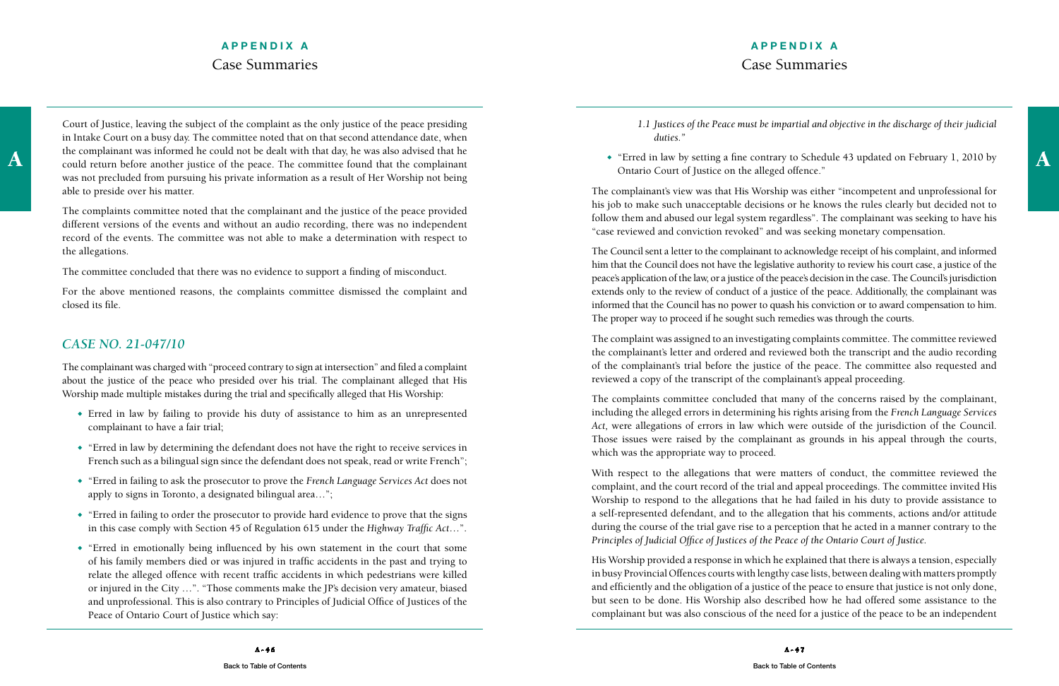Court of Justice, leaving the subject of the complaint as the only justice of the peace presiding in Intake Court on a busy day. The committee noted that on that second attendance date, when the complainant was informed he could not be dealt with that day, he was also advised that he could return before another justice of the peace. The committee found that the complainant was not precluded from pursuing his private information as a result of Her Worship not being able to preside over his matter.

The complaints committee noted that the complainant and the justice of the peace provided different versions of the events and without an audio recording, there was no independent record of the events. The committee was not able to make a determination with respect to the allegations.

The committee concluded that there was no evidence to support a finding of misconduct.

For the above mentioned reasons, the complaints committee dismissed the complaint and closed its file.

## *CASE NO. 21-047/10*

The complainant was charged with "proceed contrary to sign at intersection" and filed a complaint about the justice of the peace who presided over his trial. The complainant alleged that His Worship made multiple mistakes during the trial and specifically alleged that His Worship:

- Erred in law by failing to provide his duty of assistance to him as an unrepresented complainant to have a fair trial;
- "Erred in law by determining the defendant does not have the right to receive services in French such as a bilingual sign since the defendant does not speak, read or write French";
- "Erred in failing to ask the prosecutor to prove the *French Language Services Act* does not apply to signs in Toronto, a designated bilingual area…";
- "Erred in failing to order the prosecutor to provide hard evidence to prove that the signs in this case comply with Section 45 of Regulation 615 under the *Highway Traffic Act*…".
- "Erred in emotionally being influenced by his own statement in the court that some of his family members died or was injured in traffic accidents in the past and trying to relate the alleged offence with recent traffic accidents in which pedestrians were killed or injured in the City …". "Those comments make the JP's decision very amateur, biased and unprofessional. This is also contrary to Principles of Judicial Office of Justices of the Peace of Ontario Court of Justice which say:

  *1.1 Justices of the Peace must be impartial and objective in the discharge of their judicial duties."*

- "Erred in law by setting a fine contrary to Schedule 43 updated on February 1, 2010 by Ontario Court of Justice on the alleged offence."

The complainant's view was that His Worship was either "incompetent and unprofessional for his job to make such unacceptable decisions or he knows the rules clearly but decided not to follow them and abused our legal system regardless". The complainant was seeking to have his "case reviewed and conviction revoked" and was seeking monetary compensation.

The Council sent a letter to the complainant to acknowledge receipt of his complaint, and informed him that the Council does not have the legislative authority to review his court case, a justice of the peace's application of the law, or a justice of the peace's decision in the case. The Council's jurisdiction extends only to the review of conduct of a justice of the peace. Additionally, the complainant was informed that the Council has no power to quash his conviction or to award compensation to him. The proper way to proceed if he sought such remedies was through the courts.

The complaint was assigned to an investigating complaints committee. The committee reviewed the complainant's letter and ordered and reviewed both the transcript and the audio recording of the complainant's trial before the justice of the peace. The committee also requested and reviewed a copy of the transcript of the complainant's appeal proceeding.

The complaints committee concluded that many of the concerns raised by the complainant, including the alleged errors in determining his rights arising from the *French Language Services Act,* were allegations of errors in law which were outside of the jurisdiction of the Council. Those issues were raised by the complainant as grounds in his appeal through the courts, which was the appropriate way to proceed.

With respect to the allegations that were matters of conduct, the committee reviewed the complaint, and the court record of the trial and appeal proceedings. The committee invited His Worship to respond to the allegations that he had failed in his duty to provide assistance to a self-represented defendant, and to the allegation that his comments, actions and/or attitude during the course of the trial gave rise to a perception that he acted in a manner contrary to the *Principles of Judicial Office of Justices of the Peace of the Ontario Court of Justice*.

His Worship provided a response in which he explained that there is always a tension, especially in busy Provincial Offences courts with lengthy case lists, between dealing with matters promptly and efficiently and the obligation of a justice of the peace to ensure that justice is not only done, but seen to be done. His Worship also described how he had offered some assistance to the complainant but was also conscious of the need for a justice of the peace to be an independent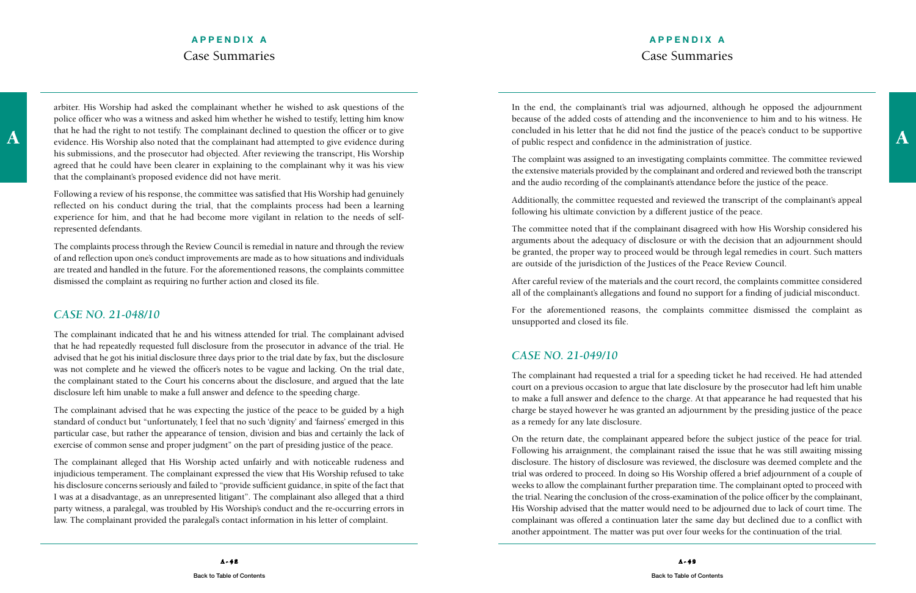arbiter. His Worship had asked the complainant whether he wished to ask questions of the police officer who was a witness and asked him whether he wished to testify, letting him know that he had the right to not testify. The complainant declined to question the officer or to give evidence. His Worship also noted that the complainant had attempted to give evidence during his submissions, and the prosecutor had objected. After reviewing the transcript, His Worship agreed that he could have been clearer in explaining to the complainant why it was his view that the complainant's proposed evidence did not have merit.

Following a review of his response, the committee was satisfied that His Worship had genuinely reflected on his conduct during the trial, that the complaints process had been a learning experience for him, and that he had become more vigilant in relation to the needs of self-represented defendants.

The complaints process through the Review Council is remedial in nature and through the review of and reflection upon one's conduct improvements are made as to how situations and individuals are treated and handled in the future. For the aforementioned reasons, the complaints committee dismissed the complaint as requiring no further action and closed its file.

## *CASE NO. 21-048/10*

The complainant indicated that he and his witness attended for trial. The complainant advised that he had repeatedly requested full disclosure from the prosecutor in advance of the trial. He advised that he got his initial disclosure three days prior to the trial date by fax, but the disclosure was not complete and he viewed the officer's notes to be vague and lacking. On the trial date, the complainant stated to the Court his concerns about the disclosure, and argued that the late disclosure left him unable to make a full answer and defence to the speeding charge.

The complainant advised that he was expecting the justice of the peace to be guided by a high standard of conduct but "unfortunately, I feel that no such 'dignity' and 'fairness' emerged in this particular case, but rather the appearance of tension, division and bias and certainly the lack of exercise of common sense and proper judgment" on the part of presiding justice of the peace.

The complainant alleged that His Worship acted unfairly and with noticeable rudeness and injudicious temperament. The complainant expressed the view that His Worship refused to take his disclosure concerns seriously and failed to "provide sufficient guidance, in spite of the fact that I was at a disadvantage, as an unrepresented litigant". The complainant also alleged that a third party witness, a paralegal, was troubled by His Worship's conduct and the re-occurring errors in law. The complainant provided the paralegal's contact information in his letter of complaint.

In the end, the complainant's trial was adjourned, although he opposed the adjournment because of the added costs of attending and the inconvenience to him and to his witness. He concluded in his letter that he did not find the justice of the peace's conduct to be supportive of public respect and confidence in the administration of justice.

The complaint was assigned to an investigating complaints committee. The committee reviewed the extensive materials provided by the complainant and ordered and reviewed both the transcript and the audio recording of the complainant's attendance before the justice of the peace.

Additionally, the committee requested and reviewed the transcript of the complainant's appeal following his ultimate conviction by a different justice of the peace.

The committee noted that if the complainant disagreed with how His Worship considered his arguments about the adequacy of disclosure or with the decision that an adjournment should be granted, the proper way to proceed would be through legal remedies in court. Such matters are outside of the jurisdiction of the Justices of the Peace Review Council.

After careful review of the materials and the court record, the complaints committee considered all of the complainant's allegations and found no support for a finding of judicial misconduct.

For the aforementioned reasons, the complaints committee dismissed the complaint as unsupported and closed its file.

## *CASE NO. 21-049/10*

The complainant had requested a trial for a speeding ticket he had received. He had attended court on a previous occasion to argue that late disclosure by the prosecutor had left him unable to make a full answer and defence to the charge. At that appearance he had requested that his charge be stayed however he was granted an adjournment by the presiding justice of the peace as a remedy for any late disclosure.

On the return date, the complainant appeared before the subject justice of the peace for trial. Following his arraignment, the complainant raised the issue that he was still awaiting missing disclosure. The history of disclosure was reviewed, the disclosure was deemed complete and the trial was ordered to proceed. In doing so His Worship offered a brief adjournment of a couple of weeks to allow the complainant further preparation time. The complainant opted to proceed with the trial. Nearing the conclusion of the cross-examination of the police officer by the complainant, His Worship advised that the matter would need to be adjourned due to lack of court time. The complainant was offered a continuation later the same day but declined due to a conflict with another appointment. The matter was put over four weeks for the continuation of the trial.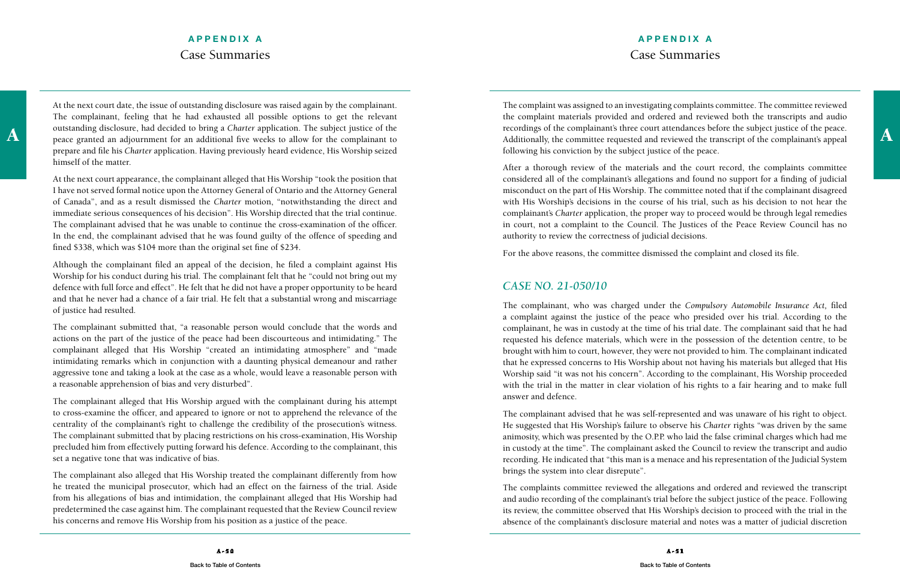At the next court date, the issue of outstanding disclosure was raised again by the complainant. The complainant, feeling that he had exhausted all possible options to get the relevant outstanding disclosure, had decided to bring a *Charter* application. The subject justice of the peace granted an adjournment for an additional five weeks to allow for the complainant to prepare and file his *Charter* application. Having previously heard evidence, His Worship seized himself of the matter.

At the next court appearance, the complainant alleged that His Worship "took the position that I have not served formal notice upon the Attorney General of Ontario and the Attorney General of Canada", and as a result dismissed the *Charter* motion, "notwithstanding the direct and immediate serious consequences of his decision". His Worship directed that the trial continue. The complainant advised that he was unable to continue the cross-examination of the officer. In the end, the complainant advised that he was found guilty of the offence of speeding and fined $338, which was $104 more than the original set fine of $234.

Although the complainant filed an appeal of the decision, he filed a complaint against His Worship for his conduct during his trial. The complainant felt that he "could not bring out my defence with full force and effect". He felt that he did not have a proper opportunity to be heard and that he never had a chance of a fair trial. He felt that a substantial wrong and miscarriage of justice had resulted.

The complainant submitted that, "a reasonable person would conclude that the words and actions on the part of the justice of the peace had been discourteous and intimidating." The complainant alleged that His Worship "created an intimidating atmosphere" and "made intimidating remarks which in conjunction with a daunting physical demeanour and rather aggressive tone and taking a look at the case as a whole, would leave a reasonable person with a reasonable apprehension of bias and very disturbed".

The complainant alleged that His Worship argued with the complainant during his attempt to cross-examine the officer, and appeared to ignore or not to apprehend the relevance of the centrality of the complainant's right to challenge the credibility of the prosecution's witness. The complainant submitted that by placing restrictions on his cross-examination, His Worship precluded him from effectively putting forward his defence. According to the complainant, this set a negative tone that was indicative of bias.

The complainant also alleged that His Worship treated the complainant differently from how he treated the municipal prosecutor, which had an effect on the fairness of the trial. Aside from his allegations of bias and intimidation, the complainant alleged that His Worship had predetermined the case against him. The complainant requested that the Review Council review his concerns and remove His Worship from his position as a justice of the peace.

The complaint was assigned to an investigating complaints committee. The committee reviewed the complaint materials provided and ordered and reviewed both the transcripts and audio recordings of the complainant's three court attendances before the subject justice of the peace. Additionally, the committee requested and reviewed the transcript of the complainant's appeal following his conviction by the subject justice of the peace.

After a thorough review of the materials and the court record, the complaints committee considered all of the complainant's allegations and found no support for a finding of judicial misconduct on the part of His Worship. The committee noted that if the complainant disagreed with His Worship's decisions in the course of his trial, such as his decision to not hear the complainant's *Charter* application, the proper way to proceed would be through legal remedies in court, not a complaint to the Council. The Justices of the Peace Review Council has no authority to review the correctness of judicial decisions.

For the above reasons, the committee dismissed the complaint and closed its file.

## *CASE NO. 21-050/10*

The complainant, who was charged under the *Compulsory Automobile Insurance Act,* filed a complaint against the justice of the peace who presided over his trial. According to the complainant, he was in custody at the time of his trial date. The complainant said that he had requested his defence materials, which were in the possession of the detention centre, to be brought with him to court, however, they were not provided to him. The complainant indicated that he expressed concerns to His Worship about not having his materials but alleged that His Worship said "it was not his concern". According to the complainant, His Worship proceeded with the trial in the matter in clear violation of his rights to a fair hearing and to make full answer and defence.

The complainant advised that he was self-represented and was unaware of his right to object. He suggested that His Worship's failure to observe his *Charter* rights "was driven by the same animosity, which was presented by the O.P.P. who laid the false criminal charges which had me in custody at the time". The complainant asked the Council to review the transcript and audio recording. He indicated that "this man is a menace and his representation of the Judicial System brings the system into clear disrepute".

The complaints committee reviewed the allegations and ordered and reviewed the transcript and audio recording of the complainant's trial before the subject justice of the peace. Following its review, the committee observed that His Worship's decision to proceed with the trial in the absence of the complainant's disclosure material and notes was a matter of judicial discretion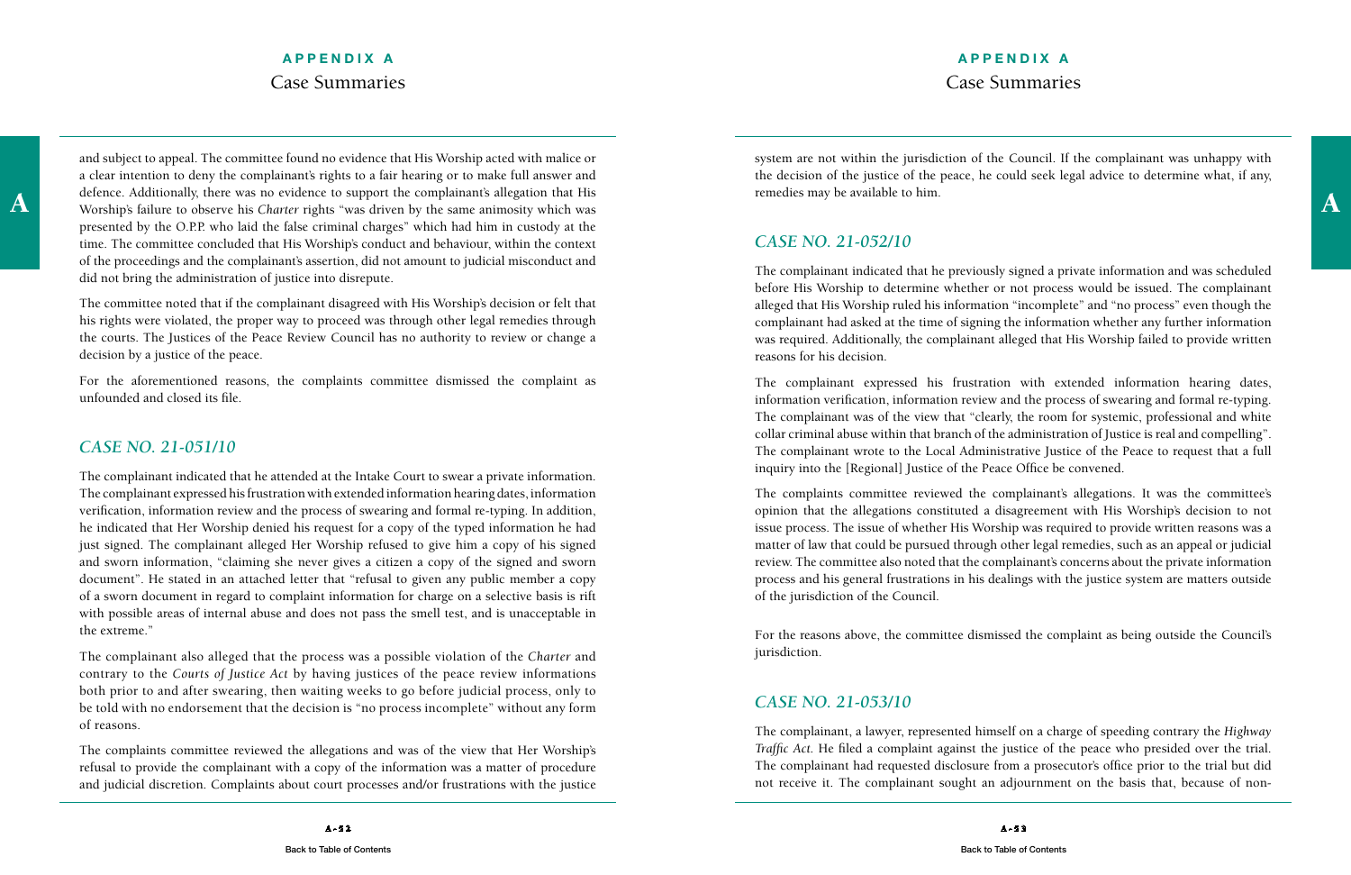and subject to appeal. The committee found no evidence that His Worship acted with malice or a clear intention to deny the complainant's rights to a fair hearing or to make full answer and defence. Additionally, there was no evidence to support the complainant's allegation that His Worship's failure to observe his *Charter* rights "was driven by the same animosity which was presented by the O.P.P. who laid the false criminal charges" which had him in custody at the time. The committee concluded that His Worship's conduct and behaviour, within the context of the proceedings and the complainant's assertion, did not amount to judicial misconduct and did not bring the administration of justice into disrepute.

The committee noted that if the complainant disagreed with His Worship's decision or felt that his rights were violated, the proper way to proceed was through other legal remedies through the courts. The Justices of the Peace Review Council has no authority to review or change a decision by a justice of the peace.

For the aforementioned reasons, the complaints committee dismissed the complaint as unfounded and closed its file.

## *CASE NO. 21-051/10*

The complainant indicated that he attended at the Intake Court to swear a private information. The complainant expressed his frustration with extended information hearing dates, information verification, information review and the process of swearing and formal re-typing. In addition, he indicated that Her Worship denied his request for a copy of the typed information he had just signed. The complainant alleged Her Worship refused to give him a copy of his signed and sworn information, "claiming she never gives a citizen a copy of the signed and sworn document". He stated in an attached letter that "refusal to given any public member a copy of a sworn document in regard to complaint information for charge on a selective basis is rift with possible areas of internal abuse and does not pass the smell test, and is unacceptable in the extreme."

The complainant also alleged that the process was a possible violation of the *Charter* and contrary to the *Courts of Justice Act* by having justices of the peace review informations both prior to and after swearing, then waiting weeks to go before judicial process, only to be told with no endorsement that the decision is "no process incomplete" without any form of reasons.

The complaints committee reviewed the allegations and was of the view that Her Worship's refusal to provide the complainant with a copy of the information was a matter of procedure and judicial discretion. Complaints about court processes and/or frustrations with the justice system are not within the jurisdiction of the Council. If the complainant was unhappy with the decision of the justice of the peace, he could seek legal advice to determine what, if any, remedies may be available to him.

## *CASE NO. 21-052/10*

The complainant indicated that he previously signed a private information and was scheduled before His Worship to determine whether or not process would be issued. The complainant alleged that His Worship ruled his information "incomplete" and "no process" even though the complainant had asked at the time of signing the information whether any further information was required. Additionally, the complainant alleged that His Worship failed to provide written reasons for his decision.

The complainant expressed his frustration with extended information hearing dates, information verification, information review and the process of swearing and formal re-typing. The complainant was of the view that "clearly, the room for systemic, professional and white collar criminal abuse within that branch of the administration of Justice is real and compelling". The complainant wrote to the Local Administrative Justice of the Peace to request that a full inquiry into the [Regional] Justice of the Peace Office be convened.

The complaints committee reviewed the complainant's allegations. It was the committee's opinion that the allegations constituted a disagreement with His Worship's decision to not issue process. The issue of whether His Worship was required to provide written reasons was a matter of law that could be pursued through other legal remedies, such as an appeal or judicial review. The committee also noted that the complainant's concerns about the private information process and his general frustrations in his dealings with the justice system are matters outside of the jurisdiction of the Council.

For the reasons above, the committee dismissed the complaint as being outside the Council's jurisdiction.

## *CASE NO. 21-053/10*

The complainant, a lawyer, represented himself on a charge of speeding contrary the *Highway Traffic Act*. He filed a complaint against the justice of the peace who presided over the trial. The complainant had requested disclosure from a prosecutor's office prior to the trial but did not receive it. The complainant sought an adjournment on the basis that, because of non-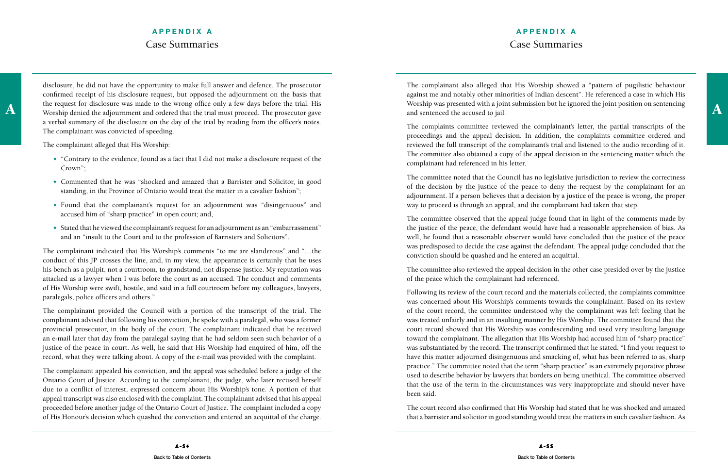disclosure, he did not have the opportunity to make full answer and defence. The prosecutor confirmed receipt of his disclosure request, but opposed the adjournment on the basis that the request for disclosure was made to the wrong office only a few days before the trial. His Worship denied the adjournment and ordered that the trial must proceed. The prosecutor gave a verbal summary of the disclosure on the day of the trial by reading from the officer's notes. The complainant was convicted of speeding.

The complainant alleged that His Worship:

- "Contrary to the evidence, found as a fact that I did not make a disclosure request of the Crown";
- Commented that he was "shocked and amazed that a Barrister and Solicitor, in good standing, in the Province of Ontario would treat the matter in a cavalier fashion";
- Found that the complainant's request for an adjournment was "disingenuous" and accused him of "sharp practice" in open court; and,
- Stated that he viewed the complainant's request for an adjournment as an "embarrassment" and an "insult to the Court and to the profession of Barristers and Solicitors".

The complainant indicated that His Worship's comments "to me are slanderous" and "…the conduct of this JP crosses the line, and, in my view, the appearance is certainly that he uses his bench as a pulpit, not a courtroom, to grandstand, not dispense justice. My reputation was attacked as a lawyer when I was before the court as an accused. The conduct and comments of His Worship were swift, hostile, and said in a full courtroom before my colleagues, lawyers, paralegals, police officers and others."

The complainant provided the Council with a portion of the transcript of the trial. The complainant advised that following his conviction, he spoke with a paralegal, who was a former provincial prosecutor, in the body of the court. The complainant indicated that he received an e-mail later that day from the paralegal saying that he had seldom seen such behavior of a justice of the peace in court. As well, he said that His Worship had enquired of him, off the record, what they were talking about. A copy of the e-mail was provided with the complaint.

The complainant appealed his conviction, and the appeal was scheduled before a judge of the Ontario Court of Justice. According to the complainant, the judge, who later recused herself due to a conflict of interest, expressed concern about His Worship's tone. A portion of that appeal transcript was also enclosed with the complaint. The complainant advised that his appeal proceeded before another judge of the Ontario Court of Justice. The complaint included a copy of His Honour's decision which quashed the conviction and entered an acquittal of the charge.

The complainant also alleged that His Worship showed a "pattern of pugilistic behaviour against me and notably other minorities of Indian descent". He referenced a case in which His Worship was presented with a joint submission but he ignored the joint position on sentencing and sentenced the accused to jail.

The complaints committee reviewed the complainant's letter, the partial transcripts of the proceedings and the appeal decision. In addition, the complaints committee ordered and reviewed the full transcript of the complainant's trial and listened to the audio recording of it. The committee also obtained a copy of the appeal decision in the sentencing matter which the complainant had referenced in his letter.

The committee noted that the Council has no legislative jurisdiction to review the correctness of the decision by the justice of the peace to deny the request by the complainant for an adjournment. If a person believes that a decision by a justice of the peace is wrong, the proper way to proceed is through an appeal, and the complainant had taken that step.

The committee observed that the appeal judge found that in light of the comments made by the justice of the peace, the defendant would have had a reasonable apprehension of bias. As well, he found that a reasonable observer would have concluded that the justice of the peace was predisposed to decide the case against the defendant. The appeal judge concluded that the conviction should be quashed and he entered an acquittal.

The committee also reviewed the appeal decision in the other case presided over by the justice of the peace which the complainant had referenced.

Following its review of the court record and the materials collected, the complaints committee was concerned about His Worship's comments towards the complainant. Based on its review of the court record, the committee understood why the complainant was left feeling that he was treated unfairly and in an insulting manner by His Worship. The committee found that the court record showed that His Worship was condescending and used very insulting language toward the complainant. The allegation that His Worship had accused him of "sharp practice" was substantiated by the record. The transcript confirmed that he stated, "I find your request to have this matter adjourned disingenuous and smacking of, what has been referred to as, sharp practice." The committee noted that the term "sharp practice" is an extremely pejorative phrase used to describe behavior by lawyers that borders on being unethical. The committee observed that the use of the term in the circumstances was very inappropriate and should never have been said.

The court record also confirmed that His Worship had stated that he was shocked and amazed that a barrister and solicitor in good standing would treat the matters in such cavalier fashion. As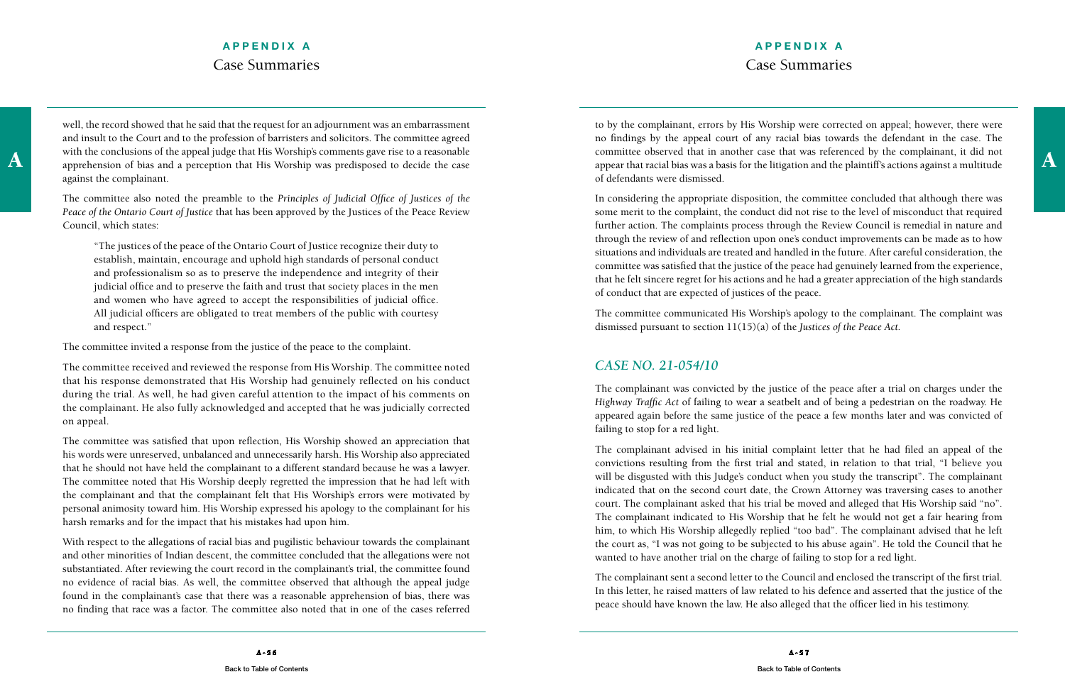well, the record showed that he said that the request for an adjournment was an embarrassment and insult to the Court and to the profession of barristers and solicitors. The committee agreed with the conclusions of the appeal judge that His Worship's comments gave rise to a reasonable apprehension of bias and a perception that His Worship was predisposed to decide the case against the complainant.

The committee also noted the preamble to the *Principles of Judicial Office of Justices of the Peace of the Ontario Court of Justice* that has been approved by the Justices of the Peace Review Council, which states:

> "The justices of the peace of the Ontario Court of Justice recognize their duty to establish, maintain, encourage and uphold high standards of personal conduct and professionalism so as to preserve the independence and integrity of their judicial office and to preserve the faith and trust that society places in the men and women who have agreed to accept the responsibilities of judicial office. All judicial officers are obligated to treat members of the public with courtesy and respect."

The committee invited a response from the justice of the peace to the complaint.

The committee received and reviewed the response from His Worship. The committee noted that his response demonstrated that His Worship had genuinely reflected on his conduct during the trial. As well, he had given careful attention to the impact of his comments on the complainant. He also fully acknowledged and accepted that he was judicially corrected on appeal.

The committee was satisfied that upon reflection, His Worship showed an appreciation that his words were unreserved, unbalanced and unnecessarily harsh. His Worship also appreciated that he should not have held the complainant to a different standard because he was a lawyer. The committee noted that His Worship deeply regretted the impression that he had left with the complainant and that the complainant felt that His Worship's errors were motivated by personal animosity toward him. His Worship expressed his apology to the complainant for his harsh remarks and for the impact that his mistakes had upon him.

With respect to the allegations of racial bias and pugilistic behaviour towards the complainant and other minorities of Indian descent, the committee concluded that the allegations were not substantiated. After reviewing the court record in the complainant's trial, the committee found no evidence of racial bias. As well, the committee observed that although the appeal judge found in the complainant's case that there was a reasonable apprehension of bias, there was no finding that race was a factor. The committee also noted that in one of the cases referred to by the complainant, errors by His Worship were corrected on appeal; however, there were no findings by the appeal court of any racial bias towards the defendant in the case. The committee observed that in another case that was referenced by the complainant, it did not appear that racial bias was a basis for the litigation and the plaintiff's actions against a multitude of defendants were dismissed.

In considering the appropriate disposition, the committee concluded that although there was some merit to the complaint, the conduct did not rise to the level of misconduct that required further action. The complaints process through the Review Council is remedial in nature and through the review of and reflection upon one's conduct improvements can be made as to how situations and individuals are treated and handled in the future. After careful consideration, the committee was satisfied that the justice of the peace had genuinely learned from the experience, that he felt sincere regret for his actions and he had a greater appreciation of the high standards of conduct that are expected of justices of the peace.

The committee communicated His Worship's apology to the complainant. The complaint was dismissed pursuant to section 11(15)(a) of the *Justices of the Peace Act*.

## *CASE NO. 21-054/10*

The complainant was convicted by the justice of the peace after a trial on charges under the *Highway Traffic Act* of failing to wear a seatbelt and of being a pedestrian on the roadway. He appeared again before the same justice of the peace a few months later and was convicted of failing to stop for a red light.

The complainant advised in his initial complaint letter that he had filed an appeal of the convictions resulting from the first trial and stated, in relation to that trial, "I believe you will be disgusted with this Judge's conduct when you study the transcript". The complainant indicated that on the second court date, the Crown Attorney was traversing cases to another court. The complainant asked that his trial be moved and alleged that His Worship said "no". The complainant indicated to His Worship that he felt he would not get a fair hearing from him, to which His Worship allegedly replied "too bad". The complainant advised that he left the court as, "I was not going to be subjected to his abuse again". He told the Council that he wanted to have another trial on the charge of failing to stop for a red light.

The complainant sent a second letter to the Council and enclosed the transcript of the first trial. In this letter, he raised matters of law related to his defence and asserted that the justice of the peace should have known the law. He also alleged that the officer lied in his testimony.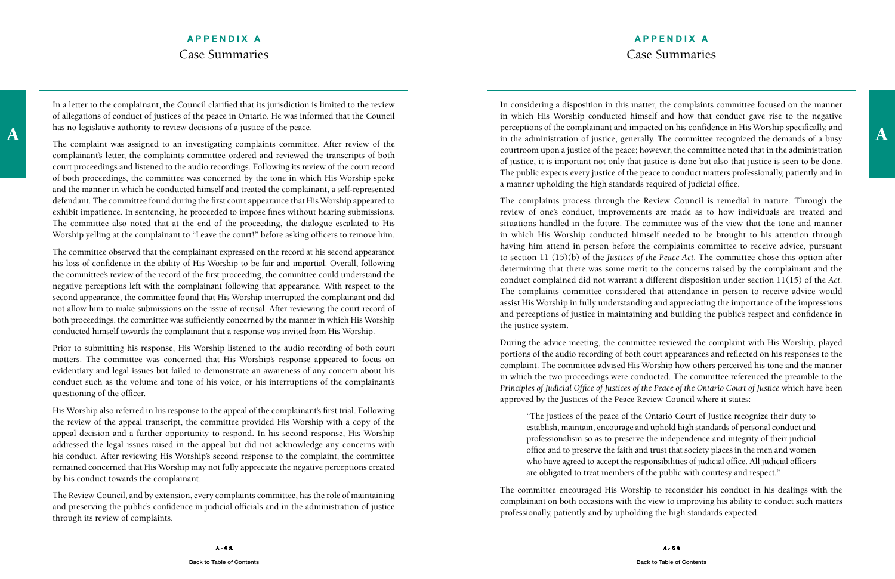In a letter to the complainant, the Council clarified that its jurisdiction is limited to the review of allegations of conduct of justices of the peace in Ontario. He was informed that the Council has no legislative authority to review decisions of a justice of the peace.

The complaint was assigned to an investigating complaints committee. After review of the complainant's letter, the complaints committee ordered and reviewed the transcripts of both court proceedings and listened to the audio recordings. Following its review of the court record of both proceedings, the committee was concerned by the tone in which His Worship spoke and the manner in which he conducted himself and treated the complainant, a self-represented defendant. The committee found during the first court appearance that His Worship appeared to exhibit impatience. In sentencing, he proceeded to impose fines without hearing submissions. The committee also noted that at the end of the proceeding, the dialogue escalated to His Worship yelling at the complainant to "Leave the court!" before asking officers to remove him.

The committee observed that the complainant expressed on the record at his second appearance his loss of confidence in the ability of His Worship to be fair and impartial. Overall, following the committee's review of the record of the first proceeding, the committee could understand the negative perceptions left with the complainant following that appearance. With respect to the second appearance, the committee found that His Worship interrupted the complainant and did not allow him to make submissions on the issue of recusal. After reviewing the court record of both proceedings, the committee was sufficiently concerned by the manner in which His Worship conducted himself towards the complainant that a response was invited from His Worship.

Prior to submitting his response, His Worship listened to the audio recording of both court matters. The committee was concerned that His Worship's response appeared to focus on evidentiary and legal issues but failed to demonstrate an awareness of any concern about his conduct such as the volume and tone of his voice, or his interruptions of the complainant's questioning of the officer.

His Worship also referred in his response to the appeal of the complainant's first trial. Following the review of the appeal transcript, the committee provided His Worship with a copy of the appeal decision and a further opportunity to respond. In his second response, His Worship addressed the legal issues raised in the appeal but did not acknowledge any concerns with his conduct. After reviewing His Worship's second response to the complaint, the committee remained concerned that His Worship may not fully appreciate the negative perceptions created by his conduct towards the complainant.

The Review Council, and by extension, every complaints committee, has the role of maintaining and preserving the public's confidence in judicial officials and in the administration of justice through its review of complaints.

In considering a disposition in this matter, the complaints committee focused on the manner in which His Worship conducted himself and how that conduct gave rise to the negative perceptions of the complainant and impacted on his confidence in His Worship specifically, and in the administration of justice, generally. The committee recognized the demands of a busy courtroom upon a justice of the peace; however, the committee noted that in the administration of justice, it is important not only that justice is done but also that justice is <u>seen</u> to be done. The public expects every justice of the peace to conduct matters professionally, patiently and in a manner upholding the high standards required of judicial office.

The complaints process through the Review Council is remedial in nature. Through the review of one's conduct, improvements are made as to how individuals are treated and situations handled in the future. The committee was of the view that the tone and manner in which His Worship conducted himself needed to be brought to his attention through having him attend in person before the complaints committee to receive advice, pursuant to section 11 (15)(b) of the *Justices of the Peace Act*. The committee chose this option after determining that there was some merit to the concerns raised by the complainant and the conduct complained did not warrant a different disposition under section 11(15) of the *Act*. The complaints committee considered that attendance in person to receive advice would assist His Worship in fully understanding and appreciating the importance of the impressions and perceptions of justice in maintaining and building the public's respect and confidence in the justice system.

During the advice meeting, the committee reviewed the complaint with His Worship, played portions of the audio recording of both court appearances and reflected on his responses to the complaint. The committee advised His Worship how others perceived his tone and the manner in which the two proceedings were conducted. The committee referenced the preamble to the *Principles of Judicial Office of Justices of the Peace of the Ontario Court of Justice* which have been approved by the Justices of the Peace Review Council where it states:

> "The justices of the peace of the Ontario Court of Justice recognize their duty to establish, maintain, encourage and uphold high standards of personal conduct and professionalism so as to preserve the independence and integrity of their judicial office and to preserve the faith and trust that society places in the men and women who have agreed to accept the responsibilities of judicial office. All judicial officers are obligated to treat members of the public with courtesy and respect."

The committee encouraged His Worship to reconsider his conduct in his dealings with the complainant on both occasions with the view to improving his ability to conduct such matters professionally, patiently and by upholding the high standards expected.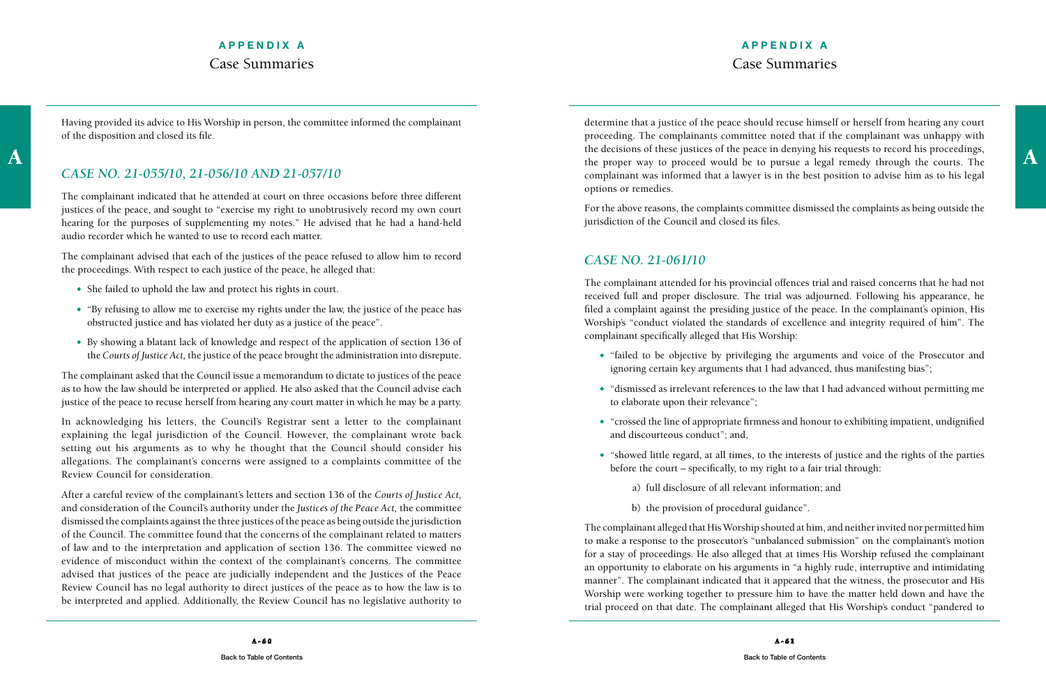Having provided its advice to His Worship in person, the committee informed the complainant of the disposition and closed its file.

## *CASE NO. 21-055/10, 21-056/10 AND 21-057/10*

The complainant indicated that he attended at court on three occasions before three different justices of the peace, and sought to "exercise my right to unobtrusively record my own court hearing for the purposes of supplementing my notes." He advised that he had a hand-held audio recorder which he wanted to use to record each matter.

The complainant advised that each of the justices of the peace refused to allow him to record the proceedings. With respect to each justice of the peace, he alleged that:

- She failed to uphold the law and protect his rights in court.
- "By refusing to allow me to exercise my rights under the law, the justice of the peace has obstructed justice and has violated her duty as a justice of the peace".
- By showing a blatant lack of knowledge and respect of the application of section 136 of the *Courts of Justice Act,* the justice of the peace brought the administration into disrepute.

The complainant asked that the Council issue a memorandum to dictate to justices of the peace as to how the law should be interpreted or applied. He also asked that the Council advise each justice of the peace to recuse herself from hearing any court matter in which he may be a party.

In acknowledging his letters, the Council's Registrar sent a letter to the complainant explaining the legal jurisdiction of the Council. However, the complainant wrote back setting out his arguments as to why he thought that the Council should consider his allegations. The complainant's concerns were assigned to a complaints committee of the Review Council for consideration.

After a careful review of the complainant's letters and section 136 of the *Courts of Justice Act,* and consideration of the Council's authority under the *Justices of the Peace Act,* the committee dismissed the complaints against the three justices of the peace as being outside the jurisdiction of the Council. The committee found that the concerns of the complainant related to matters of law and to the interpretation and application of section 136. The committee viewed no evidence of misconduct within the context of the complainant's concerns. The committee advised that justices of the peace are judicially independent and the Justices of the Peace Review Council has no legal authority to direct justices of the peace as to how the law is to be interpreted and applied. Additionally, the Review Council has no legislative authority to determine that a justice of the peace should recuse himself or herself from hearing any court proceeding. The complaints committee noted that if the complainant was unhappy with the decisions of these justices of the peace in denying his requests to record his proceedings, the proper way to proceed would be to pursue a legal remedy through the courts. The complainant was informed that a lawyer is in the best position to advise him as to his legal options or remedies.

For the above reasons, the complaints committee dismissed the complaints as being outside the jurisdiction of the Council and closed its files.

## *CASE NO. 21-061/10*

The complainant attended for his provincial offences trial and raised concerns that he had not received full and proper disclosure. The trial was adjourned. Following his appearance, he filed a complaint against the presiding justice of the peace. In the complainant's opinion, His Worship's "conduct violated the standards of excellence and integrity required of him". The complainant specifically alleged that His Worship:

- "failed to be objective by privileging the arguments and voice of the Prosecutor and ignoring certain key arguments that I had advanced, thus manifesting bias";
- "dismissed as irrelevant references to the law that I had advanced without permitting me to elaborate upon their relevance";
- "crossed the line of appropriate firmness and honour to exhibiting impatient, undignified and discourteous conduct"; and,
- "showed little regard, at all times, to the interests of justice and the rights of the parties before the court – specifically, to my right to a fair trial through:
    - a) full disclosure of all relevant information; and
    - b) the provision of procedural guidance".

The complainant alleged that His Worship shouted at him, and neither invited nor permitted him to make a response to the prosecutor's "unbalanced submission" on the complainant's motion for a stay of proceedings. He also alleged that at times His Worship refused the complainant an opportunity to elaborate on his arguments in "a highly rude, interruptive and intimidating manner". The complainant indicated that it appeared that the witness, the prosecutor and His Worship were working together to pressure him to have the matter held down and have the trial proceed on that date. The complainant alleged that His Worship's conduct "pandered to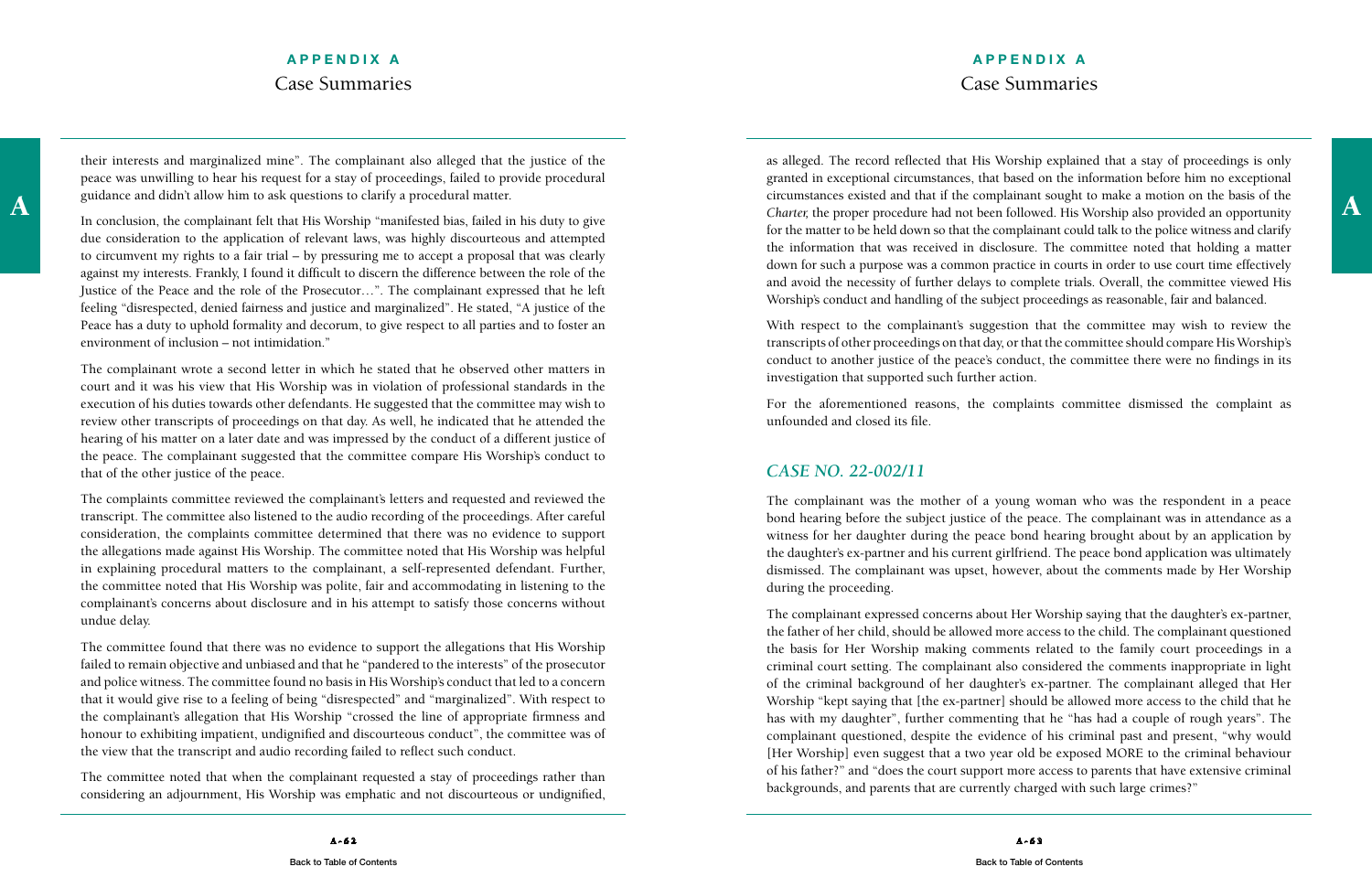their interests and marginalized mine". The complainant also alleged that the justice of the peace was unwilling to hear his request for a stay of proceedings, failed to provide procedural guidance and didn't allow him to ask questions to clarify a procedural matter.

In conclusion, the complainant felt that His Worship "manifested bias, failed in his duty to give due consideration to the application of relevant laws, was highly discourteous and attempted to circumvent my rights to a fair trial – by pressuring me to accept a proposal that was clearly against my interests. Frankly, I found it difficult to discern the difference between the role of the Justice of the Peace and the role of the Prosecutor…". The complainant expressed that he left feeling "disrespected, denied fairness and justice and marginalized". He stated, "A justice of the Peace has a duty to uphold formality and decorum, to give respect to all parties and to foster an environment of inclusion – not intimidation."

The complainant wrote a second letter in which he stated that he observed other matters in court and it was his view that His Worship was in violation of professional standards in the execution of his duties towards other defendants. He suggested that the committee may wish to review other transcripts of proceedings on that day. As well, he indicated that he attended the hearing of his matter on a later date and was impressed by the conduct of a different justice of the peace. The complainant suggested that the committee compare His Worship's conduct to that of the other justice of the peace.

The complaints committee reviewed the complainant's letters and requested and reviewed the transcript. The committee also listened to the audio recording of the proceedings. After careful consideration, the complaints committee determined that there was no evidence to support the allegations made against His Worship. The committee noted that His Worship was helpful in explaining procedural matters to the complainant, a self-represented defendant. Further, the committee noted that His Worship was polite, fair and accommodating in listening to the complainant's concerns about disclosure and in his attempt to satisfy those concerns without undue delay.

The committee found that there was no evidence to support the allegations that His Worship failed to remain objective and unbiased and that he "pandered to the interests" of the prosecutor and police witness. The committee found no basis in His Worship's conduct that led to a concern that it would give rise to a feeling of being "disrespected" and "marginalized". With respect to the complainant's allegation that His Worship "crossed the line of appropriate firmness and honour to exhibiting impatient, undignified and discourteous conduct", the committee was of the view that the transcript and audio recording failed to reflect such conduct.

The committee noted that when the complainant requested a stay of proceedings rather than considering an adjournment, His Worship was emphatic and not discourteous or undignified, as alleged. The record reflected that His Worship explained that a stay of proceedings is only granted in exceptional circumstances, that based on the information before him no exceptional circumstances existed and that if the complainant sought to make a motion on the basis of the *Charter,* the proper procedure had not been followed. His Worship also provided an opportunity for the matter to be held down so that the complainant could talk to the police witness and clarify the information that was received in disclosure. The committee noted that holding a matter down for such a purpose was a common practice in courts in order to use court time effectively and avoid the necessity of further delays to complete trials. Overall, the committee viewed His Worship's conduct and handling of the subject proceedings as reasonable, fair and balanced.

With respect to the complainant's suggestion that the committee may wish to review the transcripts of other proceedings on that day, or that the committee should compare His Worship's conduct to another justice of the peace's conduct, the committee there were no findings in its investigation that supported such further action.

For the aforementioned reasons, the complaints committee dismissed the complaint as unfounded and closed its file.

## *CASE NO. 22-002/11*

The complainant was the mother of a young woman who was the respondent in a peace bond hearing before the subject justice of the peace. The complainant was in attendance as a witness for her daughter during the peace bond hearing brought about by an application by the daughter's ex-partner and his current girlfriend. The peace bond application was ultimately dismissed. The complainant was upset, however, about the comments made by Her Worship during the proceeding.

The complainant expressed concerns about Her Worship saying that the daughter's ex-partner, the father of her child, should be allowed more access to the child. The complainant questioned the basis for Her Worship making comments related to the family court proceedings in a criminal court setting. The complainant also considered the comments inappropriate in light of the criminal background of her daughter's ex-partner. The complainant alleged that Her Worship "kept saying that [the ex-partner] should be allowed more access to the child that he has with my daughter", further commenting that he "has had a couple of rough years". The complainant questioned, despite the evidence of his criminal past and present, "why would [Her Worship] even suggest that a two year old be exposed MORE to the criminal behaviour of his father?" and "does the court support more access to parents that have extensive criminal backgrounds, and parents that are currently charged with such large crimes?"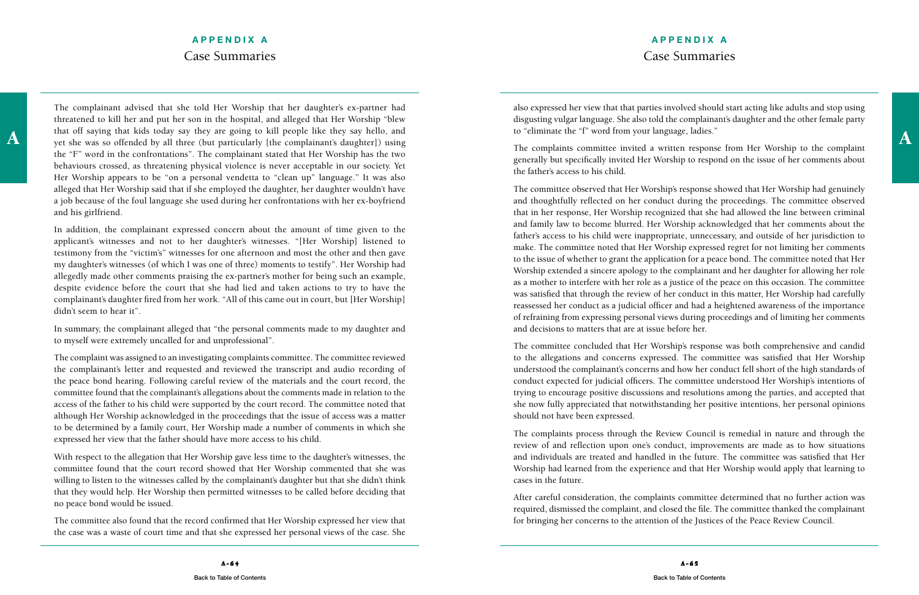The complainant advised that she told Her Worship that her daughter's ex-partner had threatened to kill her and put her son in the hospital, and alleged that Her Worship "blew that off saying that kids today say they are going to kill people like they say hello, and yet she was so offended by all three (but particularly [the complainant's daughter]) using the "F" word in the confrontations". The complainant stated that Her Worship has the two behaviours crossed, as threatening physical violence is never acceptable in our society. Yet Her Worship appears to be "on a personal vendetta to "clean up" language." It was also alleged that Her Worship said that if she employed the daughter, her daughter wouldn't have a job because of the foul language she used during her confrontations with her ex-boyfriend and his girlfriend.

In addition, the complainant expressed concern about the amount of time given to the applicant's witnesses and not to her daughter's witnesses. "[Her Worship] listened to testimony from the "victim's" witnesses for one afternoon and most the other and then gave my daughter's witnesses (of which I was one of three) moments to testify". Her Worship had allegedly made other comments praising the ex-partner's mother for being such an example, despite evidence before the court that she had lied and taken actions to try to have the complainant's daughter fired from her work. "All of this came out in court, but [Her Worship] didn't seem to hear it".

In summary, the complainant alleged that "the personal comments made to my daughter and to myself were extremely uncalled for and unprofessional".

The complaint was assigned to an investigating complaints committee. The committee reviewed the complainant's letter and requested and reviewed the transcript and audio recording of the peace bond hearing. Following careful review of the materials and the court record, the committee found that the complainant's allegations about the comments made in relation to the access of the father to his child were supported by the court record. The committee noted that although Her Worship acknowledged in the proceedings that the issue of access was a matter to be determined by a family court, Her Worship made a number of comments in which she expressed her view that the father should have more access to his child.

With respect to the allegation that Her Worship gave less time to the daughter's witnesses, the committee found that the court record showed that Her Worship commented that she was willing to listen to the witnesses called by the complainant's daughter but that she didn't think that they would help. Her Worship then permitted witnesses to be called before deciding that no peace bond would be issued.

The committee also found that the record confirmed that Her Worship expressed her view that the case was a waste of court time and that she expressed her personal views of the case. She also expressed her view that that parties involved should start acting like adults and stop using disgusting vulgar language. She also told the complainant's daughter and the other female party to "eliminate the "f" word from your language, ladies."

The complaints committee invited a written response from Her Worship to the complaint generally but specifically invited Her Worship to respond on the issue of her comments about the father's access to his child.

The committee observed that Her Worship's response showed that Her Worship had genuinely and thoughtfully reflected on her conduct during the proceedings. The committee observed that in her response, Her Worship recognized that she had allowed the line between criminal and family law to become blurred. Her Worship acknowledged that her comments about the father's access to his child were inappropriate, unnecessary, and outside of her jurisdiction to make. The committee noted that Her Worship expressed regret for not limiting her comments to the issue of whether to grant the application for a peace bond. The committee noted that Her Worship extended a sincere apology to the complainant and her daughter for allowing her role as a mother to interfere with her role as a justice of the peace on this occasion. The committee was satisfied that through the review of her conduct in this matter, Her Worship had carefully reassessed her conduct as a judicial officer and had a heightened awareness of the importance of refraining from expressing personal views during proceedings and of limiting her comments and decisions to matters that are at issue before her.

The committee concluded that Her Worship's response was both comprehensive and candid to the allegations and concerns expressed. The committee was satisfied that Her Worship understood the complainant's concerns and how her conduct fell short of the high standards of conduct expected for judicial officers. The committee understood Her Worship's intentions of trying to encourage positive discussions and resolutions among the parties, and accepted that she now fully appreciated that notwithstanding her positive intentions, her personal opinions should not have been expressed.

The complaints process through the Review Council is remedial in nature and through the review of and reflection upon one's conduct, improvements are made as to how situations and individuals are treated and handled in the future. The committee was satisfied that Her Worship had learned from the experience and that Her Worship would apply that learning to cases in the future.

After careful consideration, the complaints committee determined that no further action was required, dismissed the complaint, and closed the file. The committee thanked the complainant for bringing her concerns to the attention of the Justices of the Peace Review Council.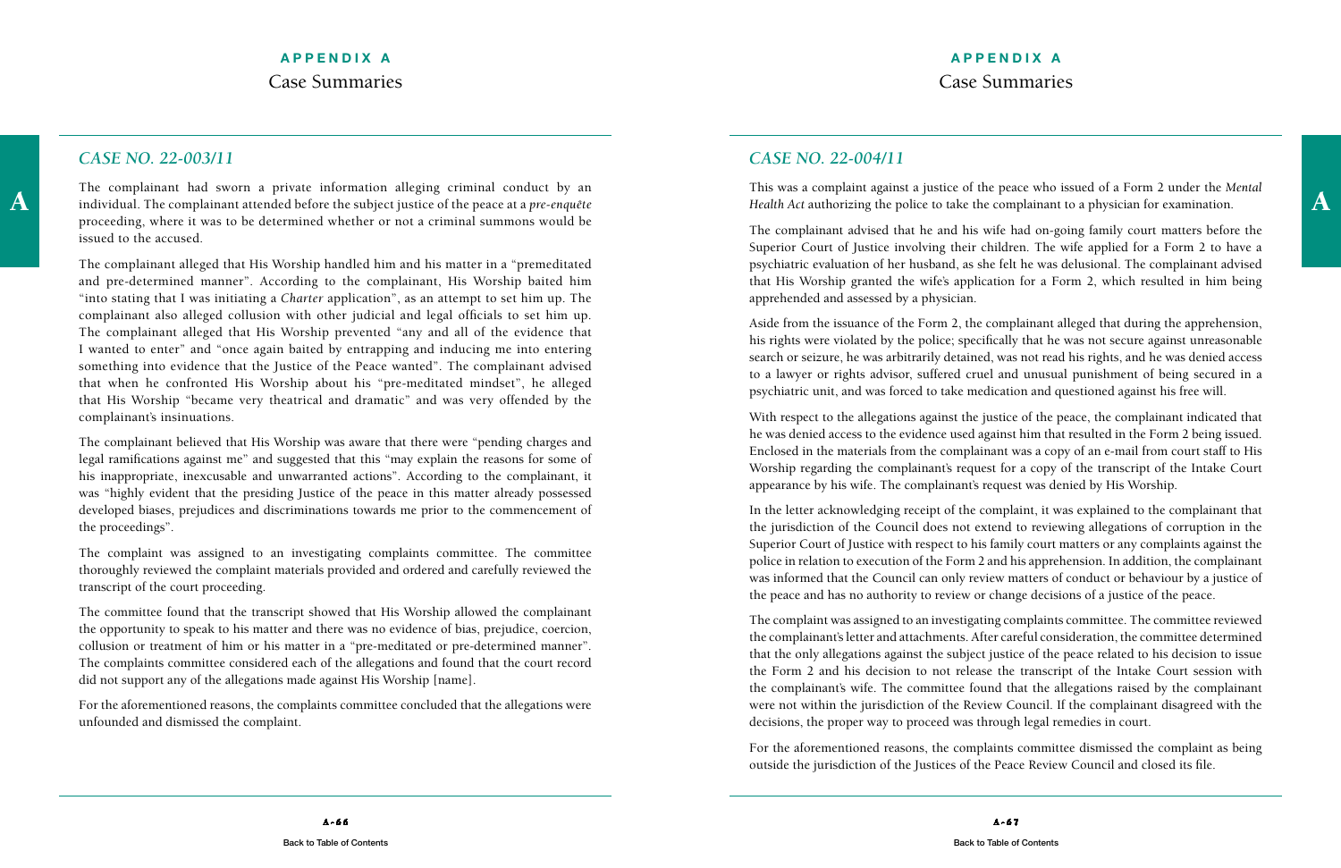## *CASE NO. 22-003/11*

The complainant had sworn a private information alleging criminal conduct by an individual. The complainant attended before the subject justice of the peace at a *pre-enquête* proceeding, where it was to be determined whether or not a criminal summons would be issued to the accused.

The complainant alleged that His Worship handled him and his matter in a "premeditated and pre-determined manner". According to the complainant, His Worship baited him "into stating that I was initiating a *Charter* application", as an attempt to set him up. The complainant also alleged collusion with other judicial and legal officials to set him up. The complainant alleged that His Worship prevented "any and all of the evidence that I wanted to enter" and "once again baited by entrapping and inducing me into entering something into evidence that the Justice of the Peace wanted". The complainant advised that when he confronted His Worship about his "pre-meditated mindset", he alleged that His Worship "became very theatrical and dramatic" and was very offended by the complainant's insinuations.

The complainant believed that His Worship was aware that there were "pending charges and legal ramifications against me" and suggested that this "may explain the reasons for some of his inappropriate, inexcusable and unwarranted actions". According to the complainant, it was "highly evident that the presiding Justice of the peace in this matter already possessed developed biases, prejudices and discriminations towards me prior to the commencement of the proceedings".

The complaint was assigned to an investigating complaints committee. The committee thoroughly reviewed the complaint materials provided and ordered and carefully reviewed the transcript of the court proceeding.

The committee found that the transcript showed that His Worship allowed the complainant the opportunity to speak to his matter and there was no evidence of bias, prejudice, coercion, collusion or treatment of him or his matter in a "pre-meditated or pre-determined manner". The complaints committee considered each of the allegations and found that the court record did not support any of the allegations made against His Worship [name].

For the aforementioned reasons, the complaints committee concluded that the allegations were unfounded and dismissed the complaint.

## *CASE NO. 22-004/11*

This was a complaint against a justice of the peace who issued of a Form 2 under the *Mental Health Act* authorizing the police to take the complainant to a physician for examination.

The complainant advised that he and his wife had on-going family court matters before the Superior Court of Justice involving their children. The wife applied for a Form 2 to have a psychiatric evaluation of her husband, as she felt he was delusional. The complainant advised that His Worship granted the wife's application for a Form 2, which resulted in him being apprehended and assessed by a physician.

Aside from the issuance of the Form 2, the complainant alleged that during the apprehension, his rights were violated by the police; specifically that he was not secure against unreasonable search or seizure, he was arbitrarily detained, was not read his rights, and he was denied access to a lawyer or rights advisor, suffered cruel and unusual punishment of being secured in a psychiatric unit, and was forced to take medication and questioned against his free will.

With respect to the allegations against the justice of the peace, the complainant indicated that he was denied access to the evidence used against him that resulted in the Form 2 being issued. Enclosed in the materials from the complainant was a copy of an e-mail from court staff to His Worship regarding the complainant's request for a copy of the transcript of the Intake Court appearance by his wife. The complainant's request was denied by His Worship.

In the letter acknowledging receipt of the complaint, it was explained to the complainant that the jurisdiction of the Council does not extend to reviewing allegations of corruption in the Superior Court of Justice with respect to his family court matters or any complaints against the police in relation to execution of the Form 2 and his apprehension. In addition, the complainant was informed that the Council can only review matters of conduct or behaviour by a justice of the peace and has no authority to review or change decisions of a justice of the peace.

The complaint was assigned to an investigating complaints committee. The committee reviewed the complainant's letter and attachments. After careful consideration, the committee determined that the only allegations against the subject justice of the peace related to his decision to issue the Form 2 and his decision to not release the transcript of the Intake Court session with the complainant's wife. The committee found that the allegations raised by the complainant were not within the jurisdiction of the Review Council. If the complainant disagreed with the decisions, the proper way to proceed was through legal remedies in court.

For the aforementioned reasons, the complaints committee dismissed the complaint as being outside the jurisdiction of the Justices of the Peace Review Council and closed its file.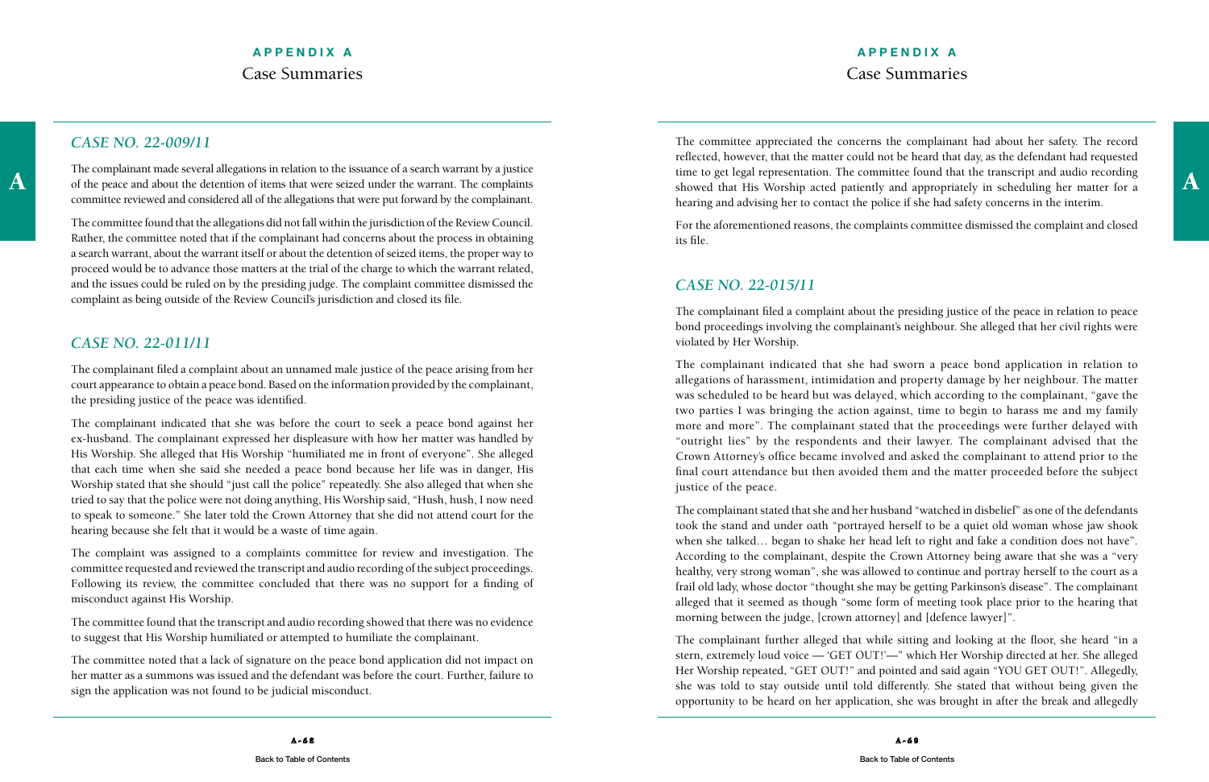### *CASE NO. 22-009/11*

The complainant made several allegations in relation to the issuance of a search warrant by a justice of the peace and about the detention of items that were seized under the warrant. The complaints committee reviewed and considered all of the allegations that were put forward by the complainant.

The committee found that the allegations did not fall within the jurisdiction of the Review Council. Rather, the committee noted that if the complainant had concerns about the process in obtaining a search warrant, about the warrant itself or about the detention of seized items, the proper way to proceed would be to advance those matters at the trial of the charge to which the warrant related, and the issues could be ruled on by the presiding judge. The complaint committee dismissed the complaint as being outside of the Review Council's jurisdiction and closed its file.

### *CASE NO. 22-011/11*

The complainant filed a complaint about an unnamed male justice of the peace arising from her court appearance to obtain a peace bond. Based on the information provided by the complainant, the presiding justice of the peace was identified.

The complainant indicated that she was before the court to seek a peace bond against her ex-husband. The complainant expressed her displeasure with how her matter was handled by His Worship. She alleged that His Worship "humiliated me in front of everyone". She alleged that each time when she said she needed a peace bond because her life was in danger, His Worship stated that she should "just call the police" repeatedly. She also alleged that when she tried to say that the police were not doing anything, His Worship said, "Hush, hush, I now need to speak to someone." She later told the Crown Attorney that she did not attend court for the hearing because she felt that it would be a waste of time again.

The complaint was assigned to a complaints committee for review and investigation. The committee requested and reviewed the transcript and audio recording of the subject proceedings. Following its review, the committee concluded that there was no support for a finding of misconduct against His Worship.

The committee found that the transcript and audio recording showed that there was no evidence to suggest that His Worship humiliated or attempted to humiliate the complainant.

The committee noted that a lack of signature on the peace bond application did not impact on her matter as a summons was issued and the defendant was before the court. Further, failure to sign the application was not found to be judicial misconduct.

The committee appreciated the concerns the complainant had about her safety. The record reflected, however, that the matter could not be heard that day, as the defendant had requested time to get legal representation. The committee found that the transcript and audio recording showed that His Worship acted patiently and appropriately in scheduling her matter for a hearing and advising her to contact the police if she had safety concerns in the interim.

For the aforementioned reasons, the complaints committee dismissed the complaint and closed its file.

### *CASE NO. 22-015/11*

The complainant filed a complaint about the presiding justice of the peace in relation to peace bond proceedings involving the complainant's neighbour. She alleged that her civil rights were violated by Her Worship.

The complainant indicated that she had sworn a peace bond application in relation to allegations of harassment, intimidation and property damage by her neighbour. The matter was scheduled to be heard but was delayed, which according to the complainant, "gave the two parties I was bringing the action against, time to begin to harass me and my family more and more". The complainant stated that the proceedings were further delayed with "outright lies" by the respondents and their lawyer. The complainant advised that the Crown Attorney's office became involved and asked the complainant to attend prior to the final court attendance but then avoided them and the matter proceeded before the subject justice of the peace.

The complainant stated that she and her husband "watched in disbelief" as one of the defendants took the stand and under oath "portrayed herself to be a quiet old woman whose jaw shook when she talked… began to shake her head left to right and fake a condition does not have". According to the complainant, despite the Crown Attorney being aware that she was a "very healthy, very strong woman", she was allowed to continue and portray herself to the court as a frail old lady, whose doctor "thought she may be getting Parkinson's disease". The complainant alleged that it seemed as though "some form of meeting took place prior to the hearing that morning between the judge, [crown attorney] and [defence lawyer]".

The complainant further alleged that while sitting and looking at the floor, she heard "in a stern, extremely loud voice — 'GET OUT!'—" which Her Worship directed at her. She alleged Her Worship repeated, "GET OUT!" and pointed and said again "YOU GET OUT!". Allegedly, she was told to stay outside until told differently. She stated that without being given the opportunity to be heard on her application, she was brought in after the break and allegedly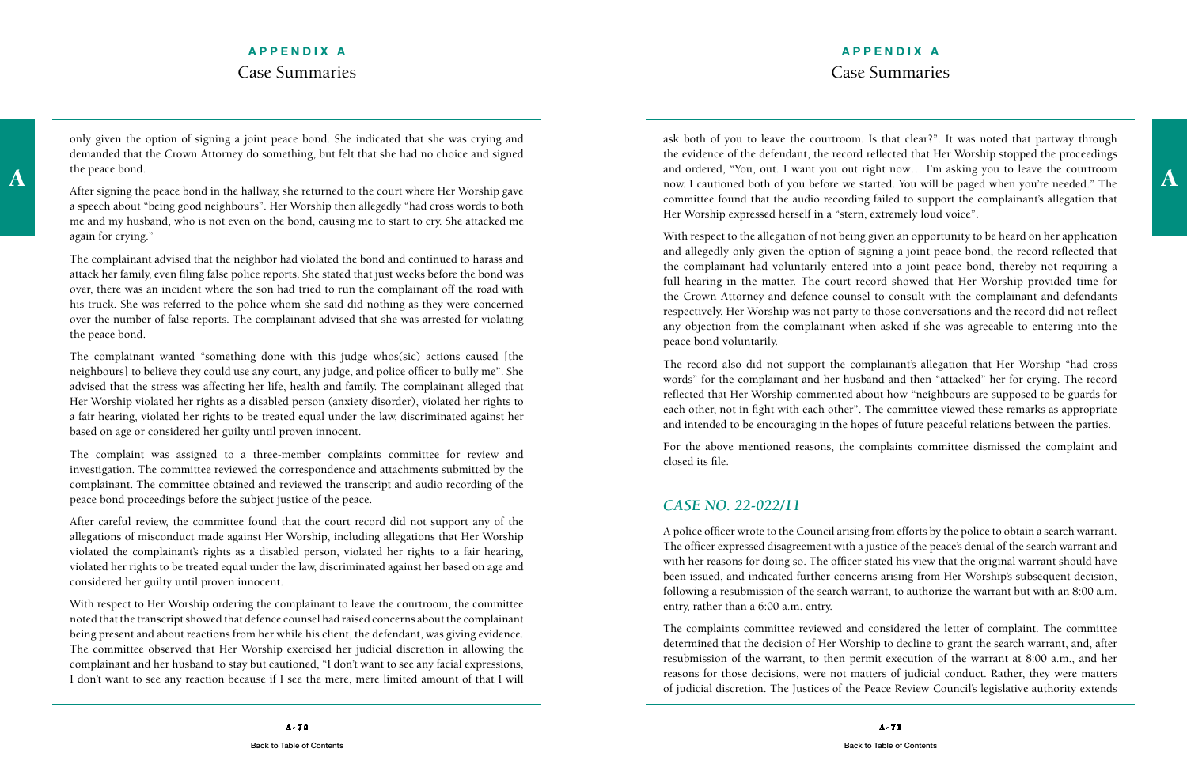only given the option of signing a joint peace bond. She indicated that she was crying and demanded that the Crown Attorney do something, but felt that she had no choice and signed the peace bond.

After signing the peace bond in the hallway, she returned to the court where Her Worship gave a speech about "being good neighbours". Her Worship then allegedly "had cross words to both me and my husband, who is not even on the bond, causing me to start to cry. She attacked me again for crying."

The complainant advised that the neighbor had violated the bond and continued to harass and attack her family, even filing false police reports. She stated that just weeks before the bond was over, there was an incident where the son had tried to run the complainant off the road with his truck. She was referred to the police whom she said did nothing as they were concerned over the number of false reports. The complainant advised that she was arrested for violating the peace bond.

The complainant wanted "something done with this judge whos(sic) actions caused [the neighbours] to believe they could use any court, any judge, and police officer to bully me". She advised that the stress was affecting her life, health and family. The complainant alleged that Her Worship violated her rights as a disabled person (anxiety disorder), violated her rights to a fair hearing, violated her rights to be treated equal under the law, discriminated against her based on age or considered her guilty until proven innocent.

The complaint was assigned to a three-member complaints committee for review and investigation. The committee reviewed the correspondence and attachments submitted by the complainant. The committee obtained and reviewed the transcript and audio recording of the peace bond proceedings before the subject justice of the peace.

After careful review, the committee found that the court record did not support any of the allegations of misconduct made against Her Worship, including allegations that Her Worship violated the complainant's rights as a disabled person, violated her rights to a fair hearing, violated her rights to be treated equal under the law, discriminated against her based on age and considered her guilty until proven innocent.

With respect to Her Worship ordering the complainant to leave the courtroom, the committee noted that the transcript showed that defence counsel had raised concerns about the complainant being present and about reactions from her while his client, the defendant, was giving evidence. The committee observed that Her Worship exercised her judicial discretion in allowing the complainant and her husband to stay but cautioned, "I don't want to see any facial expressions, I don't want to see any reaction because if I see the mere, mere limited amount of that I will ask both of you to leave the courtroom. Is that clear?". It was noted that partway through the evidence of the defendant, the record reflected that Her Worship stopped the proceedings and ordered, "You, out. I want you out right now… I'm asking you to leave the courtroom now. I cautioned both of you before we started. You will be paged when you're needed." The committee found that the audio recording failed to support the complainant's allegation that Her Worship expressed herself in a "stern, extremely loud voice".

With respect to the allegation of not being given an opportunity to be heard on her application and allegedly only given the option of signing a joint peace bond, the record reflected that the complainant had voluntarily entered into a joint peace bond, thereby not requiring a full hearing in the matter. The court record showed that Her Worship provided time for the Crown Attorney and defence counsel to consult with the complainant and defendants respectively. Her Worship was not party to those conversations and the record did not reflect any objection from the complainant when asked if she was agreeable to entering into the peace bond voluntarily.

The record also did not support the complainant's allegation that Her Worship "had cross words" for the complainant and her husband and then "attacked" her for crying. The record reflected that Her Worship commented about how "neighbours are supposed to be guards for each other, not in fight with each other". The committee viewed these remarks as appropriate and intended to be encouraging in the hopes of future peaceful relations between the parties.

For the above mentioned reasons, the complaints committee dismissed the complaint and closed its file.

## *CASE NO. 22-022/11*

A police officer wrote to the Council arising from efforts by the police to obtain a search warrant. The officer expressed disagreement with a justice of the peace's denial of the search warrant and with her reasons for doing so. The officer stated his view that the original warrant should have been issued, and indicated further concerns arising from Her Worship's subsequent decision, following a resubmission of the search warrant, to authorize the warrant but with an 8:00 a.m. entry, rather than a 6:00 a.m. entry.

The complaints committee reviewed and considered the letter of complaint. The committee determined that the decision of Her Worship to decline to grant the search warrant, and, after resubmission of the warrant, to then permit execution of the warrant at 8:00 a.m., and her reasons for those decisions, were not matters of judicial conduct. Rather, they were matters of judicial discretion. The Justices of the Peace Review Council's legislative authority extends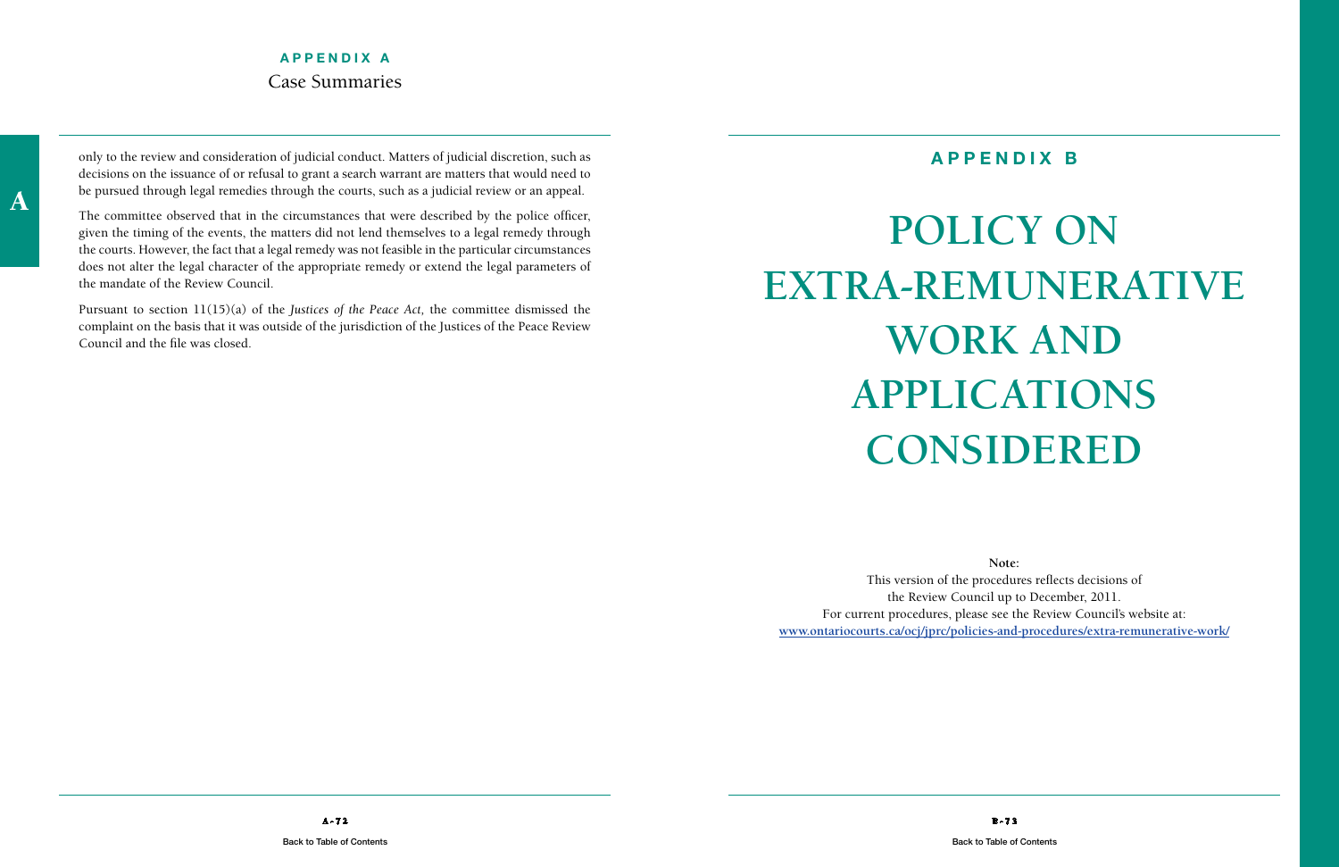only to the review and consideration of judicial conduct. Matters of judicial discretion, such as decisions on the issuance of or refusal to grant a search warrant are matters that would need to be pursued through legal remedies through the courts, such as a judicial review or an appeal.

The committee observed that in the circumstances that were described by the police officer, given the timing of the events, the matters did not lend themselves to a legal remedy through the courts. However, the fact that a legal remedy was not feasible in the particular circumstances does not alter the legal character of the appropriate remedy or extend the legal parameters of the mandate of the Review Council.

Pursuant to section 11(15)(a) of the *Justices of the Peace Act*, the committee dismissed the complaint on the basis that it was outside of the jurisdiction of the Justices of the Peace Review Council and the file was closed.

## APPENDIX B

# POLICY ON EXTRA-REMUNERATIVE WORK AND APPLICATIONS CONSIDERED

**Note:**

This version of the procedures reflects decisions of the Review Council up to December, 2011.
For current procedures, please see the Review Council's website at:
www.ontariocourts.ca/ocj/jprc/policies-and-procedures/extra-remunerative-work/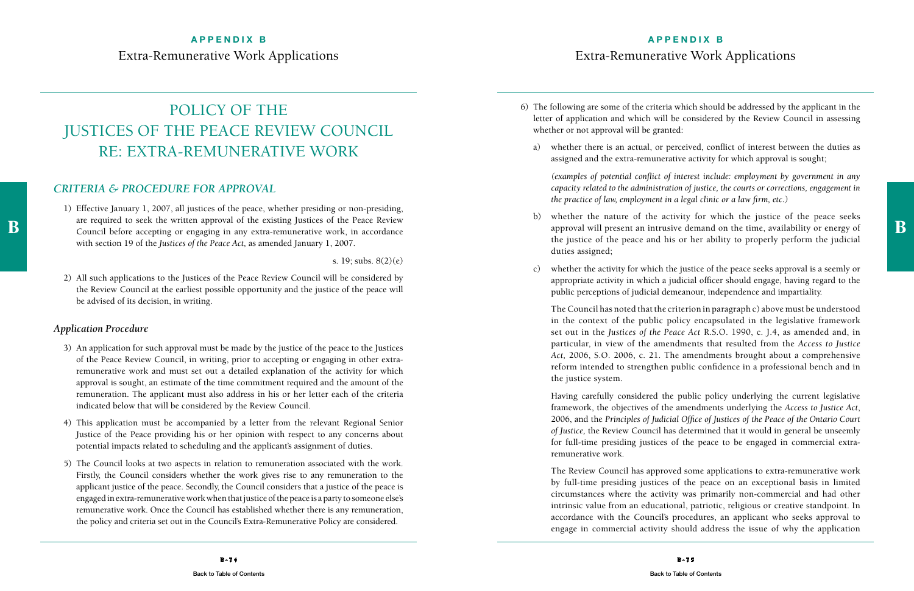# POLICY OF THE JUSTICES OF THE PEACE REVIEW COUNCIL RE: EXTRA-REMUNERATIVE WORK

## *CRITERIA & PROCEDURE FOR APPROVAL*

1) Effective January 1, 2007, all justices of the peace, whether presiding or non-presiding, are required to seek the written approval of the existing Justices of the Peace Review Council before accepting or engaging in any extra-remunerative work, in accordance with section 19 of the *Justices of the Peace Act*, as amended January 1, 2007.

s. 19; subs. 8(2)(e)

2) All such applications to the Justices of the Peace Review Council will be considered by the Review Council at the earliest possible opportunity and the justice of the peace will be advised of its decision, in writing.

### *Application Procedure*

3) An application for such approval must be made by the justice of the peace to the Justices of the Peace Review Council, in writing, prior to accepting or engaging in other extra-remunerative work and must set out a detailed explanation of the activity for which approval is sought, an estimate of the time commitment required and the amount of the remuneration. The applicant must also address in his or her letter each of the criteria indicated below that will be considered by the Review Council.

4) This application must be accompanied by a letter from the relevant Regional Senior Justice of the Peace providing his or her opinion with respect to any concerns about potential impacts related to scheduling and the applicant's assignment of duties.

5) The Council looks at two aspects in relation to remuneration associated with the work. Firstly, the Council considers whether the work gives rise to any remuneration to the applicant justice of the peace. Secondly, the Council considers that a justice of the peace is engaged in extra-remunerative work when that justice of the peace is a party to someone else's remunerative work. Once the Council has established whether there is any remuneration, the policy and criteria set out in the Council's Extra-Remunerative Policy are considered.

6) The following are some of the criteria which should be addressed by the applicant in the letter of application and which will be considered by the Review Council in assessing whether or not approval will be granted:

   a) whether there is an actual, or perceived, conflict of interest between the duties as assigned and the extra-remunerative activity for which approval is sought;

   *(examples of potential conflict of interest include: employment by government in any capacity related to the administration of justice, the courts or corrections, engagement in the practice of law, employment in a legal clinic or a law firm, etc.)*

   b) whether the nature of the activity for which the justice of the peace seeks approval will present an intrusive demand on the time, availability or energy of the justice of the peace and his or her ability to properly perform the judicial duties assigned;

   c) whether the activity for which the justice of the peace seeks approval is a seemly or appropriate activity in which a judicial officer should engage, having regard to the public perceptions of judicial demeanour, independence and impartiality.

   The Council has noted that the criterion in paragraph c) above must be understood in the context of the public policy encapsulated in the legislative framework set out in the *Justices of the Peace Act* R.S.O. 1990, c. J.4, as amended and, in particular, in view of the amendments that resulted from the *Access to Justice Act*, 2006, S.O. 2006, c. 21. The amendments brought about a comprehensive reform intended to strengthen public confidence in a professional bench and in the justice system.

   Having carefully considered the public policy underlying the current legislative framework, the objectives of the amendments underlying the *Access to Justice Act*, 2006, and the *Principles of Judicial Office of Justices of the Peace of the Ontario Court of Justice*, the Review Council has determined that it would in general be unseemly for full-time presiding justices of the peace to be engaged in commercial extra-remunerative work.

   The Review Council has approved some applications to extra-remunerative work by full-time presiding justices of the peace on an exceptional basis in limited circumstances where the activity was primarily non-commercial and had other intrinsic value from an educational, patriotic, religious or creative standpoint. In accordance with the Council's procedures, an applicant who seeks approval to engage in commercial activity should address the issue of why the application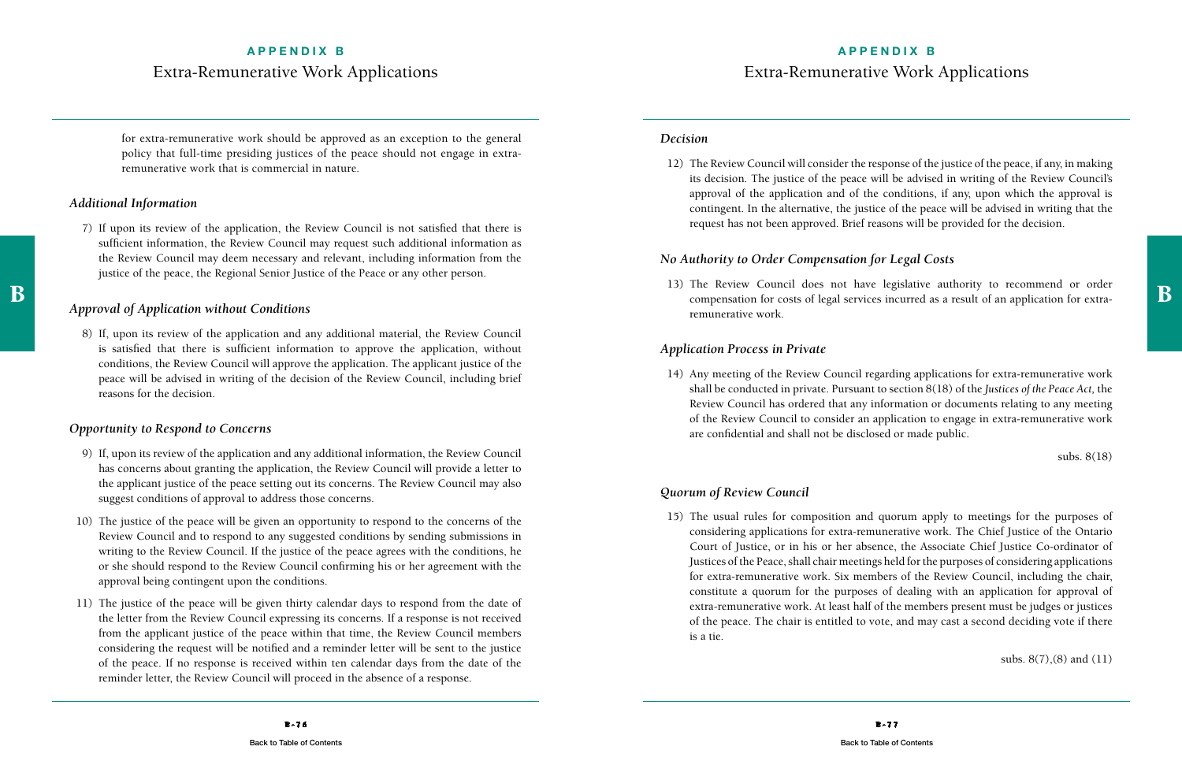for extra-remunerative work should be approved as an exception to the general policy that full-time presiding justices of the peace should not engage in extra-remunerative work that is commercial in nature.

### *Additional Information*

7) If upon its review of the application, the Review Council is not satisfied that there is sufficient information, the Review Council may request such additional information as the Review Council may deem necessary and relevant, including information from the justice of the peace, the Regional Senior Justice of the Peace or any other person.

### *Approval of Application without Conditions*

8) If, upon its review of the application and any additional material, the Review Council is satisfied that there is sufficient information to approve the application, without conditions, the Review Council will approve the application. The applicant justice of the peace will be advised in writing of the decision of the Review Council, including brief reasons for the decision.

### *Opportunity to Respond to Concerns*

9) If, upon its review of the application and any additional information, the Review Council has concerns about granting the application, the Review Council will provide a letter to the applicant justice of the peace setting out its concerns. The Review Council may also suggest conditions of approval to address those concerns.

10) The justice of the peace will be given an opportunity to respond to the concerns of the Review Council and to respond to any suggested conditions by sending submissions in writing to the Review Council. If the justice of the peace agrees with the conditions, he or she should respond to the Review Council confirming his or her agreement with the approval being contingent upon the conditions.

11) The justice of the peace will be given thirty calendar days to respond from the date of the letter from the Review Council expressing its concerns. If a response is not received from the applicant justice of the peace within that time, the Review Council members considering the request will be notified and a reminder letter will be sent to the justice of the peace. If no response is received within ten calendar days from the date of the reminder letter, the Review Council will proceed in the absence of a response.

### *Decision*

12) The Review Council will consider the response of the justice of the peace, if any, in making its decision. The justice of the peace will be advised in writing of the Review Council's approval of the application and of the conditions, if any, upon which the approval is contingent. In the alternative, the justice of the peace will be advised in writing that the request has not been approved. Brief reasons will be provided for the decision.

### *No Authority to Order Compensation for Legal Costs*

13) The Review Council does not have legislative authority to recommend or order compensation for costs of legal services incurred as a result of an application for extra-remunerative work.

### *Application Process in Private*

14) Any meeting of the Review Council regarding applications for extra-remunerative work shall be conducted in private. Pursuant to section 8(18) of the *Justices of the Peace Act,* the Review Council has ordered that any information or documents relating to any meeting of the Review Council to consider an application to engage in extra-remunerative work are confidential and shall not be disclosed or made public.

subs. 8(18)

### *Quorum of Review Council*

15) The usual rules for composition and quorum apply to meetings for the purposes of considering applications for extra-remunerative work. The Chief Justice of the Ontario Court of Justice, or in his or her absence, the Associate Chief Justice Co-ordinator of Justices of the Peace, shall chair meetings held for the purposes of considering applications for extra-remunerative work. Six members of the Review Council, including the chair, constitute a quorum for the purposes of dealing with an application for approval of extra-remunerative work. At least half of the members present must be judges or justices of the peace. The chair is entitled to vote, and may cast a second deciding vote if there is a tie.

subs. 8(7),(8) and (11)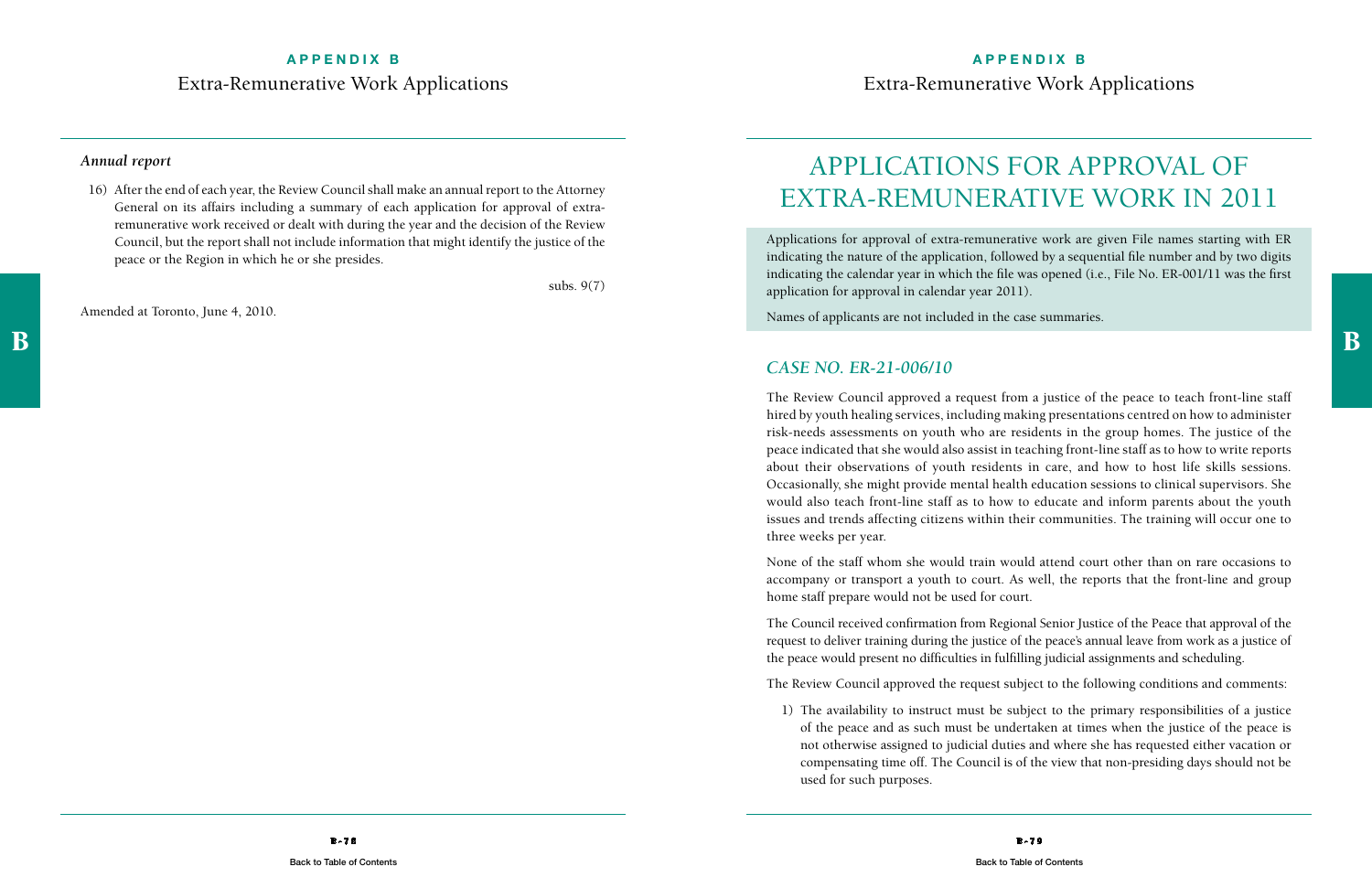### *Annual report*

16) After the end of each year, the Review Council shall make an annual report to the Attorney General on its affairs including a summary of each application for approval of extra-remunerative work received or dealt with during the year and the decision of the Review Council, but the report shall not include information that might identify the justice of the peace or the Region in which he or she presides.

subs. 9(7)

Amended at Toronto, June 4, 2010.

# APPLICATIONS FOR APPROVAL OF EXTRA-REMUNERATIVE WORK IN 2011

Applications for approval of extra-remunerative work are given File names starting with ER indicating the nature of the application, followed by a sequential file number and by two digits indicating the calendar year in which the file was opened (i.e., File No. ER-001/11 was the first application for approval in calendar year 2011).

Names of applicants are not included in the case summaries.

## *CASE NO. ER-21-006/10*

The Review Council approved a request from a justice of the peace to teach front-line staff hired by youth healing services, including making presentations centred on how to administer risk-needs assessments on youth who are residents in the group homes. The justice of the peace indicated that she would also assist in teaching front-line staff as to how to write reports about their observations of youth residents in care, and how to host life skills sessions. Occasionally, she might provide mental health education sessions to clinical supervisors. She would also teach front-line staff as to how to educate and inform parents about the youth issues and trends affecting citizens within their communities. The training will occur one to three weeks per year.

None of the staff whom she would train would attend court other than on rare occasions to accompany or transport a youth to court. As well, the reports that the front-line and group home staff prepare would not be used for court.

The Council received confirmation from Regional Senior Justice of the Peace that approval of the request to deliver training during the justice of the peace's annual leave from work as a justice of the peace would present no difficulties in fulfilling judicial assignments and scheduling.

The Review Council approved the request subject to the following conditions and comments:

1) The availability to instruct must be subject to the primary responsibilities of a justice of the peace and as such must be undertaken at times when the justice of the peace is not otherwise assigned to judicial duties and where she has requested either vacation or compensating time off. The Council is of the view that non-presiding days should not be used for such purposes.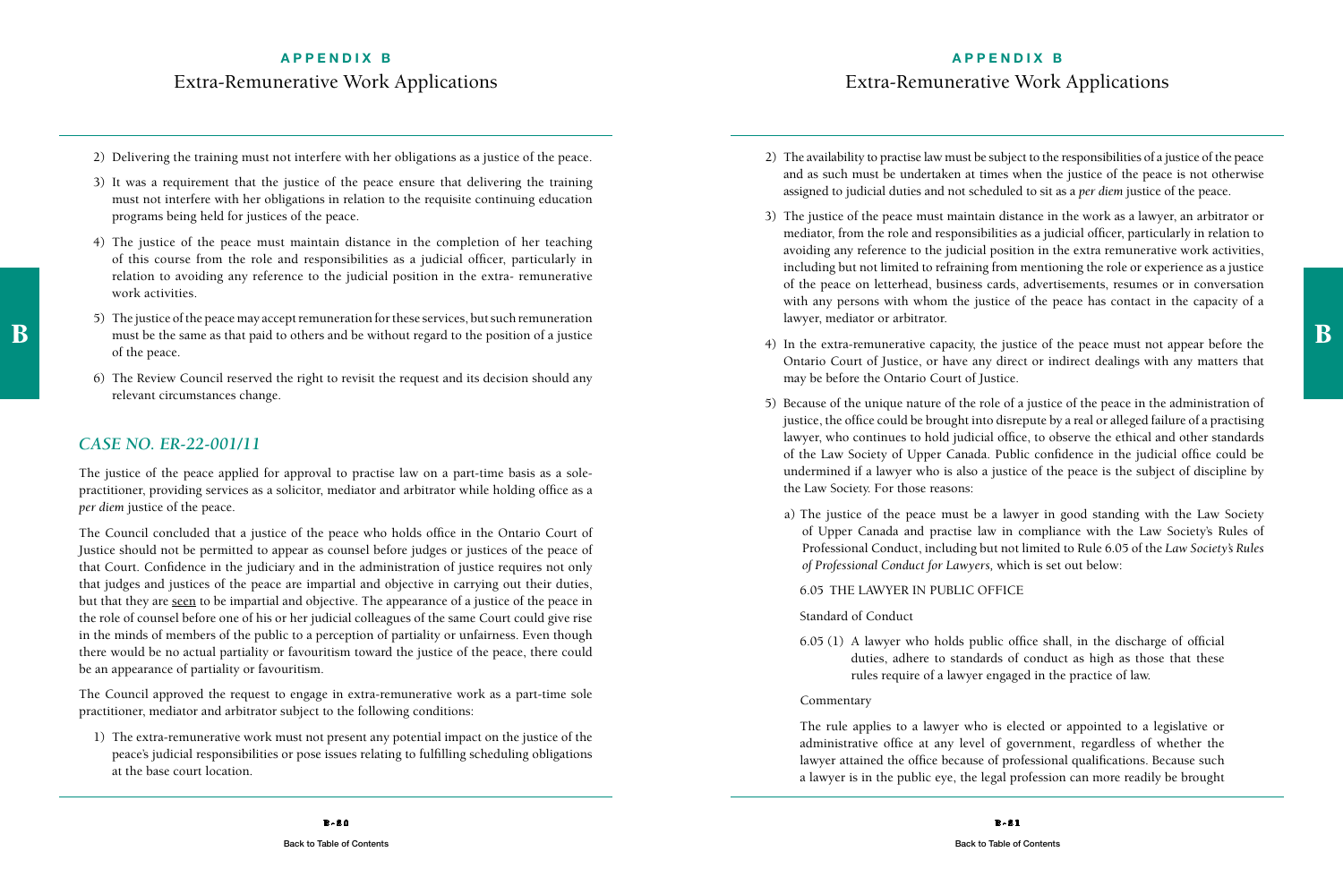2) Delivering the training must not interfere with her obligations as a justice of the peace.

3) It was a requirement that the justice of the peace ensure that delivering the training must not interfere with her obligations in relation to the requisite continuing education programs being held for justices of the peace.

4) The justice of the peace must maintain distance in the completion of her teaching of this course from the role and responsibilities as a judicial officer, particularly in relation to avoiding any reference to the judicial position in the extra- remunerative work activities.

5) The justice of the peace may accept remuneration for these services, but such remuneration must be the same as that paid to others and be without regard to the position of a justice of the peace.

6) The Review Council reserved the right to revisit the request and its decision should any relevant circumstances change.

## *CASE NO. ER-22-001/11*

The justice of the peace applied for approval to practise law on a part-time basis as a sole-practitioner, providing services as a solicitor, mediator and arbitrator while holding office as a *per diem* justice of the peace.

The Council concluded that a justice of the peace who holds office in the Ontario Court of Justice should not be permitted to appear as counsel before judges or justices of the peace of that Court. Confidence in the judiciary and in the administration of justice requires not only that judges and justices of the peace are impartial and objective in carrying out their duties, but that they are <u>seen</u> to be impartial and objective. The appearance of a justice of the peace in the role of counsel before one of his or her judicial colleagues of the same Court could give rise in the minds of members of the public to a perception of partiality or unfairness. Even though there would be no actual partiality or favouritism toward the justice of the peace, there could be an appearance of partiality or favouritism.

The Council approved the request to engage in extra-remunerative work as a part-time sole practitioner, mediator and arbitrator subject to the following conditions:

1) The extra-remunerative work must not present any potential impact on the justice of the peace's judicial responsibilities or pose issues relating to fulfilling scheduling obligations at the base court location.

2) The availability to practise law must be subject to the responsibilities of a justice of the peace and as such must be undertaken at times when the justice of the peace is not otherwise assigned to judicial duties and not scheduled to sit as a *per diem* justice of the peace.

3) The justice of the peace must maintain distance in the work as a lawyer, an arbitrator or mediator, from the role and responsibilities as a judicial officer, particularly in relation to avoiding any reference to the judicial position in the extra remunerative work activities, including but not limited to refraining from mentioning the role or experience as a justice of the peace on letterhead, business cards, advertisements, resumes or in conversation with any persons with whom the justice of the peace has contact in the capacity of a lawyer, mediator or arbitrator.

4) In the extra-remunerative capacity, the justice of the peace must not appear before the Ontario Court of Justice, or have any direct or indirect dealings with any matters that may be before the Ontario Court of Justice.

5) Because of the unique nature of the role of a justice of the peace in the administration of justice, the office could be brought into disrepute by a real or alleged failure of a practising lawyer, who continues to hold judicial office, to observe the ethical and other standards of the Law Society of Upper Canada. Public confidence in the judicial office could be undermined if a lawyer who is also a justice of the peace is the subject of discipline by the Law Society. For those reasons:

   a) The justice of the peace must be a lawyer in good standing with the Law Society of Upper Canada and practise law in compliance with the Law Society's Rules of Professional Conduct, including but not limited to Rule 6.05 of the *Law Society's Rules of Professional Conduct for Lawyers,* which is set out below:

   6.05 THE LAWYER IN PUBLIC OFFICE

   Standard of Conduct

   6.05 (1) A lawyer who holds public office shall, in the discharge of official duties, adhere to standards of conduct as high as those that these rules require of a lawyer engaged in the practice of law.

   Commentary

   The rule applies to a lawyer who is elected or appointed to a legislative or administrative office at any level of government, regardless of whether the lawyer attained the office because of professional qualifications. Because such a lawyer is in the public eye, the legal profession can more readily be brought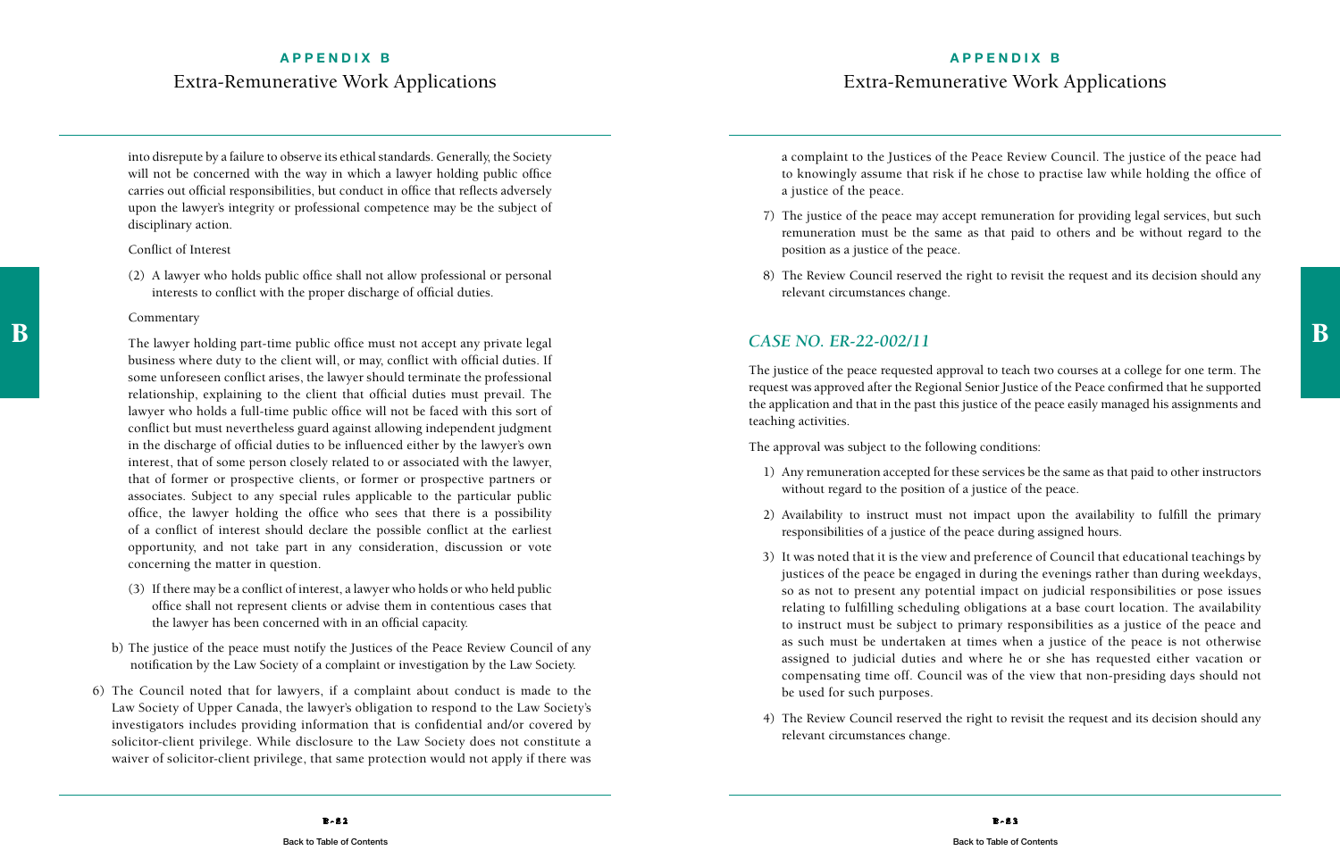into disrepute by a failure to observe its ethical standards. Generally, the Society will not be concerned with the way in which a lawyer holding public office carries out official responsibilities, but conduct in office that reflects adversely upon the lawyer's integrity or professional competence may be the subject of disciplinary action.

Conflict of Interest

(2) A lawyer who holds public office shall not allow professional or personal interests to conflict with the proper discharge of official duties.

Commentary

The lawyer holding part-time public office must not accept any private legal business where duty to the client will, or may, conflict with official duties. If some unforeseen conflict arises, the lawyer should terminate the professional relationship, explaining to the client that official duties must prevail. The lawyer who holds a full-time public office will not be faced with this sort of conflict but must nevertheless guard against allowing independent judgment in the discharge of official duties to be influenced either by the lawyer's own interest, that of some person closely related to or associated with the lawyer, that of former or prospective clients, or former or prospective partners or associates. Subject to any special rules applicable to the particular public office, the lawyer holding the office who sees that there is a possibility of a conflict of interest should declare the possible conflict at the earliest opportunity, and not take part in any consideration, discussion or vote concerning the matter in question.

(3) If there may be a conflict of interest, a lawyer who holds or who held public office shall not represent clients or advise them in contentious cases that the lawyer has been concerned with in an official capacity.

b) The justice of the peace must notify the Justices of the Peace Review Council of any notification by the Law Society of a complaint or investigation by the Law Society.

6) The Council noted that for lawyers, if a complaint about conduct is made to the Law Society of Upper Canada, the lawyer's obligation to respond to the Law Society's investigators includes providing information that is confidential and/or covered by solicitor-client privilege. While disclosure to the Law Society does not constitute a waiver of solicitor-client privilege, that same protection would not apply if there was a complaint to the Justices of the Peace Review Council. The justice of the peace had to knowingly assume that risk if he chose to practise law while holding the office of a justice of the peace.

7) The justice of the peace may accept remuneration for providing legal services, but such remuneration must be the same as that paid to others and be without regard to the position as a justice of the peace.

8) The Review Council reserved the right to revisit the request and its decision should any relevant circumstances change.

## *CASE NO. ER-22-002/11*

The justice of the peace requested approval to teach two courses at a college for one term. The request was approved after the Regional Senior Justice of the Peace confirmed that he supported the application and that in the past this justice of the peace easily managed his assignments and teaching activities.

The approval was subject to the following conditions:

1) Any remuneration accepted for these services be the same as that paid to other instructors without regard to the position of a justice of the peace.

2) Availability to instruct must not impact upon the availability to fulfill the primary responsibilities of a justice of the peace during assigned hours.

3) It was noted that it is the view and preference of Council that educational teachings by justices of the peace be engaged in during the evenings rather than during weekdays, so as not to present any potential impact on judicial responsibilities or pose issues relating to fulfilling scheduling obligations at a base court location. The availability to instruct must be subject to primary responsibilities as a justice of the peace and as such must be undertaken at times when a justice of the peace is not otherwise assigned to judicial duties and where he or she has requested either vacation or compensating time off. Council was of the view that non-presiding days should not be used for such purposes.

4) The Review Council reserved the right to revisit the request and its decision should any relevant circumstances change.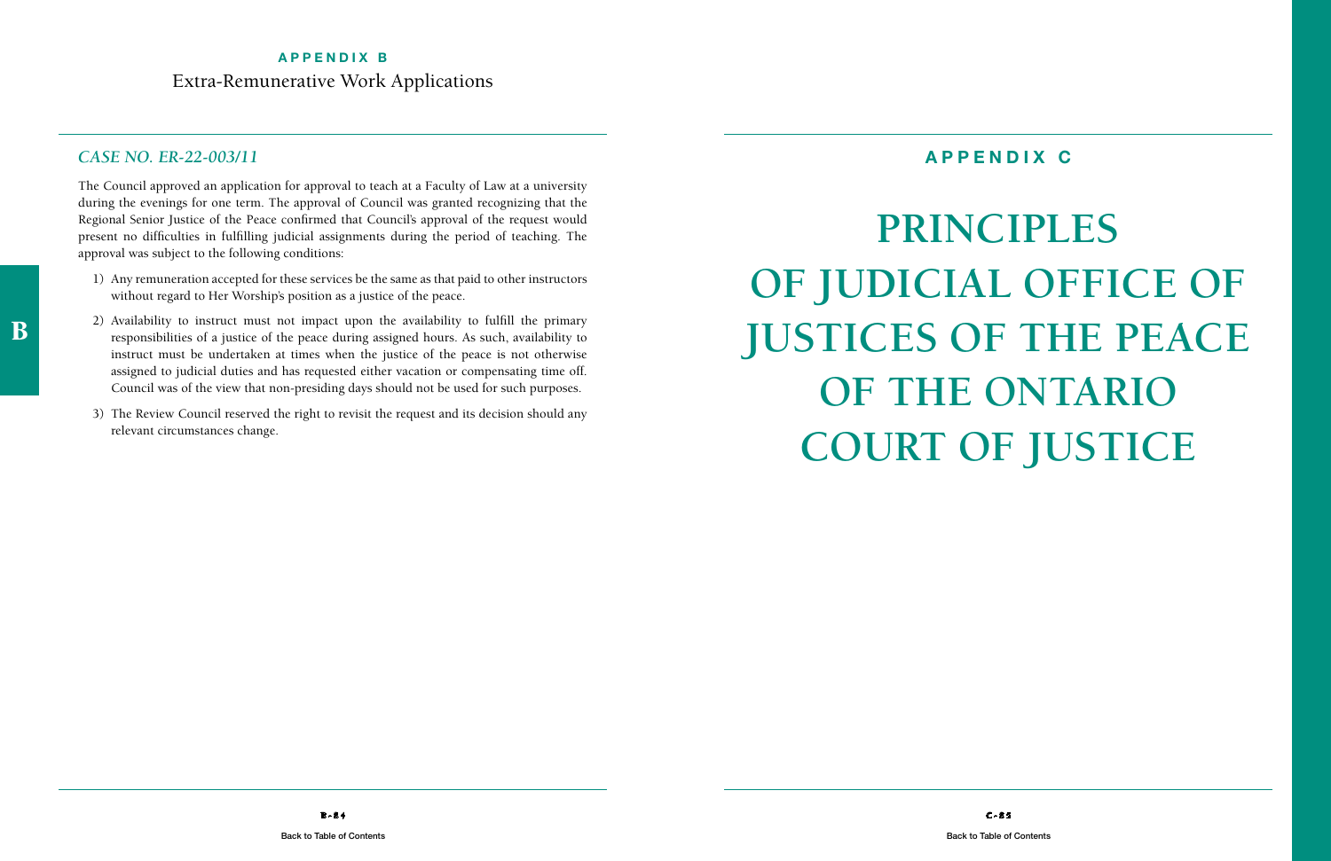# APPENDIX B

Extra-Remunerative Work Applications

## *CASE NO. ER-22-003/11*

The Council approved an application for approval to teach at a Faculty of Law at a university during the evenings for one term. The approval of Council was granted recognizing that the Regional Senior Justice of the Peace confirmed that Council's approval of the request would present no difficulties in fulfilling judicial assignments during the period of teaching. The approval was subject to the following conditions:

1) Any remuneration accepted for these services be the same as that paid to other instructors without regard to Her Worship's position as a justice of the peace.
2) Availability to instruct must not impact upon the availability to fulfill the primary responsibilities of a justice of the peace during assigned hours. As such, availability to instruct must be undertaken at times when the justice of the peace is not otherwise assigned to judicial duties and has requested either vacation or compensating time off. Council was of the view that non-presiding days should not be used for such purposes.
3) The Review Council reserved the right to revisit the request and its decision should any relevant circumstances change.

# APPENDIX C

# PRINCIPLES OF JUDICIAL OFFICE OF JUSTICES OF THE PEACE OF THE ONTARIO COURT OF JUSTICE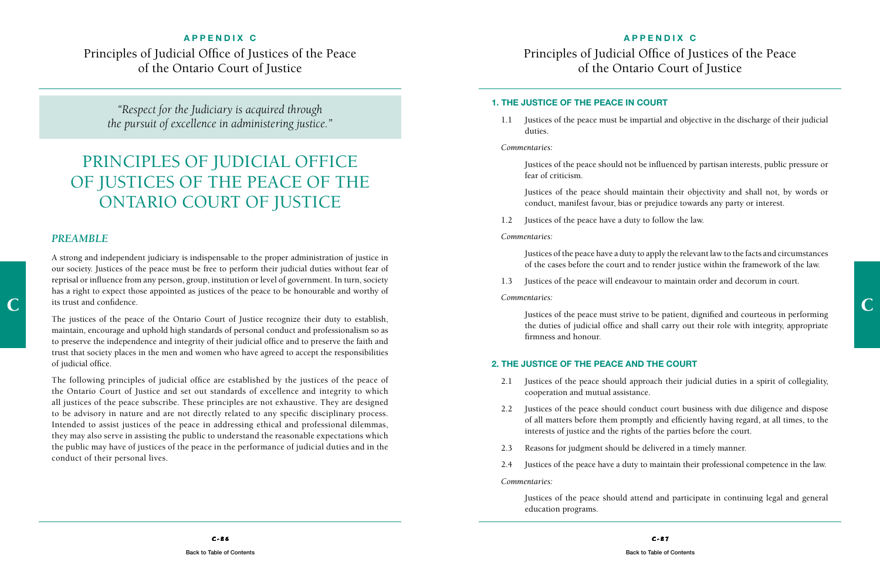# PRINCIPLES OF JUDICIAL OFFICE OF JUSTICES OF THE PEACE OF THE ONTARIO COURT OF JUSTICE

> *"Respect for the Judiciary is acquired through the pursuit of excellence in administering justice."*

## *PREAMBLE*

A strong and independent judiciary is indispensable to the proper administration of justice in our society. Justices of the peace must be free to perform their judicial duties without fear of reprisal or influence from any person, group, institution or level of government. In turn, society has a right to expect those appointed as justices of the peace to be honourable and worthy of its trust and confidence.

The justices of the peace of the Ontario Court of Justice recognize their duty to establish, maintain, encourage and uphold high standards of personal conduct and professionalism so as to preserve the independence and integrity of their judicial office and to preserve the faith and trust that society places in the men and women who have agreed to accept the responsibilities of judicial office.

The following principles of judicial office are established by the justices of the peace of the Ontario Court of Justice and set out standards of excellence and integrity to which all justices of the peace subscribe. These principles are not exhaustive. They are designed to be advisory in nature and are not directly related to any specific disciplinary process. Intended to assist justices of the peace in addressing ethical and professional dilemmas, they may also serve in assisting the public to understand the reasonable expectations which the public may have of justices of the peace in the performance of judicial duties and in the conduct of their personal lives.

### 1. THE JUSTICE OF THE PEACE IN COURT

1.1 Justices of the peace must be impartial and objective in the discharge of their judicial duties.

*Commentaries:*

Justices of the peace should not be influenced by partisan interests, public pressure or fear of criticism.

Justices of the peace should maintain their objectivity and shall not, by words or conduct, manifest favour, bias or prejudice towards any party or interest.

1.2 Justices of the peace have a duty to follow the law.

*Commentaries:*

Justices of the peace have a duty to apply the relevant law to the facts and circumstances of the cases before the court and to render justice within the framework of the law.

1.3 Justices of the peace will endeavour to maintain order and decorum in court.

*Commentaries:*

Justices of the peace must strive to be patient, dignified and courteous in performing the duties of judicial office and shall carry out their role with integrity, appropriate firmness and honour.

### 2. THE JUSTICE OF THE PEACE AND THE COURT

2.1 Justices of the peace should approach their judicial duties in a spirit of collegiality, cooperation and mutual assistance.

2.2 Justices of the peace should conduct court business with due diligence and dispose of all matters before them promptly and efficiently having regard, at all times, to the interests of justice and the rights of the parties before the court.

2.3 Reasons for judgment should be delivered in a timely manner.

2.4 Justices of the peace have a duty to maintain their professional competence in the law.

*Commentaries:*

Justices of the peace should attend and participate in continuing legal and general education programs.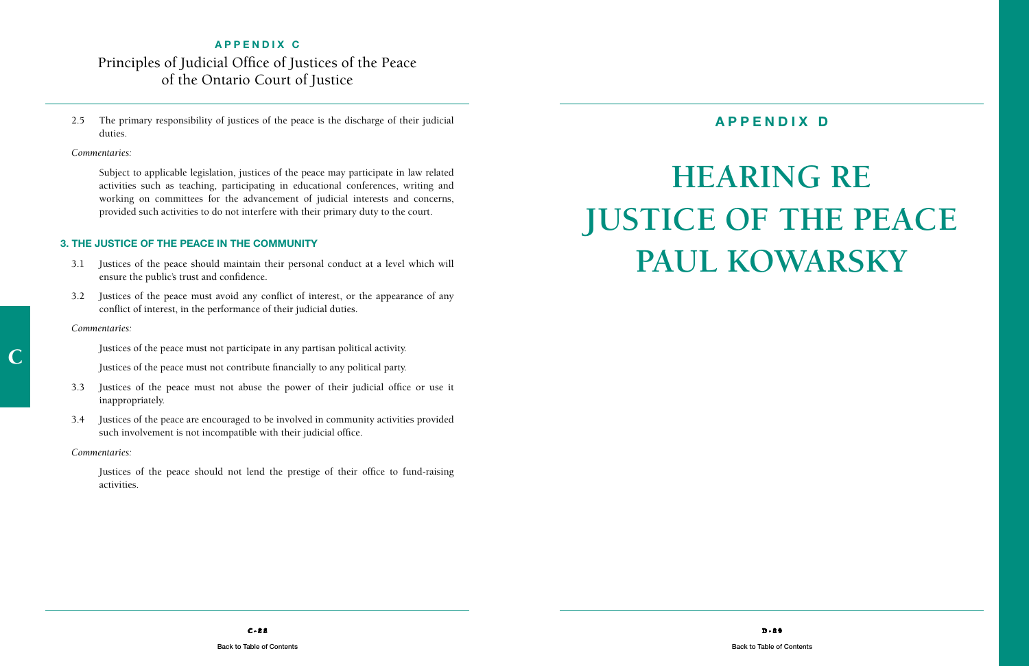## APPENDIX C

# Principles of Judicial Office of Justices of the Peace of the Ontario Court of Justice

2.5 The primary responsibility of justices of the peace is the discharge of their judicial duties.

*Commentaries:*

Subject to applicable legislation, justices of the peace may participate in law related activities such as teaching, participating in educational conferences, writing and working on committees for the advancement of judicial interests and concerns, provided such activities to do not interfere with their primary duty to the court.

### 3. THE JUSTICE OF THE PEACE IN THE COMMUNITY

3.1 Justices of the peace should maintain their personal conduct at a level which will ensure the public's trust and confidence.

3.2 Justices of the peace must avoid any conflict of interest, or the appearance of any conflict of interest, in the performance of their judicial duties.

*Commentaries:*

Justices of the peace must not participate in any partisan political activity.

Justices of the peace must not contribute financially to any political party.

3.3 Justices of the peace must not abuse the power of their judicial office or use it inappropriately.

3.4 Justices of the peace are encouraged to be involved in community activities provided such involvement is not incompatible with their judicial office.

*Commentaries:*

Justices of the peace should not lend the prestige of their office to fund-raising activities.

## APPENDIX D

# HEARING RE JUSTICE OF THE PEACE PAUL KOWARSKY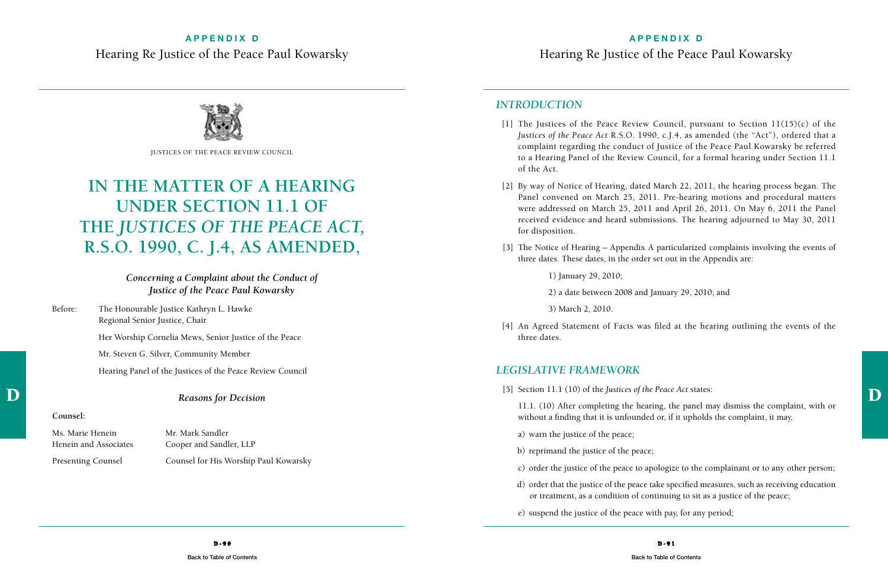JUSTICES OF THE PEACE REVIEW COUNCIL

# IN THE MATTER OF A HEARING UNDER SECTION 11.1 OF THE *JUSTICES OF THE PEACE ACT*, R.S.O. 1990, C. J.4, AS AMENDED,

***Concerning a Complaint about the Conduct of Justice of the Peace Paul Kowarsky***

Before: The Honourable Justice Kathryn L. Hawke
Regional Senior Justice, Chair

Her Worship Cornelia Mews, Senior Justice of the Peace

Mr. Steven G. Silver, Community Member

Hearing Panel of the Justices of the Peace Review Council

***Reasons for Decision***

**Counsel:**

| | |
|---|---|
| Ms. Marie Henein | Mr. Mark Sandler |
| Henein and Associates | Cooper and Sandler, LLP |
| Presenting Counsel | Counsel for His Worship Paul Kowarsky |

## *INTRODUCTION*

[1] The Justices of the Peace Review Council, pursuant to Section 11(15)(c) of the *Justices of the Peace Act* R.S.O. 1990, c.J.4, as amended (the "Act"), ordered that a complaint regarding the conduct of Justice of the Peace Paul Kowarsky be referred to a Hearing Panel of the Review Council, for a formal hearing under Section 11.1 of the Act.

[2] By way of Notice of Hearing, dated March 22, 2011, the hearing process began. The Panel convened on March 25, 2011. Pre-hearing motions and procedural matters were addressed on March 25, 2011 and April 26, 2011. On May 6, 2011 the Panel received evidence and heard submissions. The hearing adjourned to May 30, 2011 for disposition.

[3] The Notice of Hearing – Appendix A particularized complaints involving the events of three dates. These dates, in the order set out in the Appendix are:

1) January 29, 2010;

2) a date between 2008 and January 29, 2010; and

3) March 2, 2010.

[4] An Agreed Statement of Facts was filed at the hearing outlining the events of the three dates.

## *LEGISLATIVE FRAMEWORK*

[5] Section 11.1 (10) of the *Justices of the Peace Act* states:

11.1. (10) After completing the hearing, the panel may dismiss the complaint, with or without a finding that it is unfounded or, if it upholds the complaint, it may,

a) warn the justice of the peace;

b) reprimand the justice of the peace;

c) order the justice of the peace to apologize to the complainant or to any other person;

d) order that the justice of the peace take specified measures, such as receiving education or treatment, as a condition of continuing to sit as a justice of the peace;

e) suspend the justice of the peace with pay, for any period;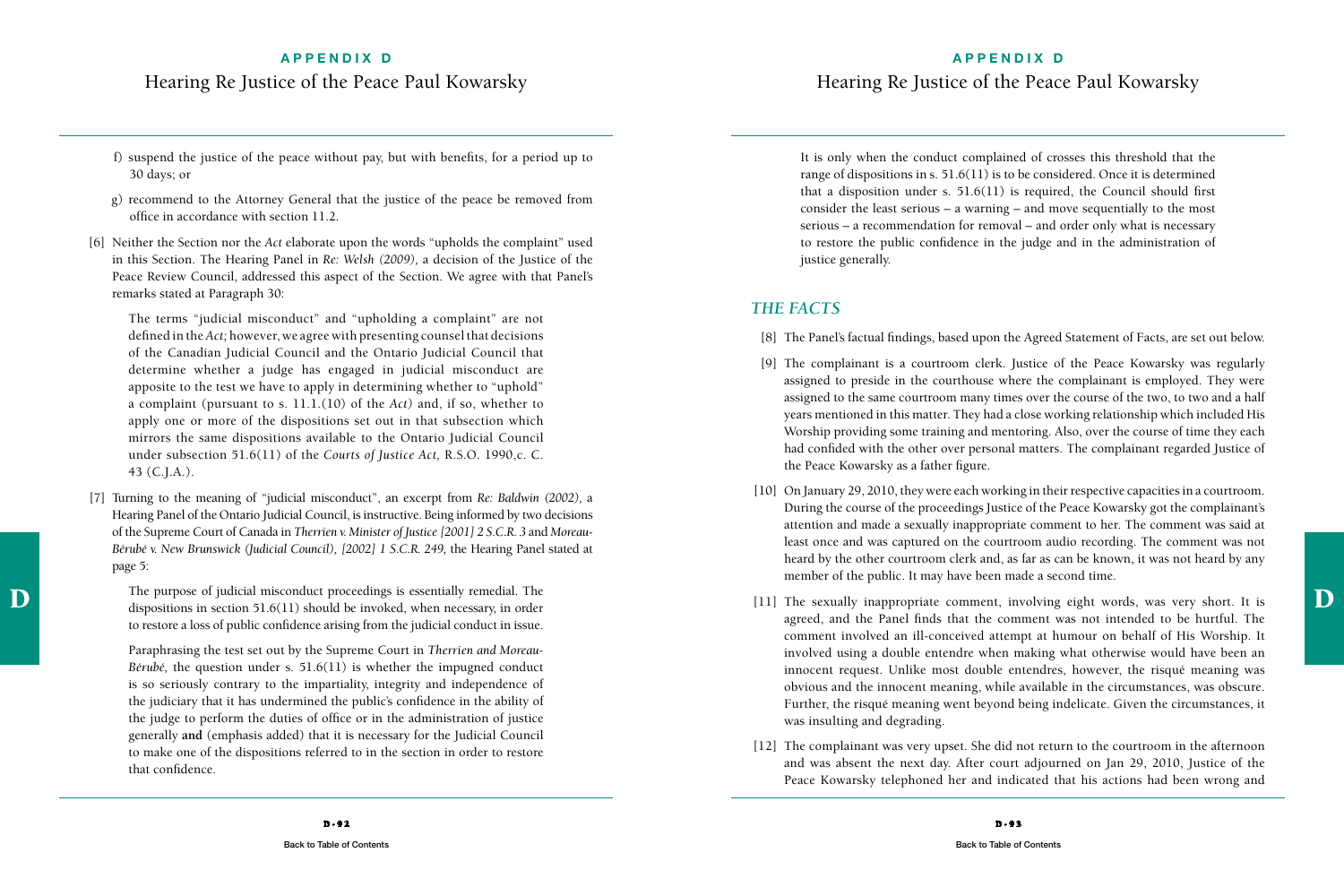f) suspend the justice of the peace without pay, but with benefits, for a period up to 30 days; or

g) recommend to the Attorney General that the justice of the peace be removed from office in accordance with section 11.2.

[6] Neither the Section nor the *Act* elaborate upon the words "upholds the complaint" used in this Section. The Hearing Panel in *Re: Welsh (2009)*, a decision of the Justice of the Peace Review Council, addressed this aspect of the Section. We agree with that Panel's remarks stated at Paragraph 30:

> The terms "judicial misconduct" and "upholding a complaint" are not defined in the *Act*; however, we agree with presenting counsel that decisions of the Canadian Judicial Council and the Ontario Judicial Council that determine whether a judge has engaged in judicial misconduct are apposite to the test we have to apply in determining whether to "uphold" a complaint (pursuant to s. 11.1.(10) of the *Act)* and, if so, whether to apply one or more of the dispositions set out in that subsection which mirrors the same dispositions available to the Ontario Judicial Council under subsection 51.6(11) of the *Courts of Justice Act*, R.S.O. 1990,c. C. 43 (C.J.A.).

[7] Turning to the meaning of "judicial misconduct", an excerpt from *Re: Baldwin (2002)*, a Hearing Panel of the Ontario Judicial Council, is instructive. Being informed by two decisions of the Supreme Court of Canada in *Therrien v. Minister of Justice [2001] 2 S.C.R. 3* and *Moreau-Bérubé v. New Brunswick (Judicial Council), [2002] 1 S.C.R. 249*, the Hearing Panel stated at page 5:

> The purpose of judicial misconduct proceedings is essentially remedial. The dispositions in section 51.6(11) should be invoked, when necessary, in order to restore a loss of public confidence arising from the judicial conduct in issue.
>
> Paraphrasing the test set out by the Supreme Court in *Therrien and Moreau-Bérubé*, the question under s. 51.6(11) is whether the impugned conduct is so seriously contrary to the impartiality, integrity and independence of the judiciary that it has undermined the public's confidence in the ability of the judge to perform the duties of office or in the administration of justice generally **and** (emphasis added) that it is necessary for the Judicial Council to make one of the dispositions referred to in the section in order to restore that confidence.
>
> It is only when the conduct complained of crosses this threshold that the range of dispositions in s. 51.6(11) is to be considered. Once it is determined that a disposition under s. 51.6(11) is required, the Council should first consider the least serious – a warning – and move sequentially to the most serious – a recommendation for removal – and order only what is necessary to restore the public confidence in the judge and in the administration of justice generally.

## *THE FACTS*

[8] The Panel's factual findings, based upon the Agreed Statement of Facts, are set out below.

[9] The complainant is a courtroom clerk. Justice of the Peace Kowarsky was regularly assigned to preside in the courthouse where the complainant is employed. They were assigned to the same courtroom many times over the course of the two, to two and a half years mentioned in this matter. They had a close working relationship which included His Worship providing some training and mentoring. Also, over the course of time they each had confided with the other over personal matters. The complainant regarded Justice of the Peace Kowarsky as a father figure.

[10] On January 29, 2010, they were each working in their respective capacities in a courtroom. During the course of the proceedings Justice of the Peace Kowarsky got the complainant's attention and made a sexually inappropriate comment to her. The comment was said at least once and was captured on the courtroom audio recording. The comment was not heard by the other courtroom clerk and, as far as can be known, it was not heard by any member of the public. It may have been made a second time.

[11] The sexually inappropriate comment, involving eight words, was very short. It is agreed, and the Panel finds that the comment was not intended to be hurtful. The comment involved an ill-conceived attempt at humour on behalf of His Worship. It involved using a double entendre when making what otherwise would have been an innocent request. Unlike most double entendres, however, the risqué meaning was obvious and the innocent meaning, while available in the circumstances, was obscure. Further, the risqué meaning went beyond being indelicate. Given the circumstances, it was insulting and degrading.

[12] The complainant was very upset. She did not return to the courtroom in the afternoon and was absent the next day. After court adjourned on Jan 29, 2010, Justice of the Peace Kowarsky telephoned her and indicated that his actions had been wrong and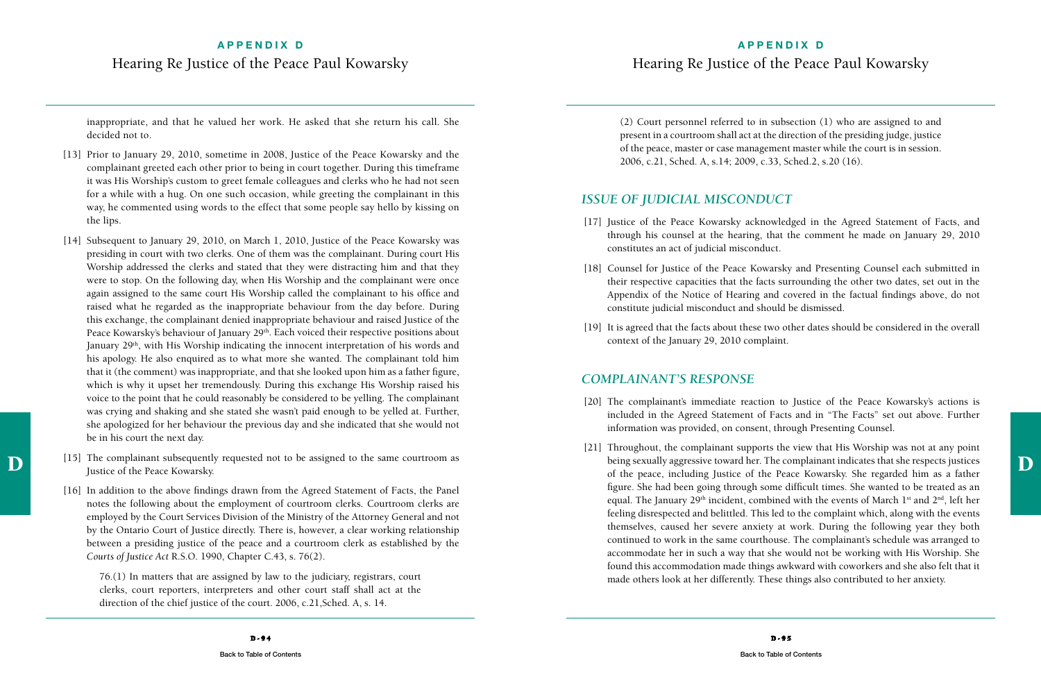inappropriate, and that he valued her work. He asked that she return his call. She decided not to.

[13] Prior to January 29, 2010, sometime in 2008, Justice of the Peace Kowarsky and the complainant greeted each other prior to being in court together. During this timeframe it was His Worship's custom to greet female colleagues and clerks who he had not seen for a while with a hug. On one such occasion, while greeting the complainant in this way, he commented using words to the effect that some people say hello by kissing on the lips.

[14] Subsequent to January 29, 2010, on March 1, 2010, Justice of the Peace Kowarsky was presiding in court with two clerks. One of them was the complainant. During court His Worship addressed the clerks and stated that they were distracting him and that they were to stop. On the following day, when His Worship and the complainant were once again assigned to the same court His Worship called the complainant to his office and raised what he regarded as the inappropriate behaviour from the day before. During this exchange, the complainant denied inappropriate behaviour and raised Justice of the Peace Kowarsky's behaviour of January 29th. Each voiced their respective positions about January 29th, with His Worship indicating the innocent interpretation of his words and his apology. He also enquired as to what more she wanted. The complainant told him that it (the comment) was inappropriate, and that she looked upon him as a father figure, which is why it upset her tremendously. During this exchange His Worship raised his voice to the point that he could reasonably be considered to be yelling. The complainant was crying and shaking and she stated she wasn't paid enough to be yelled at. Further, she apologized for her behaviour the previous day and she indicated that she would not be in his court the next day.

[15] The complainant subsequently requested not to be assigned to the same courtroom as Justice of the Peace Kowarsky.

[16] In addition to the above findings drawn from the Agreed Statement of Facts, the Panel notes the following about the employment of courtroom clerks. Courtroom clerks are employed by the Court Services Division of the Ministry of the Attorney General and not by the Ontario Court of Justice directly. There is, however, a clear working relationship between a presiding justice of the peace and a courtroom clerk as established by the *Courts of Justice Act* R.S.O. 1990, Chapter C.43, s. 76(2).

> 76.(1) In matters that are assigned by law to the judiciary, registrars, court clerks, court reporters, interpreters and other court staff shall act at the direction of the chief justice of the court. 2006, c.21,Sched. A, s. 14.
>
> (2) Court personnel referred to in subsection (1) who are assigned to and present in a courtroom shall act at the direction of the presiding judge, justice of the peace, master or case management master while the court is in session. 2006, c.21, Sched. A, s.14; 2009, c.33, Sched.2, s.20 (16).

## *ISSUE OF JUDICIAL MISCONDUCT*

[17] Justice of the Peace Kowarsky acknowledged in the Agreed Statement of Facts, and through his counsel at the hearing, that the comment he made on January 29, 2010 constitutes an act of judicial misconduct.

[18] Counsel for Justice of the Peace Kowarsky and Presenting Counsel each submitted in their respective capacities that the facts surrounding the other two dates, set out in the Appendix of the Notice of Hearing and covered in the factual findings above, do not constitute judicial misconduct and should be dismissed.

[19] It is agreed that the facts about these two other dates should be considered in the overall context of the January 29, 2010 complaint.

## *COMPLAINANT'S RESPONSE*

[20] The complainant's immediate reaction to Justice of the Peace Kowarsky's actions is included in the Agreed Statement of Facts and in "The Facts" set out above. Further information was provided, on consent, through Presenting Counsel.

[21] Throughout, the complainant supports the view that His Worship was not at any point being sexually aggressive toward her. The complainant indicates that she respects justices of the peace, including Justice of the Peace Kowarsky. She regarded him as a father figure. She had been going through some difficult times. She wanted to be treated as an equal. The January 29th incident, combined with the events of March 1st and 2nd, left her feeling disrespected and belittled. This led to the complaint which, along with the events themselves, caused her severe anxiety at work. During the following year they both continued to work in the same courthouse. The complainant's schedule was arranged to accommodate her in such a way that she would not be working with His Worship. She found this accommodation made things awkward with coworkers and she also felt that it made others look at her differently. These things also contributed to her anxiety.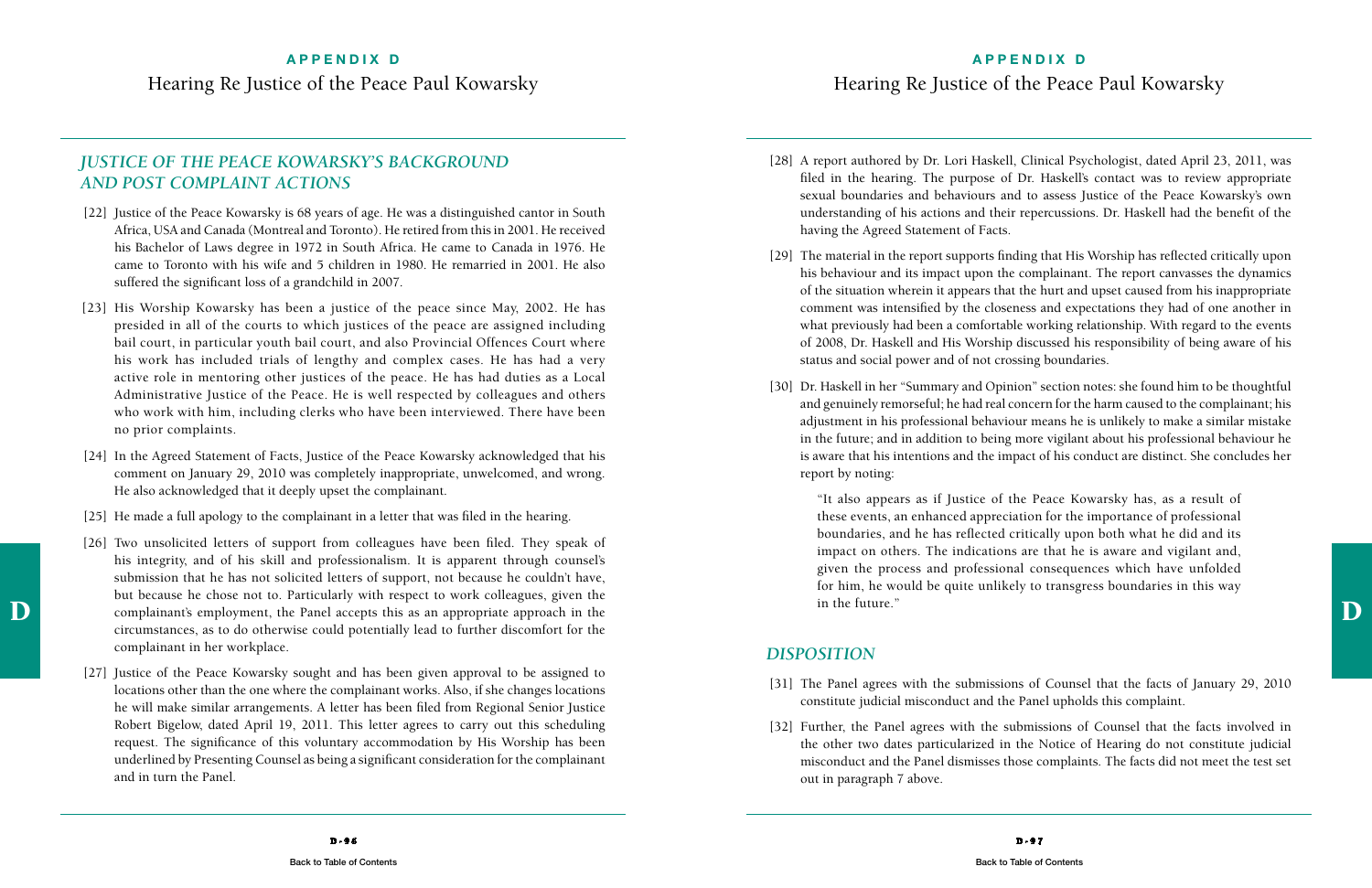## *JUSTICE OF THE PEACE KOWARSKY'S BACKGROUND AND POST COMPLAINT ACTIONS*

[22] Justice of the Peace Kowarsky is 68 years of age. He was a distinguished cantor in South Africa, USA and Canada (Montreal and Toronto). He retired from this in 2001. He received his Bachelor of Laws degree in 1972 in South Africa. He came to Canada in 1976. He came to Toronto with his wife and 5 children in 1980. He remarried in 2001. He also suffered the significant loss of a grandchild in 2007.

[23] His Worship Kowarsky has been a justice of the peace since May, 2002. He has presided in all of the courts to which justices of the peace are assigned including bail court, in particular youth bail court, and also Provincial Offences Court where his work has included trials of lengthy and complex cases. He has had a very active role in mentoring other justices of the peace. He has had duties as a Local Administrative Justice of the Peace. He is well respected by colleagues and others who work with him, including clerks who have been interviewed. There have been no prior complaints.

[24] In the Agreed Statement of Facts, Justice of the Peace Kowarsky acknowledged that his comment on January 29, 2010 was completely inappropriate, unwelcomed, and wrong. He also acknowledged that it deeply upset the complainant.

[25] He made a full apology to the complainant in a letter that was filed in the hearing.

[26] Two unsolicited letters of support from colleagues have been filed. They speak of his integrity, and of his skill and professionalism. It is apparent through counsel's submission that he has not solicited letters of support, not because he couldn't have, but because he chose not to. Particularly with respect to work colleagues, given the complainant's employment, the Panel accepts this as an appropriate approach in the circumstances, as to do otherwise could potentially lead to further discomfort for the complainant in her workplace.

[27] Justice of the Peace Kowarsky sought and has been given approval to be assigned to locations other than the one where the complainant works. Also, if she changes locations he will make similar arrangements. A letter has been filed from Regional Senior Justice Robert Bigelow, dated April 19, 2011. This letter agrees to carry out this scheduling request. The significance of this voluntary accommodation by His Worship has been underlined by Presenting Counsel as being a significant consideration for the complainant and in turn the Panel.

[28] A report authored by Dr. Lori Haskell, Clinical Psychologist, dated April 23, 2011, was filed in the hearing. The purpose of Dr. Haskell's contact was to review appropriate sexual boundaries and behaviours and to assess Justice of the Peace Kowarsky's own understanding of his actions and their repercussions. Dr. Haskell had the benefit of the having the Agreed Statement of Facts.

[29] The material in the report supports finding that His Worship has reflected critically upon his behaviour and its impact upon the complainant. The report canvasses the dynamics of the situation wherein it appears that the hurt and upset caused from his inappropriate comment was intensified by the closeness and expectations they had of one another in what previously had been a comfortable working relationship. With regard to the events of 2008, Dr. Haskell and His Worship discussed his responsibility of being aware of his status and social power and of not crossing boundaries.

[30] Dr. Haskell in her "Summary and Opinion" section notes: she found him to be thoughtful and genuinely remorseful; he had real concern for the harm caused to the complainant; his adjustment in his professional behaviour means he is unlikely to make a similar mistake in the future; and in addition to being more vigilant about his professional behaviour he is aware that his intentions and the impact of his conduct are distinct. She concludes her report by noting:

> "It also appears as if Justice of the Peace Kowarsky has, as a result of these events, an enhanced appreciation for the importance of professional boundaries, and he has reflected critically upon both what he did and its impact on others. The indications are that he is aware and vigilant and, given the process and professional consequences which have unfolded for him, he would be quite unlikely to transgress boundaries in this way in the future."

## *DISPOSITION*

[31] The Panel agrees with the submissions of Counsel that the facts of January 29, 2010 constitute judicial misconduct and the Panel upholds this complaint.

[32] Further, the Panel agrees with the submissions of Counsel that the facts involved in the other two dates particularized in the Notice of Hearing do not constitute judicial misconduct and the Panel dismisses those complaints. The facts did not meet the test set out in paragraph 7 above.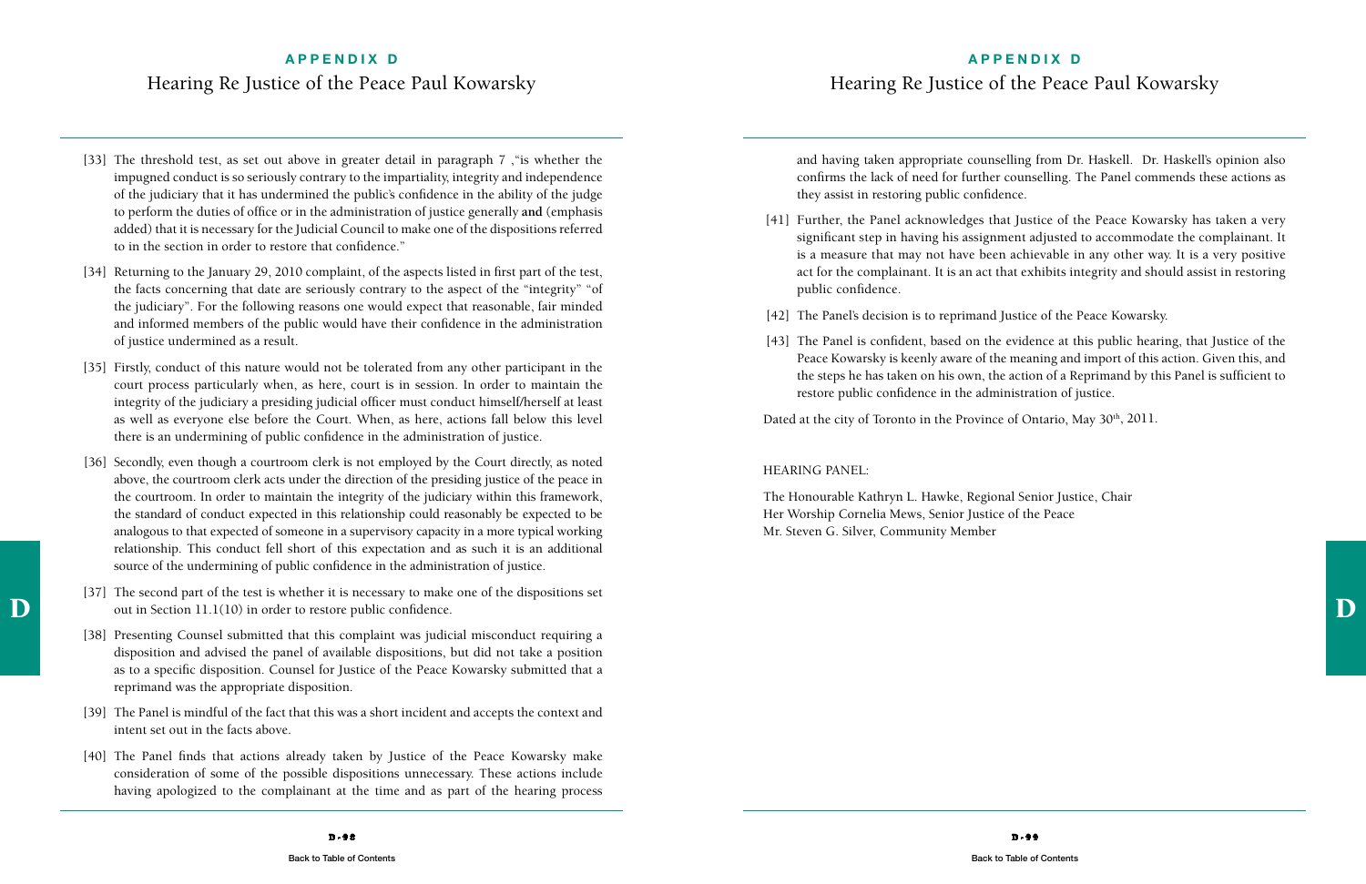[33] The threshold test, as set out above in greater detail in paragraph 7 ,"is whether the impugned conduct is so seriously contrary to the impartiality, integrity and independence of the judiciary that it has undermined the public's confidence in the ability of the judge to perform the duties of office or in the administration of justice generally **and** (emphasis added) that it is necessary for the Judicial Council to make one of the dispositions referred to in the section in order to restore that confidence."

[34] Returning to the January 29, 2010 complaint, of the aspects listed in first part of the test, the facts concerning that date are seriously contrary to the aspect of the "integrity" "of the judiciary". For the following reasons one would expect that reasonable, fair minded and informed members of the public would have their confidence in the administration of justice undermined as a result.

[35] Firstly, conduct of this nature would not be tolerated from any other participant in the court process particularly when, as here, court is in session. In order to maintain the integrity of the judiciary a presiding judicial officer must conduct himself/herself at least as well as everyone else before the Court. When, as here, actions fall below this level there is an undermining of public confidence in the administration of justice.

[36] Secondly, even though a courtroom clerk is not employed by the Court directly, as noted above, the courtroom clerk acts under the direction of the presiding justice of the peace in the courtroom. In order to maintain the integrity of the judiciary within this framework, the standard of conduct expected in this relationship could reasonably be expected to be analogous to that expected of someone in a supervisory capacity in a more typical working relationship. This conduct fell short of this expectation and as such it is an additional source of the undermining of public confidence in the administration of justice.

[37] The second part of the test is whether it is necessary to make one of the dispositions set out in Section 11.1(10) in order to restore public confidence.

[38] Presenting Counsel submitted that this complaint was judicial misconduct requiring a disposition and advised the panel of available dispositions, but did not take a position as to a specific disposition. Counsel for Justice of the Peace Kowarsky submitted that a reprimand was the appropriate disposition.

[39] The Panel is mindful of the fact that this was a short incident and accepts the context and intent set out in the facts above.

[40] The Panel finds that actions already taken by Justice of the Peace Kowarsky make consideration of some of the possible dispositions unnecessary. These actions include having apologized to the complainant at the time and as part of the hearing process and having taken appropriate counselling from Dr. Haskell. Dr. Haskell's opinion also confirms the lack of need for further counselling. The Panel commends these actions as they assist in restoring public confidence.

[41] Further, the Panel acknowledges that Justice of the Peace Kowarsky has taken a very significant step in having his assignment adjusted to accommodate the complainant. It is a measure that may not have been achievable in any other way. It is a very positive act for the complainant. It is an act that exhibits integrity and should assist in restoring public confidence.

[42] The Panel's decision is to reprimand Justice of the Peace Kowarsky.

[43] The Panel is confident, based on the evidence at this public hearing, that Justice of the Peace Kowarsky is keenly aware of the meaning and import of this action. Given this, and the steps he has taken on his own, the action of a Reprimand by this Panel is sufficient to restore public confidence in the administration of justice.

Dated at the city of Toronto in the Province of Ontario, May 30th, 2011.

HEARING PANEL:

The Honourable Kathryn L. Hawke, Regional Senior Justice, Chair
Her Worship Cornelia Mews, Senior Justice of the Peace
Mr. Steven G. Silver, Community Member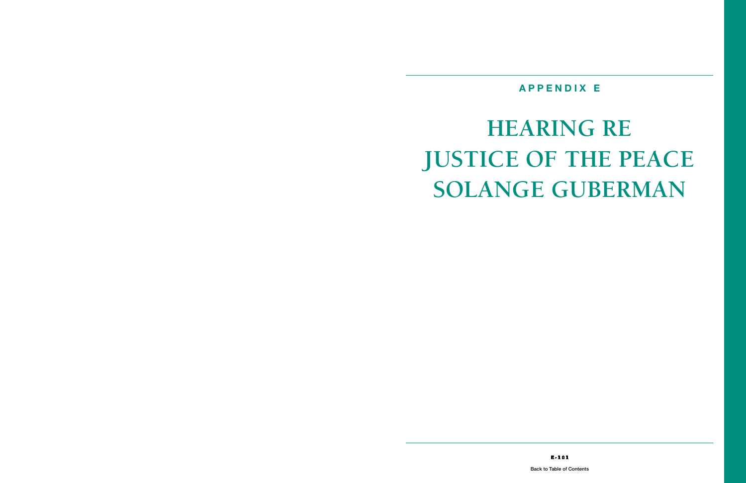## APPENDIX E

# HEARING RE JUSTICE OF THE PEACE SOLANGE GUBERMAN

Back to Table of Contents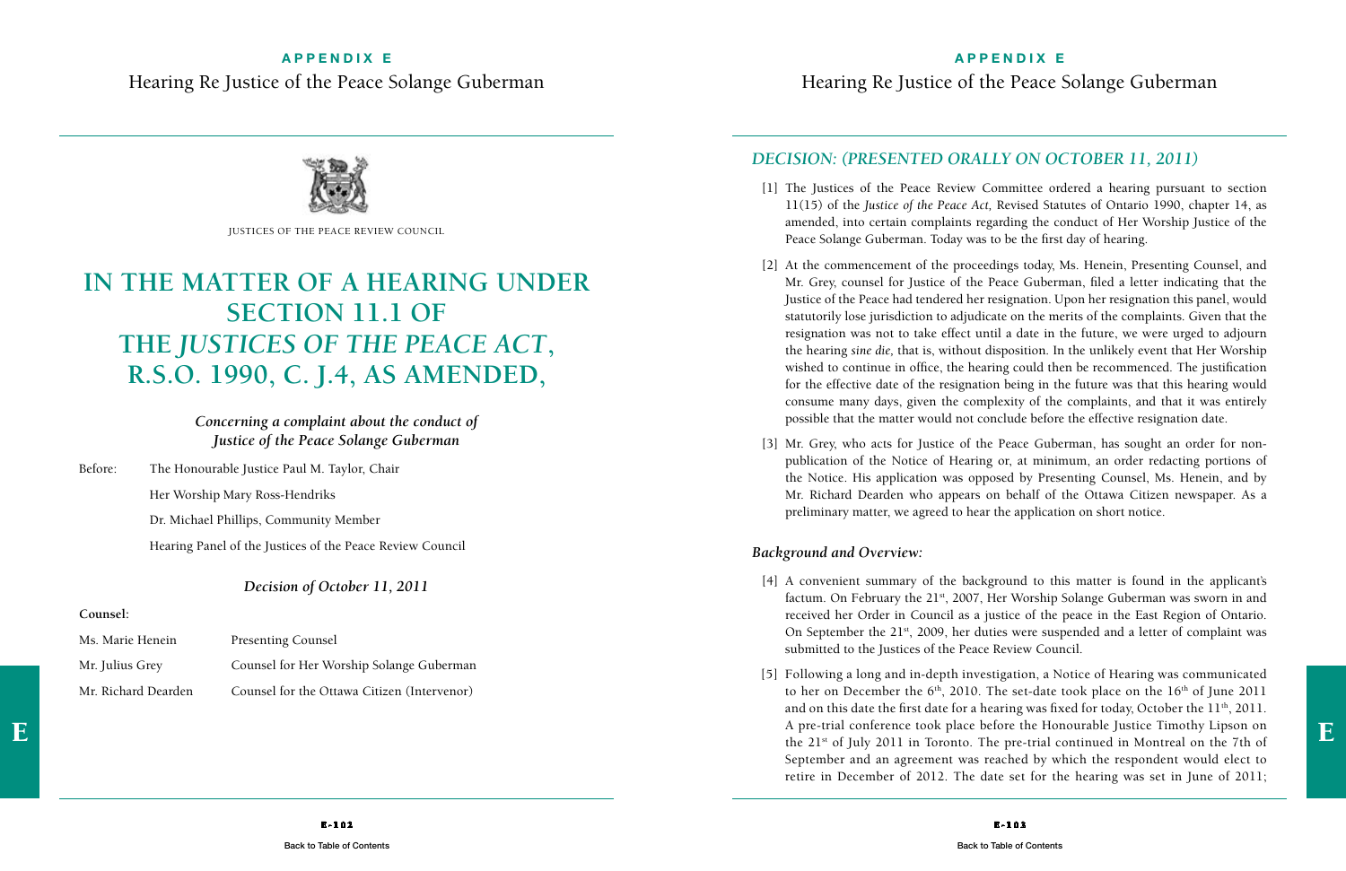JUSTICES OF THE PEACE REVIEW COUNCIL

# IN THE MATTER OF A HEARING UNDER SECTION 11.1 OF THE *JUSTICES OF THE PEACE ACT*, R.S.O. 1990, C. J.4, AS AMENDED,

***Concerning a complaint about the conduct of Justice of the Peace Solange Guberman***

Before: The Honourable Justice Paul M. Taylor, Chair

Her Worship Mary Ross-Hendriks

Dr. Michael Phillips, Community Member

Hearing Panel of the Justices of the Peace Review Council

***Decision of October 11, 2011***

**Counsel:**

| | |
|---|---|
| Ms. Marie Henein | Presenting Counsel |
| Mr. Julius Grey | Counsel for Her Worship Solange Guberman |
| Mr. Richard Dearden | Counsel for the Ottawa Citizen (Intervenor) |

## *DECISION: (PRESENTED ORALLY ON OCTOBER 11, 2011)*

[1] The Justices of the Peace Review Committee ordered a hearing pursuant to section 11(15) of the *Justice of the Peace Act,* Revised Statutes of Ontario 1990, chapter 14, as amended, into certain complaints regarding the conduct of Her Worship Justice of the Peace Solange Guberman. Today was to be the first day of hearing.

[2] At the commencement of the proceedings today, Ms. Henein, Presenting Counsel, and Mr. Grey, counsel for Justice of the Peace Guberman, filed a letter indicating that the Justice of the Peace had tendered her resignation. Upon her resignation this panel, would statutorily lose jurisdiction to adjudicate on the merits of the complaints. Given that the resignation was not to take effect until a date in the future, we were urged to adjourn the hearing *sine die,* that is, without disposition. In the unlikely event that Her Worship wished to continue in office, the hearing could then be recommenced. The justification for the effective date of the resignation being in the future was that this hearing would consume many days, given the complexity of the complaints, and that it was entirely possible that the matter would not conclude before the effective resignation date.

[3] Mr. Grey, who acts for Justice of the Peace Guberman, has sought an order for non-publication of the Notice of Hearing or, at minimum, an order redacting portions of the Notice. His application was opposed by Presenting Counsel, Ms. Henein, and by Mr. Richard Dearden who appears on behalf of the Ottawa Citizen newspaper. As a preliminary matter, we agreed to hear the application on short notice.

### *Background and Overview:*

[4] A convenient summary of the background to this matter is found in the applicant's factum. On February the 21st, 2007, Her Worship Solange Guberman was sworn in and received her Order in Council as a justice of the peace in the East Region of Ontario. On September the 21st, 2009, her duties were suspended and a letter of complaint was submitted to the Justices of the Peace Review Council.

[5] Following a long and in-depth investigation, a Notice of Hearing was communicated to her on December the 6th, 2010. The set-date took place on the 16th of June 2011 and on this date the first date for a hearing was fixed for today, October the 11th, 2011. A pre-trial conference took place before the Honourable Justice Timothy Lipson on the 21st of July 2011 in Toronto. The pre-trial continued in Montreal on the 7th of September and an agreement was reached by which the respondent would elect to retire in December of 2012. The date set for the hearing was set in June of 2011;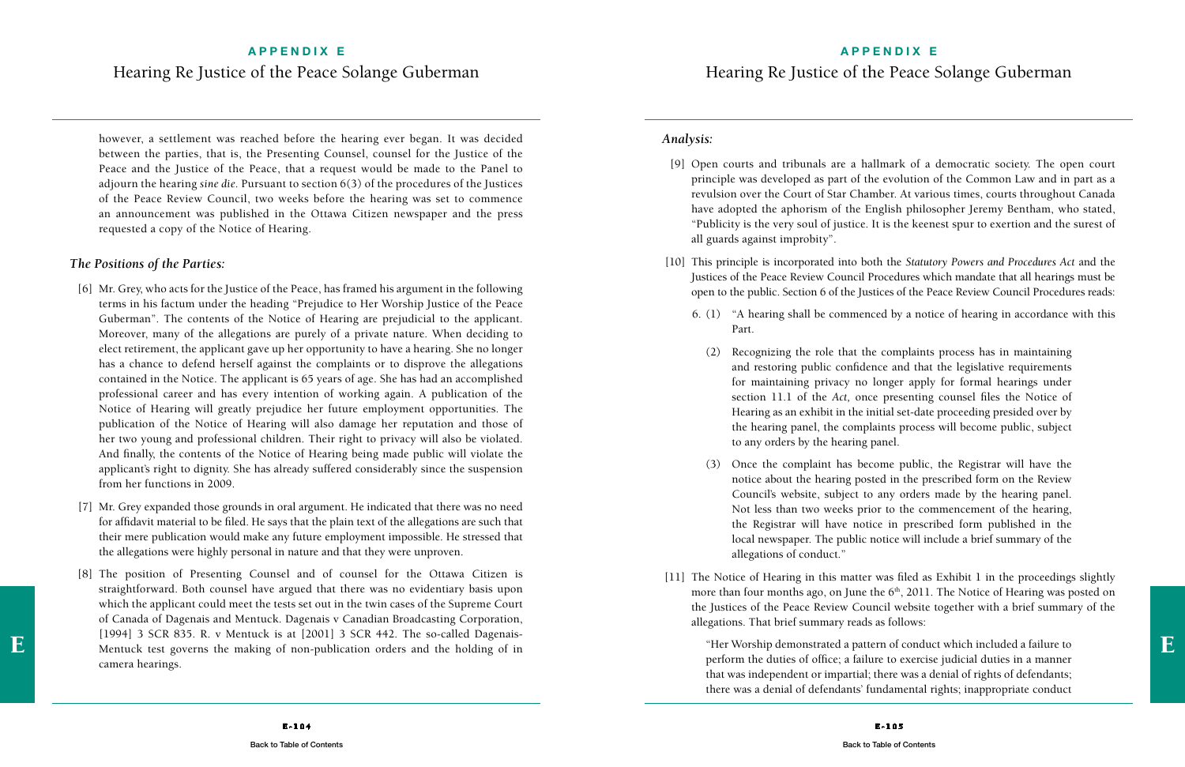however, a settlement was reached before the hearing ever began. It was decided between the parties, that is, the Presenting Counsel, counsel for the Justice of the Peace and the Justice of the Peace, that a request would be made to the Panel to adjourn the hearing *sine die*. Pursuant to section 6(3) of the procedures of the Justices of the Peace Review Council, two weeks before the hearing was set to commence an announcement was published in the Ottawa Citizen newspaper and the press requested a copy of the Notice of Hearing.

### *The Positions of the Parties:*

[6] Mr. Grey, who acts for the Justice of the Peace, has framed his argument in the following terms in his factum under the heading "Prejudice to Her Worship Justice of the Peace Guberman". The contents of the Notice of Hearing are prejudicial to the applicant. Moreover, many of the allegations are purely of a private nature. When deciding to elect retirement, the applicant gave up her opportunity to have a hearing. She no longer has a chance to defend herself against the complaints or to disprove the allegations contained in the Notice. The applicant is 65 years of age. She has had an accomplished professional career and has every intention of working again. A publication of the Notice of Hearing will greatly prejudice her future employment opportunities. The publication of the Notice of Hearing will also damage her reputation and those of her two young and professional children. Their right to privacy will also be violated. And finally, the contents of the Notice of Hearing being made public will violate the applicant's right to dignity. She has already suffered considerably since the suspension from her functions in 2009.

[7] Mr. Grey expanded those grounds in oral argument. He indicated that there was no need for affidavit material to be filed. He says that the plain text of the allegations are such that their mere publication would make any future employment impossible. He stressed that the allegations were highly personal in nature and that they were unproven.

[8] The position of Presenting Counsel and of counsel for the Ottawa Citizen is straightforward. Both counsel have argued that there was no evidentiary basis upon which the applicant could meet the tests set out in the twin cases of the Supreme Court of Canada of Dagenais and Mentuck. Dagenais v Canadian Broadcasting Corporation, [1994] 3 SCR 835. R. v Mentuck is at [2001] 3 SCR 442. The so-called Dagenais-Mentuck test governs the making of non-publication orders and the holding of in camera hearings.

### *Analysis:*

[9] Open courts and tribunals are a hallmark of a democratic society. The open court principle was developed as part of the evolution of the Common Law and in part as a revulsion over the Court of Star Chamber. At various times, courts throughout Canada have adopted the aphorism of the English philosopher Jeremy Bentham, who stated, "Publicity is the very soul of justice. It is the keenest spur to exertion and the surest of all guards against improbity".

[10] This principle is incorporated into both the *Statutory Powers and Procedures Act* and the Justices of the Peace Review Council Procedures which mandate that all hearings must be open to the public. Section 6 of the Justices of the Peace Review Council Procedures reads:

> 6. (1) "A hearing shall be commenced by a notice of hearing in accordance with this Part.
>
> (2) Recognizing the role that the complaints process has in maintaining and restoring public confidence and that the legislative requirements for maintaining privacy no longer apply for formal hearings under section 11.1 of the *Act,* once presenting counsel files the Notice of Hearing as an exhibit in the initial set-date proceeding presided over by the hearing panel, the complaints process will become public, subject to any orders by the hearing panel.
>
> (3) Once the complaint has become public, the Registrar will have the notice about the hearing posted in the prescribed form on the Review Council's website, subject to any orders made by the hearing panel. Not less than two weeks prior to the commencement of the hearing, the Registrar will have notice in prescribed form published in the local newspaper. The public notice will include a brief summary of the allegations of conduct."

[11] The Notice of Hearing in this matter was filed as Exhibit 1 in the proceedings slightly more than four months ago, on June the 6th, 2011. The Notice of Hearing was posted on the Justices of the Peace Review Council website together with a brief summary of the allegations. That brief summary reads as follows:

> "Her Worship demonstrated a pattern of conduct which included a failure to perform the duties of office; a failure to exercise judicial duties in a manner that was independent or impartial; there was a denial of rights of defendants; there was a denial of defendants' fundamental rights; inappropriate conduct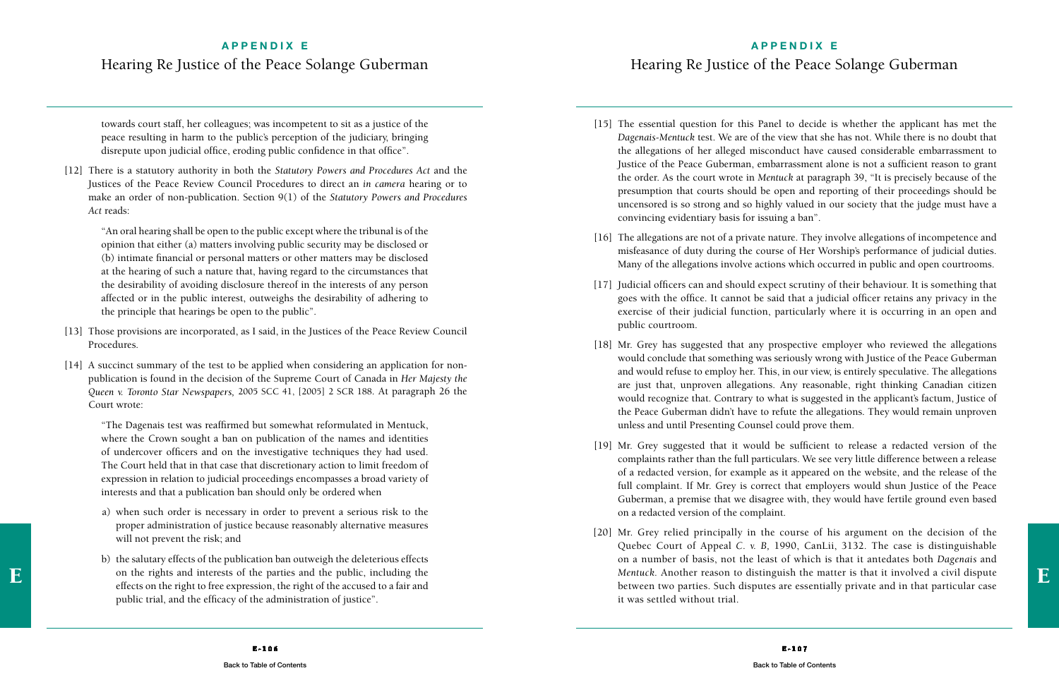towards court staff, her colleagues; was incompetent to sit as a justice of the peace resulting in harm to the public's perception of the judiciary, bringing disrepute upon judicial office, eroding public confidence in that office".

[12] There is a statutory authority in both the *Statutory Powers and Procedures Act* and the Justices of the Peace Review Council Procedures to direct an *in camera* hearing or to make an order of non-publication. Section 9(1) of the *Statutory Powers and Procedures Act* reads:

> "An oral hearing shall be open to the public except where the tribunal is of the opinion that either (a) matters involving public security may be disclosed or (b) intimate financial or personal matters or other matters may be disclosed at the hearing of such a nature that, having regard to the circumstances that the desirability of avoiding disclosure thereof in the interests of any person affected or in the public interest, outweighs the desirability of adhering to the principle that hearings be open to the public".

[13] Those provisions are incorporated, as I said, in the Justices of the Peace Review Council Procedures.

[14] A succinct summary of the test to be applied when considering an application for non-publication is found in the decision of the Supreme Court of Canada in *Her Majesty the Queen v. Toronto Star Newspapers*, 2005 SCC 41, [2005] 2 SCR 188. At paragraph 26 the Court wrote:

> "The Dagenais test was reaffirmed but somewhat reformulated in Mentuck, where the Crown sought a ban on publication of the names and identities of undercover officers and on the investigative techniques they had used. The Court held that in that case that discretionary action to limit freedom of expression in relation to judicial proceedings encompasses a broad variety of interests and that a publication ban should only be ordered when
>
> a) when such order is necessary in order to prevent a serious risk to the proper administration of justice because reasonably alternative measures will not prevent the risk; and
>
> b) the salutary effects of the publication ban outweigh the deleterious effects on the rights and interests of the parties and the public, including the effects on the right to free expression, the right of the accused to a fair and public trial, and the efficacy of the administration of justice".

[15] The essential question for this Panel to decide is whether the applicant has met the *Dagenais-Mentuck* test. We are of the view that she has not. While there is no doubt that the allegations of her alleged misconduct have caused considerable embarrassment to Justice of the Peace Guberman, embarrassment alone is not a sufficient reason to grant the order. As the court wrote in *Mentuck* at paragraph 39, "It is precisely because of the presumption that courts should be open and reporting of their proceedings should be uncensored is so strong and so highly valued in our society that the judge must have a convincing evidentiary basis for issuing a ban".

[16] The allegations are not of a private nature. They involve allegations of incompetence and misfeasance of duty during the course of Her Worship's performance of judicial duties. Many of the allegations involve actions which occurred in public and open courtrooms.

[17] Judicial officers can and should expect scrutiny of their behaviour. It is something that goes with the office. It cannot be said that a judicial officer retains any privacy in the exercise of their judicial function, particularly where it is occurring in an open and public courtroom.

[18] Mr. Grey has suggested that any prospective employer who reviewed the allegations would conclude that something was seriously wrong with Justice of the Peace Guberman and would refuse to employ her. This, in our view, is entirely speculative. The allegations are just that, unproven allegations. Any reasonable, right thinking Canadian citizen would recognize that. Contrary to what is suggested in the applicant's factum, Justice of the Peace Guberman didn't have to refute the allegations. They would remain unproven unless and until Presenting Counsel could prove them.

[19] Mr. Grey suggested that it would be sufficient to release a redacted version of the complaints rather than the full particulars. We see very little difference between a release of a redacted version, for example as it appeared on the website, and the release of the full complaint. If Mr. Grey is correct that employers would shun Justice of the Peace Guberman, a premise that we disagree with, they would have fertile ground even based on a redacted version of the complaint.

[20] Mr. Grey relied principally in the course of his argument on the decision of the Quebec Court of Appeal *C. v. B*, 1990, CanLii, 3132. The case is distinguishable on a number of basis, not the least of which is that it antedates both *Dagenais* and *Mentuck*. Another reason to distinguish the matter is that it involved a civil dispute between two parties. Such disputes are essentially private and in that particular case it was settled without trial.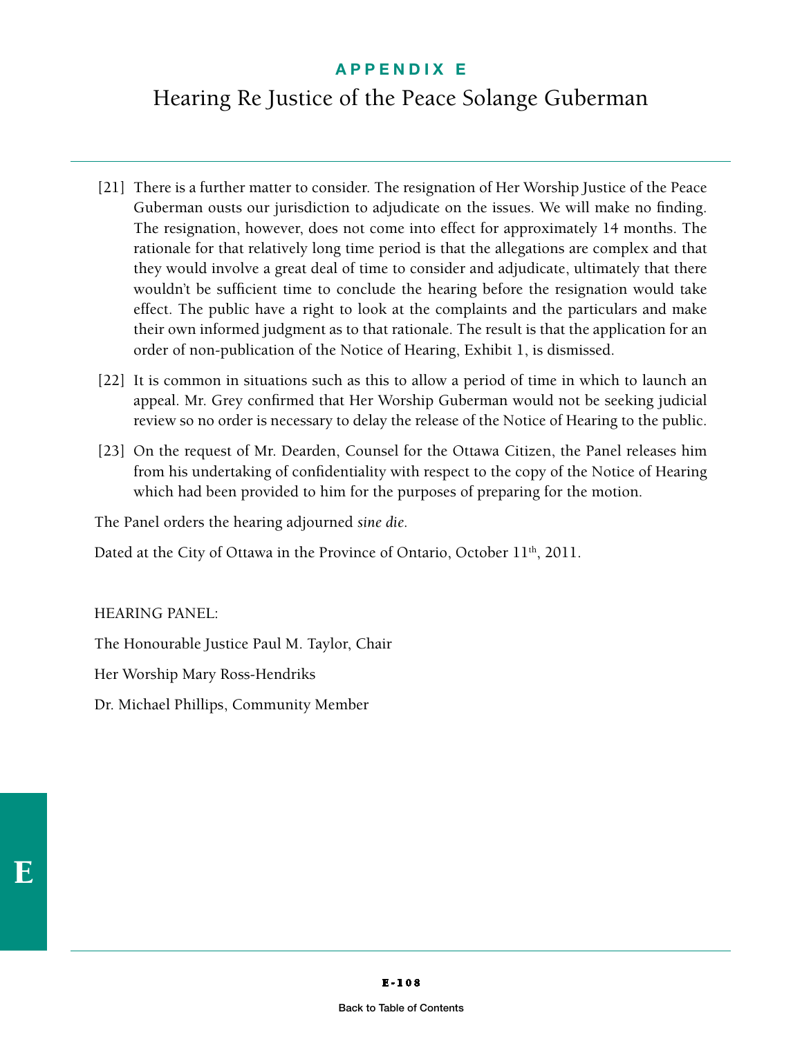# APPENDIX E

## Hearing Re Justice of the Peace Solange Guberman

[21] There is a further matter to consider. The resignation of Her Worship Justice of the Peace Guberman ousts our jurisdiction to adjudicate on the issues. We will make no finding. The resignation, however, does not come into effect for approximately 14 months. The rationale for that relatively long time period is that the allegations are complex and that they would involve a great deal of time to consider and adjudicate, ultimately that there wouldn't be sufficient time to conclude the hearing before the resignation would take effect. The public have a right to look at the complaints and the particulars and make their own informed judgment as to that rationale. The result is that the application for an order of non-publication of the Notice of Hearing, Exhibit 1, is dismissed.

[22] It is common in situations such as this to allow a period of time in which to launch an appeal. Mr. Grey confirmed that Her Worship Guberman would not be seeking judicial review so no order is necessary to delay the release of the Notice of Hearing to the public.

[23] On the request of Mr. Dearden, Counsel for the Ottawa Citizen, the Panel releases him from his undertaking of confidentiality with respect to the copy of the Notice of Hearing which had been provided to him for the purposes of preparing for the motion.

The Panel orders the hearing adjourned *sine die*.

Dated at the City of Ottawa in the Province of Ontario, October 11th, 2011.

HEARING PANEL:

The Honourable Justice Paul M. Taylor, Chair

Her Worship Mary Ross-Hendriks

Dr. Michael Phillips, Community Member